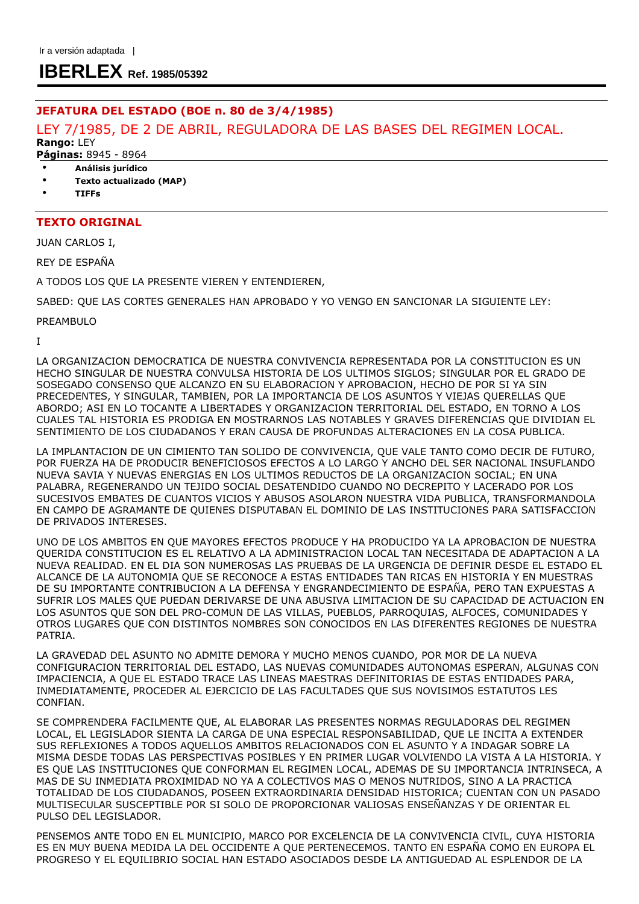Ir a versión adaptada |

# IBERLEX Ref. 1985/05392

**JEFATURA DEL ESTADO (BOE n. 80 de 3/4/1985)**

## LEY 7/1985, DE 2 DE ABRIL, REGULADORA DE LAS BASES DEL REGIMEN LOCAL.

**Rango:** LEY

**Páginas:** 8945 - 8964

- **Análisis jurídico**
- **Texto actualizado (MAP)**
- **TIFFs**

## TEXTO ORIGINAL

JUAN CARLOS I,

REY DE ESPAÑA

A TODOS LOS QUE LA PRESENTE VIEREN Y ENTENDIEREN,

SABED: QUE LAS CORTES GENERALES HAN APROBADO Y YO VENGO EN SANCIONAR LA SIGUIENTE LEY:

PREAMBULO

I

LA ORGANIZACION DEMOCRATICA DE NUESTRA CONVIVENCIA REPRESENTADA POR LA CONSTITUCION ES UN HECHO SINGULAR DE NUESTRA CONVULSA HISTORIA DE LOS ULTIMOS SIGLOS; SINGULAR POR EL GRADO DE SOSEGADO CONSENSO QUE ALCANZO EN SU ELABORACION Y APROBACION, HECHO DE POR SI YA SIN PRECEDENTES, Y SINGULAR, TAMBIEN, POR LA IMPORTANCIA DE LOS ASUNTOS Y VIEJAS QUERELLAS QUE ABORDO; ASI EN LO TOCANTE A LIBERTADES Y ORGANIZACION TERRITORIAL DEL ESTADO, EN TORNO A LOS CUALES TAL HISTORIA ES PRODIGA EN MOSTRARNOS LAS NOTABLES Y GRAVES DIFERENCIAS QUE DIVIDIAN EL SENTIMIENTO DE LOS CIUDADANOS Y ERAN CAUSA DE PROFUNDAS ALTERACIONES EN LA COSA PUBLICA.

LA IMPLANTACION DE UN CIMIENTO TAN SOLIDO DE CONVIVENCIA, QUE VALE TANTO COMO DECIR DE FUTURO, POR FUERZA HA DE PRODUCIR BENEFICIOSOS EFECTOS A LO LARGO Y ANCHO DEL SER NACIONAL INSUFLANDO NUEVA SAVIA Y NUEVAS ENERGIAS EN LOS ULTIMOS REDUCTOS DE LA ORGANIZACION SOCIAL; EN UNA PALABRA, REGENERANDO UN TEJIDO SOCIAL DESATENDIDO CUANDO NO DECREPITO Y LACERADO POR LOS SUCESIVOS EMBATES DE CUANTOS VICIOS Y ABUSOS ASOLARON NUESTRA VIDA PUBLICA, TRANSFORMANDOLA EN CAMPO DE AGRAMANTE DE QUIENES DISPUTABAN EL DOMINIO DE LAS INSTITUCIONES PARA SATISFACCION DE PRIVADOS INTERESES.

UNO DE LOS AMBITOS EN QUE MAYORES EFECTOS PRODUCE Y HA PRODUCIDO YA LA APROBACION DE NUESTRA QUERIDA CONSTITUCION ES EL RELATIVO A LA ADMINISTRACION LOCAL TAN NECESITADA DE ADAPTACION A LA NUEVA REALIDAD. EN EL DIA SON NUMEROSAS LAS PRUEBAS DE LA URGENCIA DE DEFINIR DESDE EL ESTADO EL ALCANCE DE LA AUTONOMIA QUE SE RECONOCE A ESTAS ENTIDADES TAN RICAS EN HISTORIA Y EN MUESTRAS DE SU IMPORTANTE CONTRIBUCION A LA DEFENSA Y ENGRANDECIMIENTO DE ESPAÑA, PERO TAN EXPUESTAS A SUFRIR LOS MALES QUE PUEDAN DERIVARSE DE UNA ABUSIVA LIMITACION DE SU CAPACIDAD DE ACTUACION EN LOS ASUNTOS QUE SON DEL PRO-COMUN DE LAS VILLAS, PUEBLOS, PARROQUIAS, ALFOCES, COMUNIDADES Y OTROS LUGARES QUE CON DISTINTOS NOMBRES SON CONOCIDOS EN LAS DIFERENTES REGIONES DE NUESTRA PATRIA.

LA GRAVEDAD DEL ASUNTO NO ADMITE DEMORA Y MUCHO MENOS CUANDO, POR MOR DE LA NUEVA CONFIGURACION TERRITORIAL DEL ESTADO, LAS NUEVAS COMUNIDADES AUTONOMAS ESPERAN, ALGUNAS CON IMPACIENCIA, A QUE EL ESTADO TRACE LAS LINEAS MAESTRAS DEFINITORIAS DE ESTAS ENTIDADES PARA, INMEDIATAMENTE, PROCEDER AL EJERCICIO DE LAS FACULTADES QUE SUS NOVISIMOS ESTATUTOS LES CONFIAN.

SE COMPRENDERA FACILMENTE QUE, AL ELABORAR LAS PRESENTES NORMAS REGULADORAS DEL REGIMEN LOCAL, EL LEGISLADOR SIENTA LA CARGA DE UNA ESPECIAL RESPONSABILIDAD, QUE LE INCITA A EXTENDER SUS REFLEXIONES A TODOS AQUELLOS AMBITOS RELACIONADOS CON EL ASUNTO Y A INDAGAR SOBRE LA MISMA DESDE TODAS LAS PERSPECTIVAS POSIBLES Y EN PRIMER LUGAR VOLVIENDO LA VISTA A LA HISTORIA. Y ES QUE LAS INSTITUCIONES QUE CONFORMAN EL REGIMEN LOCAL, ADEMAS DE SU IMPORTANCIA INTRINSECA, A MAS DE SU INMEDIATA PROXIMIDAD NO YA A COLECTIVOS MAS O MENOS NUTRIDOS, SINO A LA PRACTICA TOTALIDAD DE LOS CIUDADANOS, POSEEN EXTRAORDINARIA DENSIDAD HISTORICA; CUENTAN CON UN PASADO MULTISECULAR SUSCEPTIBLE POR SI SOLO DE PROPORCIONAR VALIOSAS ENSEÑANZAS Y DE ORIENTAR EL PULSO DEL LEGISLADOR.

PENSEMOS ANTE TODO EN EL MUNICIPIO, MARCO POR EXCELENCIA DE LA CONVIVENCIA CIVIL, CUYA HISTORIA ES EN MUY BUENA MEDIDA LA DEL OCCIDENTE A QUE PERTENECEMOS. TANTO EN ESPAÑA COMO EN EUROPA EL PROGRESO Y EL EQUILIBRIO SOCIAL HAN ESTADO ASOCIADOS DESDE LA ANTIGUEDAD AL ESPLENDOR DE LA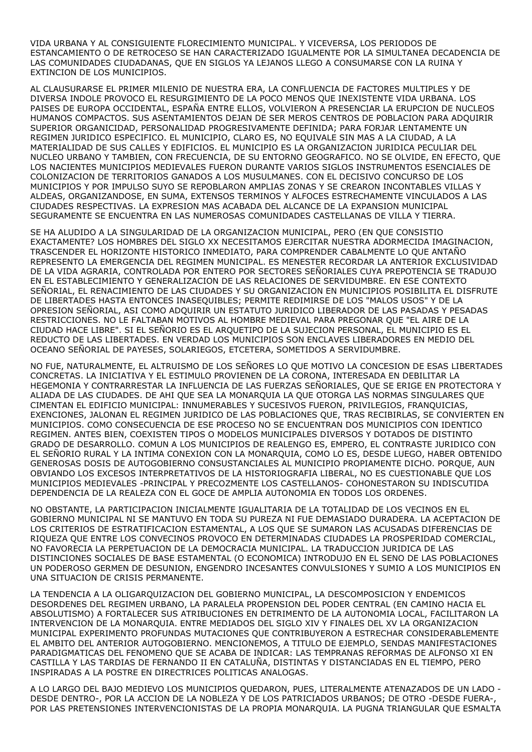VIDA URBANA Y AL CONSIGUIENTE FLORECIMIENTO MUNICIPAL. Y VICEVERSA, LOS PERIODOS DE ESTANCAMIENTO O DE RETROCESO SE HAN CARACTERIZADO IGUALMENTE POR LA SIMULTANEA DECADENCIA DE LAS COMUNIDADES CIUDADANAS, QUE EN SIGLOS YA LEJANOS LLEGO A CONSUMARSE CON LA RUINA Y EXTINCION DE LOS MUNICIPIOS.

AL CLAUSURARSE EL PRIMER MILENIO DE NUESTRA ERA, LA CONFLUENCIA DE FACTORES MULTIPLES Y DE DIVERSA INDOLE PROVOCO EL RESURGIMIENTO DE LA POCO MENOS QUE INEXISTENTE VIDA URBANA. LOS PAISES DE EUROPA OCCIDENTAL, ESPAÑA ENTRE ELLOS, VOLVIERON A PRESENCIAR LA ERUPCION DE NUCLEOS HUMANOS COMPACTOS. SUS ASENTAMIENTOS DEJAN DE SER MEROS CENTROS DE POBLACION PARA ADQUIRIR SUPERIOR ORGANICIDAD, PERSONALIDAD PROGRESIVAMENTE DEFINIDA; PARA FORJAR LENTAMENTE UN REGIMEN JURIDICO ESPECIFICO. EL MUNICIPIO, CLARO ES, NO EQUIVALE SIN MAS A LA CIUDAD, A LA MATERIALIDAD DE SUS CALLES Y EDIFICIOS. EL MUNICIPIO ES LA ORGANIZACION JURIDICA PECULIAR DEL NUCLEO URBANO Y TAMBIEN, CON FRECUENCIA, DE SU ENTORNO GEOGRAFICO. NO SE OLVIDE, EN EFECTO, QUE LOS NACIENTES MUNICIPIOS MEDIEVALES FUERON DURANTE VARIOS SIGLOS INSTRUMENTOS ESENCIALES DE COLONIZACION DE TERRITORIOS GANADOS A LOS MUSULMANES. CON EL DECISIVO CONCURSO DE LOS MUNICIPIOS Y POR IMPULSO SUYO SE REPOBLARON AMPLIAS ZONAS Y SE CREARON INCONTABLES VILLAS Y ALDEAS, ORGANIZANDOSE, EN SUMA, EXTENSOS TERMINOS Y ALFOCES ESTRECHAMENTE VINCULADOS A LAS CIUDADES RESPECTIVAS. LA EXPRESION MAS ACABADA DEL ALCANCE DE LA EXPANSION MUNICIPAL SEGURAMENTE SE ENCUENTRA EN LAS NUMEROSAS COMUNIDADES CASTELLANAS DE VILLA Y TIERRA.

SE HA ALUDIDO A LA SINGULARIDAD DE LA ORGANIZACION MUNICIPAL, PERO (EN QUE CONSISTIO EXACTAMENTE? LOS HOMBRES DEL SIGLO XX NECESITAMOS EJERCITAR NUESTRA ADORMECIDA IMAGINACION, TRASCENDER EL HORIZONTE HISTORICO INMEDIATO, PARA COMPRENDER CABALMENTE LO QUE ANTAÑO REPRESENTO LA EMERGENCIA DEL REGIMEN MUNICIPAL. ES MENESTER RECORDAR LA ANTERIOR EXCLUSIVIDAD DE LA VIDA AGRARIA, CONTROLADA POR ENTERO POR SECTORES SEÑORIALES CUYA PREPOTENCIA SE TRADUJO EN EL ESTABLECIMIENTO Y GENERALIZACION DE LAS RELACIONES DE SERVIDUMBRE. EN ESE CONTEXTO SEÑORIAL, EL RENACIMIENTO DE LAS CIUDADES Y SU ORGANIZACION EN MUNICIPIOS POSIBILITA EL DISFRUTE DE LIBERTADES HASTA ENTONCES INASEQUIBLES; PERMITE REDIMIRSE DE LOS "MALOS USOS" Y DE LA OPRESION SEÑORIAL, ASI COMO ADQUIRIR UN ESTATUTO JURIDICO LIBERADOR DE LAS PASADAS Y PESADAS RESTRICCIONES. NO LE FALTABAN MOTIVOS AL HOMBRE MEDIEVAL PARA PREGONAR QUE "EL AIRE DE LA CIUDAD HACE LIBRE". SI EL SEÑORIO ES EL ARQUETIPO DE LA SUJECION PERSONAL, EL MUNICIPIO ES EL REDUCTO DE LAS LIBERTADES. EN VERDAD LOS MUNICIPIOS SON ENCLAVES LIBERADORES EN MEDIO DEL OCEANO SEÑORIAL DE PAYESES, SOLARIEGOS, ETCETERA, SOMETIDOS A SERVIDUMBRE.

NO FUE, NATURALMENTE, EL ALTRUISMO DE LOS SEÑORES LO QUE MOTIVO LA CONCESION DE ESAS LIBERTADES CONCRETAS. LA INICIATIVA Y EL ESTIMULO PROVIENEN DE LA CORONA, INTERESADA EN DEBILITAR LA HEGEMONIA Y CONTRARRESTAR LA INFLUENCIA DE LAS FUERZAS SEÑORIALES, QUE SE ERIGE EN PROTECTORA Y ALIADA DE LAS CIUDADES. DE AHI QUE SEA LA MONARQUIA LA QUE OTORGA LAS NORMAS SINGULARES QUE CIMENTAN EL EDIFICIO MUNICIPAL: INNUMERABLES Y SUCESIVOS FUEROS, PRIVILEGIOS, FRANQUICIAS, EXENCIONES, JALONAN EL REGIMEN JURIDICO DE LAS POBLACIONES QUE, TRAS RECIBIRLAS, SE CONVIERTEN EN MUNICIPIOS. COMO CONSECUENCIA DE ESE PROCESO NO SE ENCUENTRAN DOS MUNICIPIOS CON IDENTICO REGIMEN. ANTES BIEN, COEXISTEN TIPOS O MODELOS MUNICIPALES DIVERSOS Y DOTADOS DE DISTINTO GRADO DE DESARROLLO. COMUN A LOS MUNICIPIOS DE REALENGO ES, EMPERO, EL CONTRASTE JURIDICO CON EL SEÑORIO RURAL Y LA INTIMA CONEXION CON LA MONARQUIA, COMO LO ES, DESDE LUEGO, HABER OBTENIDO GENEROSAS DOSIS DE AUTOGOBIERNO CONSUSTANCIALES AL MUNICIPIO PROPIAMENTE DICHO. PORQUE, AUN OBVIANDO LOS EXCESOS INTERPRETATIVOS DE LA HISTORIOGRAFIA LIBERAL, NO ES CUESTIONABLE QUE LOS MUNICIPIOS MEDIEVALES -PRINCIPAL Y PRECOZMENTE LOS CASTELLANOS- COHONESTARON SU INDISCUTIDA DEPENDENCIA DE LA REALEZA CON EL GOCE DE AMPLIA AUTONOMIA EN TODOS LOS ORDENES.

NO OBSTANTE, LA PARTICIPACION INICIALMENTE IGUALITARIA DE LA TOTALIDAD DE LOS VECINOS EN EL GOBIERNO MUNICIPAL NI SE MANTUVO EN TODA SU PUREZA NI FUE DEMASIADO DURADERA. LA ACEPTACION DE LOS CRITERIOS DE ESTRATIFICACION ESTAMENTAL, A LOS QUE SE SUMARON LAS ACUSADAS DIFERENCIAS DE RIQUEZA QUE ENTRE LOS CONVECINOS PROVOCO EN DETERMINADAS CIUDADES LA PROSPERIDAD COMERCIAL, NO FAVORECIA LA PERPETUACION DE LA DEMOCRACIA MUNICIPAL. LA TRADUCCION JURIDICA DE LAS DISTINCIONES SOCIALES DE BASE ESTAMENTAL (O ECONOMICA) INTRODUJO EN EL SENO DE LAS POBLACIONES UN PODEROSO GERMEN DE DESUNION, ENGENDRO INCESANTES CONVULSIONES Y SUMIO A LOS MUNICIPIOS EN UNA SITUACION DE CRISIS PERMANENTE.

LA TENDENCIA A LA OLIGARQUIZACION DEL GOBIERNO MUNICIPAL, LA DESCOMPOSICION Y ENDEMICOS DESORDENES DEL REGIMEN URBANO, LA PARALELA PROPENSION DEL PODER CENTRAL (EN CAMINO HACIA EL ABSOLUTISMO) A FORTALECER SUS ATRIBUCIONES EN DETRIMENTO DE LA AUTONOMIA LOCAL, FACILITARON LA INTERVENCION DE LA MONARQUIA. ENTRE MEDIADOS DEL SIGLO XIV Y FINALES DEL XV LA ORGANIZACION MUNICIPAL EXPERIMENTO PROFUNDAS MUTACIONES QUE CONTRIBUYERON A ESTRECHAR CONSIDERABLEMENTE EL AMBITO DEL ANTERIOR AUTOGOBIERNO. MENCIONEMOS, A TITULO DE EJEMPLO, SENDAS MANIFESTACIONES PARADIGMATICAS DEL FENOMENO QUE SE ACABA DE INDICAR: LAS TEMPRANAS REFORMAS DE ALFONSO XI EN CASTILLA Y LAS TARDIAS DE FERNANDO II EN CATALUÑA, DISTINTAS Y DISTANCIADAS EN EL TIEMPO, PERO INSPIRADAS A LA POSTRE EN DIRECTRICES POLITICAS ANALOGAS.

A LO LARGO DEL BAJO MEDIEVO LOS MUNICIPIOS QUEDARON, PUES, LITERALMENTE ATENAZADOS DE UN LADO -DESDE DENTRO-, POR LA ACCION DE LA NOBLEZA Y DE LOS PATRICIADOS URBANOS; DE OTRO -DESDE FUERA-, POR LAS PRETENSIONES INTERVENCIONISTAS DE LA PROPIA MONARQUIA. LA PUGNA TRIANGULAR QUE ESMALTA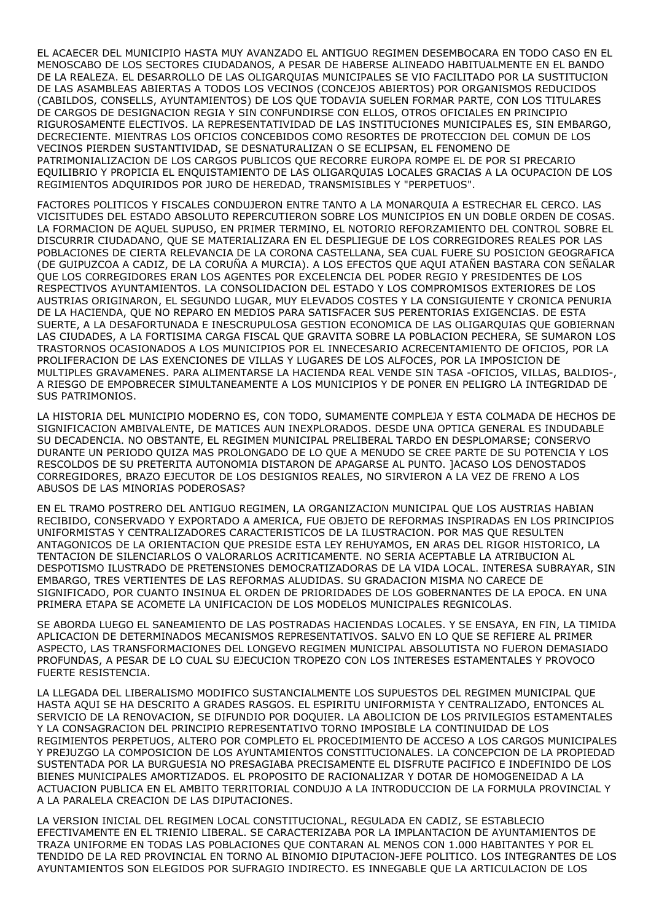EL ACAECER DEL MUNICIPIO HASTA MUY AVANZADO EL ANTIGUO REGIMEN DESEMBOCARA EN TODO CASO EN EL MENOSCABO DE LOS SECTORES CIUDADANOS, A PESAR DE HABERSE ALINEADO HABITUALMENTE EN EL BANDO DE LA REALEZA. EL DESARROLLO DE LAS OLIGARQUIAS MUNICIPALES SE VIO FACILITADO POR LA SUSTITUCION DE LAS ASAMBLEAS ABIERTAS A TODOS LOS VECINOS (CONCEJOS ABIERTOS) POR ORGANISMOS REDUCIDOS (CABILDOS, CONSELLS, AYUNTAMIENTOS) DE LOS QUE TODAVIA SUELEN FORMAR PARTE, CON LOS TITULARES DE CARGOS DE DESIGNACION REGIA Y SIN CONFUNDIRSE CON ELLOS, OTROS OFICIALES EN PRINCIPIO RIGUROSAMENTE ELECTIVOS. LA REPRESENTATIVIDAD DE LAS INSTITUCIONES MUNICIPALES ES, SIN EMBARGO, DECRECIENTE. MIENTRAS LOS OFICIOS CONCEBIDOS COMO RESORTES DE PROTECCION DEL COMUN DE LOS VECINOS PIERDEN SUSTANTIVIDAD, SE DESNATURALIZAN O SE ECLIPSAN, EL FENOMENO DE PATRIMONIALIZACION DE LOS CARGOS PUBLICOS QUE RECORRE EUROPA ROMPE EL DE POR SI PRECARIO EQUILIBRIO Y PROPICIA EL ENQUISTAMIENTO DE LAS OLIGARQUIAS LOCALES GRACIAS A LA OCUPACION DE LOS REGIMIENTOS ADQUIRIDOS POR JURO DE HEREDAD, TRANSMISIBLES Y "PERPETUOS".

FACTORES POLITICOS Y FISCALES CONDUJERON ENTRE TANTO A LA MONARQUIA A ESTRECHAR EL CERCO. LAS VICISITUDES DEL ESTADO ABSOLUTO REPERCUTIERON SOBRE LOS MUNICIPIOS EN UN DOBLE ORDEN DE COSAS. LA FORMACION DE AQUEL SUPUSO, EN PRIMER TERMINO, EL NOTORIO REFORZAMIENTO DEL CONTROL SOBRE EL DISCURRIR CIUDADANO, QUE SE MATERIALIZARA EN EL DESPLIEGUE DE LOS CORREGIDORES REALES POR LAS POBLACIONES DE CIERTA RELEVANCIA DE LA CORONA CASTELLANA, SEA CUAL FUERE SU POSICION GEOGRAFICA (DE GUIPUZCOA A CADIZ, DE LA CORUÑA A MURCIA). A LOS EFECTOS QUE AQUI ATAÑEN BASTARA CON SEÑALAR QUE LOS CORREGIDORES ERAN LOS AGENTES POR EXCELENCIA DEL PODER REGIO Y PRESIDENTES DE LOS RESPECTIVOS AYUNTAMIENTOS. LA CONSOLIDACION DEL ESTADO Y LOS COMPROMISOS EXTERIORES DE LOS AUSTRIAS ORIGINARON, EL SEGUNDO LUGAR, MUY ELEVADOS COSTES Y LA CONSIGUIENTE Y CRONICA PENURIA DE LA HACIENDA, QUE NO REPARO EN MEDIOS PARA SATISFACER SUS PERENTORIAS EXIGENCIAS. DE ESTA SUERTE, A LA DESAFORTUNADA E INESCRUPULOSA GESTION ECONOMICA DE LAS OLIGARQUIAS QUE GOBIERNAN LAS CIUDADES, A LA FORTISIMA CARGA FISCAL QUE GRAVITA SOBRE LA POBLACION PECHERA, SE SUMARON LOS TRASTORNOS OCASIONADOS A LOS MUNICIPIOS POR EL INNECESARIO ACRECENTAMIENTO DE OFICIOS, POR LA PROLIFERACION DE LAS EXENCIONES DE VILLAS Y LUGARES DE LOS ALFOCES, POR LA IMPOSICION DE MULTIPLES GRAVAMENES. PARA ALIMENTARSE LA HACIENDA REAL VENDE SIN TASA -OFICIOS, VILLAS, BALDIOS-, A RIESGO DE EMPOBRECER SIMULTANEAMENTE A LOS MUNICIPIOS Y DE PONER EN PELIGRO LA INTEGRIDAD DE SUS PATRIMONIOS.

LA HISTORIA DEL MUNICIPIO MODERNO ES, CON TODO, SUMAMENTE COMPLEJA Y ESTA COLMADA DE HECHOS DE SIGNIFICACION AMBIVALENTE, DE MATICES AUN INEXPLORADOS. DESDE UNA OPTICA GENERAL ES INDUDABLE SU DECADENCIA. NO OBSTANTE, EL REGIMEN MUNICIPAL PRELIBERAL TARDO EN DESPLOMARSE; CONSERVO DURANTE UN PERIODO QUIZA MAS PROLONGADO DE LO QUE A MENUDO SE CREE PARTE DE SU POTENCIA Y LOS RESCOLDOS DE SU PRETERITA AUTONOMIA DISTARON DE APAGARSE AL PUNTO. ]ACASO LOS DENOSTADOS CORREGIDORES, BRAZO EJECUTOR DE LOS DESIGNIOS REALES, NO SIRVIERON A LA VEZ DE FRENO A LOS ABUSOS DE LAS MINORIAS PODEROSAS?

EN EL TRAMO POSTRERO DEL ANTIGUO REGIMEN, LA ORGANIZACION MUNICIPAL QUE LOS AUSTRIAS HABIAN RECIBIDO, CONSERVADO Y EXPORTADO A AMERICA, FUE OBJETO DE REFORMAS INSPIRADAS EN LOS PRINCIPIOS UNIFORMISTAS Y CENTRALIZADORES CARACTERISTICOS DE LA ILUSTRACION. POR MAS QUE RESULTEN ANTAGONICOS DE LA ORIENTACION QUE PRESIDE ESTA LEY REHUYAMOS, EN ARAS DEL RIGOR HISTORICO, LA TENTACION DE SILENCIARLOS O VALORARLOS ACRITICAMENTE. NO SERIA ACEPTABLE LA ATRIBUCION AL DESPOTISMO ILUSTRADO DE PRETENSIONES DEMOCRATIZADORAS DE LA VIDA LOCAL. INTERESA SUBRAYAR, SIN EMBARGO, TRES VERTIENTES DE LAS REFORMAS ALUDIDAS. SU GRADACION MISMA NO CARECE DE SIGNIFICADO, POR CUANTO INSINUA EL ORDEN DE PRIORIDADES DE LOS GOBERNANTES DE LA EPOCA. EN UNA PRIMERA ETAPA SE ACOMETE LA UNIFICACION DE LOS MODELOS MUNICIPALES REGNICOLAS.

SE ABORDA LUEGO EL SANEAMIENTO DE LAS POSTRADAS HACIENDAS LOCALES. Y SE ENSAYA, EN FIN, LA TIMIDA APLICACION DE DETERMINADOS MECANISMOS REPRESENTATIVOS. SALVO EN LO QUE SE REFIERE AL PRIMER ASPECTO, LAS TRANSFORMACIONES DEL LONGEVO REGIMEN MUNICIPAL ABSOLUTISTA NO FUERON DEMASIADO PROFUNDAS, A PESAR DE LO CUAL SU EJECUCION TROPEZO CON LOS INTERESES ESTAMENTALES Y PROVOCO FUERTE RESISTENCIA.

LA LLEGADA DEL LIBERALISMO MODIFICO SUSTANCIALMENTE LOS SUPUESTOS DEL REGIMEN MUNICIPAL QUE HASTA AQUI SE HA DESCRITO A GRADES RASGOS. EL ESPIRITU UNIFORMISTA Y CENTRALIZADO, ENTONCES AL SERVICIO DE LA RENOVACION, SE DIFUNDIO POR DOQUIER. LA ABOLICION DE LOS PRIVILEGIOS ESTAMENTALES Y LA CONSAGRACION DEL PRINCIPIO REPRESENTATIVO TORNO IMPOSIBLE LA CONTINUIDAD DE LOS REGIMIENTOS PERPETUOS, ALTERO POR COMPLETO EL PROCEDIMIENTO DE ACCESO A LOS CARGOS MUNICIPALES Y PREJUZGO LA COMPOSICION DE LOS AYUNTAMIENTOS CONSTITUCIONALES. LA CONCEPCION DE LA PROPIEDAD SUSTENTADA POR LA BURGUESIA NO PRESAGIABA PRECISAMENTE EL DISFRUTE PACIFICO E INDEFINIDO DE LOS BIENES MUNICIPALES AMORTIZADOS. EL PROPOSITO DE RACIONALIZAR Y DOTAR DE HOMOGENEIDAD A LA ACTUACION PUBLICA EN EL AMBITO TERRITORIAL CONDUJO A LA INTRODUCCION DE LA FORMULA PROVINCIAL Y A LA PARALELA CREACION DE LAS DIPUTACIONES.

LA VERSION INICIAL DEL REGIMEN LOCAL CONSTITUCIONAL, REGULADA EN CADIZ, SE ESTABLECIO EFECTIVAMENTE EN EL TRIENIO LIBERAL. SE CARACTERIZABA POR LA IMPLANTACION DE AYUNTAMIENTOS DE TRAZA UNIFORME EN TODAS LAS POBLACIONES QUE CONTARAN AL MENOS CON 1.000 HABITANTES Y POR EL TENDIDO DE LA RED PROVINCIAL EN TORNO AL BINOMIO DIPUTACION-JEFE POLITICO. LOS INTEGRANTES DE LOS AYUNTAMIENTOS SON ELEGIDOS POR SUFRAGIO INDIRECTO. ES INNEGABLE QUE LA ARTICULACION DE LOS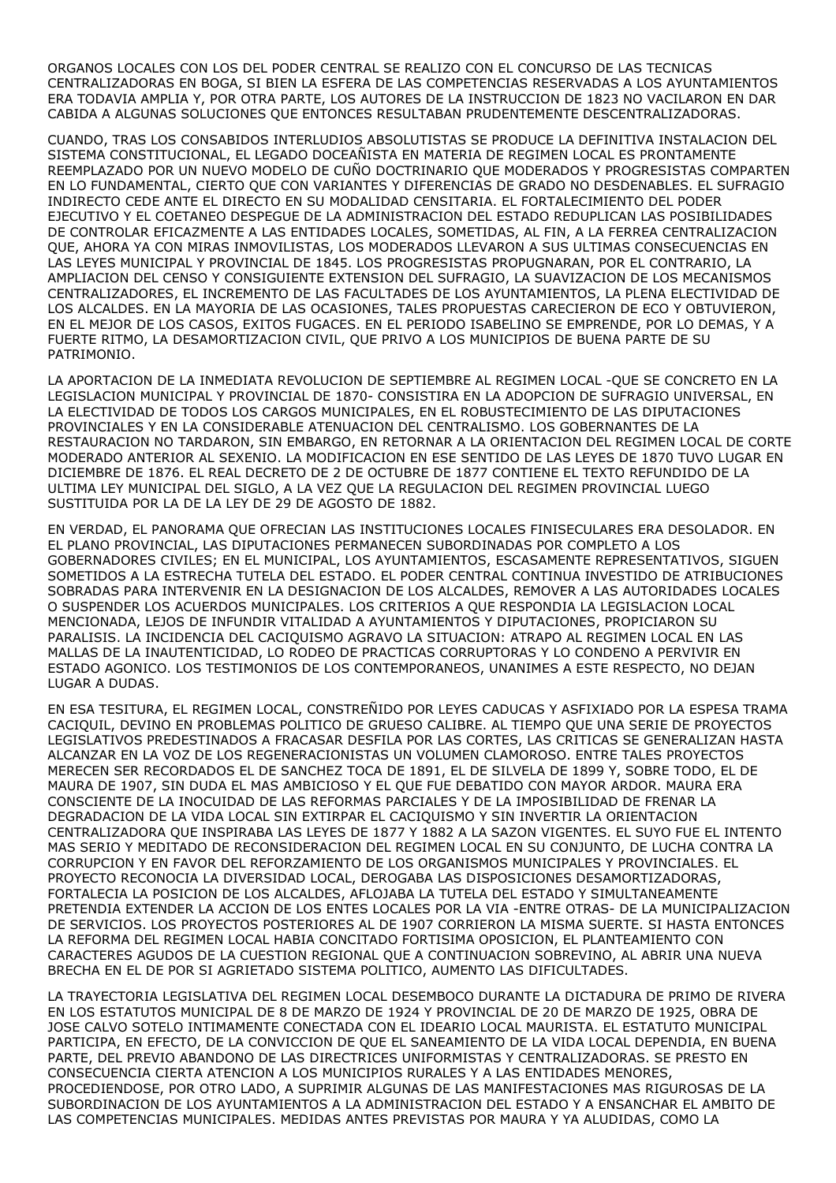ORGANOS LOCALES CON LOS DEL PODER CENTRAL SE REALIZO CON EL CONCURSO DE LAS TECNICAS CENTRALIZADORAS EN BOGA, SI BIEN LA ESFERA DE LAS COMPETENCIAS RESERVADAS A LOS AYUNTAMIENTOS ERA TODAVIA AMPLIA Y, POR OTRA PARTE, LOS AUTORES DE LA INSTRUCCION DE 1823 NO VACILARON EN DAR CABIDA A ALGUNAS SOLUCIONES QUE ENTONCES RESULTABAN PRUDENTEMENTE DESCENTRALIZADORAS.

CUANDO, TRAS LOS CONSABIDOS INTERLUDIOS ABSOLUTISTAS SE PRODUCE LA DEFINITIVA INSTALACION DEL SISTEMA CONSTITUCIONAL, EL LEGADO DOCEAÑISTA EN MATERIA DE REGIMEN LOCAL ES PRONTAMENTE REEMPLAZADO POR UN NUEVO MODELO DE CUÑO DOCTRINARIO QUE MODERADOS Y PROGRESISTAS COMPARTEN EN LO FUNDAMENTAL, CIERTO QUE CON VARIANTES Y DIFERENCIAS DE GRADO NO DESDENABLES. EL SUFRAGIO INDIRECTO CEDE ANTE EL DIRECTO EN SU MODALIDAD CENSITARIA. EL FORTALECIMIENTO DEL PODER EJECUTIVO Y EL COETANEO DESPEGUE DE LA ADMINISTRACION DEL ESTADO REDUPLICAN LAS POSIBILIDADES DE CONTROLAR EFICAZMENTE A LAS ENTIDADES LOCALES, SOMETIDAS, AL FIN, A LA FERREA CENTRALIZACION QUE, AHORA YA CON MIRAS INMOVILISTAS, LOS MODERADOS LLEVARON A SUS ULTIMAS CONSECUENCIAS EN LAS LEYES MUNICIPAL Y PROVINCIAL DE 1845. LOS PROGRESISTAS PROPUGNARAN, POR EL CONTRARIO, LA AMPLIACION DEL CENSO Y CONSIGUIENTE EXTENSION DEL SUFRAGIO, LA SUAVIZACION DE LOS MECANISMOS CENTRALIZADORES, EL INCREMENTO DE LAS FACULTADES DE LOS AYUNTAMIENTOS, LA PLENA ELECTIVIDAD DE LOS ALCALDES. EN LA MAYORIA DE LAS OCASIONES, TALES PROPUESTAS CARECIERON DE ECO Y OBTUVIERON, EN EL MEJOR DE LOS CASOS, EXITOS FUGACES. EN EL PERIODO ISABELINO SE EMPRENDE, POR LO DEMAS, Y A FUERTE RITMO, LA DESAMORTIZACION CIVIL, QUE PRIVO A LOS MUNICIPIOS DE BUENA PARTE DE SU PATRIMONIO.

LA APORTACION DE LA INMEDIATA REVOLUCION DE SEPTIEMBRE AL REGIMEN LOCAL -QUE SE CONCRETO EN LA LEGISLACION MUNICIPAL Y PROVINCIAL DE 1870- CONSISTIRA EN LA ADOPCION DE SUFRAGIO UNIVERSAL, EN LA ELECTIVIDAD DE TODOS LOS CARGOS MUNICIPALES, EN EL ROBUSTECIMIENTO DE LAS DIPUTACIONES PROVINCIALES Y EN LA CONSIDERABLE ATENUACION DEL CENTRALISMO. LOS GOBERNANTES DE LA RESTAURACION NO TARDARON, SIN EMBARGO, EN RETORNAR A LA ORIENTACION DEL REGIMEN LOCAL DE CORTE MODERADO ANTERIOR AL SEXENIO. LA MODIFICACION EN ESE SENTIDO DE LAS LEYES DE 1870 TUVO LUGAR EN DICIEMBRE DE 1876. EL REAL DECRETO DE 2 DE OCTUBRE DE 1877 CONTIENE EL TEXTO REFUNDIDO DE LA ULTIMA LEY MUNICIPAL DEL SIGLO, A LA VEZ QUE LA REGULACION DEL REGIMEN PROVINCIAL LUEGO SUSTITUIDA POR LA DE LA LEY DE 29 DE AGOSTO DE 1882.

EN VERDAD, EL PANORAMA QUE OFRECIAN LAS INSTITUCIONES LOCALES FINISECULARES ERA DESOLADOR. EN EL PLANO PROVINCIAL, LAS DIPUTACIONES PERMANECEN SUBORDINADAS POR COMPLETO A LOS GOBERNADORES CIVILES; EN EL MUNICIPAL, LOS AYUNTAMIENTOS, ESCASAMENTE REPRESENTATIVOS, SIGUEN SOMETIDOS A LA ESTRECHA TUTELA DEL ESTADO. EL PODER CENTRAL CONTINUA INVESTIDO DE ATRIBUCIONES SOBRADAS PARA INTERVENIR EN LA DESIGNACION DE LOS ALCALDES, REMOVER A LAS AUTORIDADES LOCALES O SUSPENDER LOS ACUERDOS MUNICIPALES. LOS CRITERIOS A QUE RESPONDIA LA LEGISLACION LOCAL MENCIONADA, LEJOS DE INFUNDIR VITALIDAD A AYUNTAMIENTOS Y DIPUTACIONES, PROPICIARON SU PARALISIS. LA INCIDENCIA DEL CACIQUISMO AGRAVO LA SITUACION: ATRAPO AL REGIMEN LOCAL EN LAS MALLAS DE LA INAUTENTICIDAD, LO RODEO DE PRACTICAS CORRUPTORAS Y LO CONDENO A PERVIVIR EN ESTADO AGONICO. LOS TESTIMONIOS DE LOS CONTEMPORANEOS, UNANIMES A ESTE RESPECTO, NO DEJAN LUGAR A DUDAS.

EN ESA TESITURA, EL REGIMEN LOCAL, CONSTREÑIDO POR LEYES CADUCAS Y ASFIXIADO POR LA ESPESA TRAMA CACIQUIL, DEVINO EN PROBLEMAS POLITICO DE GRUESO CALIBRE. AL TIEMPO QUE UNA SERIE DE PROYECTOS LEGISLATIVOS PREDESTINADOS A FRACASAR DESFILA POR LAS CORTES, LAS CRITICAS SE GENERALIZAN HASTA ALCANZAR EN LA VOZ DE LOS REGENERACIONISTAS UN VOLUMEN CLAMOROSO. ENTRE TALES PROYECTOS MERECEN SER RECORDADOS EL DE SANCHEZ TOCA DE 1891, EL DE SILVELA DE 1899 Y, SOBRE TODO, EL DE MAURA DE 1907, SIN DUDA EL MAS AMBICIOSO Y EL QUE FUE DEBATIDO CON MAYOR ARDOR. MAURA ERA CONSCIENTE DE LA INOCUIDAD DE LAS REFORMAS PARCIALES Y DE LA IMPOSIBILIDAD DE FRENAR LA DEGRADACION DE LA VIDA LOCAL SIN EXTIRPAR EL CACIQUISMO Y SIN INVERTIR LA ORIENTACION CENTRALIZADORA QUE INSPIRABA LAS LEYES DE 1877 Y 1882 A LA SAZON VIGENTES. EL SUYO FUE EL INTENTO MAS SERIO Y MEDITADO DE RECONSIDERACION DEL REGIMEN LOCAL EN SU CONJUNTO, DE LUCHA CONTRA LA CORRUPCION Y EN FAVOR DEL REFORZAMIENTO DE LOS ORGANISMOS MUNICIPALES Y PROVINCIALES. EL PROYECTO RECONOCIA LA DIVERSIDAD LOCAL, DEROGABA LAS DISPOSICIONES DESAMORTIZADORAS, FORTALECIA LA POSICION DE LOS ALCALDES, AFLOJABA LA TUTELA DEL ESTADO Y SIMULTANEAMENTE PRETENDIA EXTENDER LA ACCION DE LOS ENTES LOCALES POR LA VIA -ENTRE OTRAS- DE LA MUNICIPALIZACION DE SERVICIOS. LOS PROYECTOS POSTERIORES AL DE 1907 CORRIERON LA MISMA SUERTE. SI HASTA ENTONCES LA REFORMA DEL REGIMEN LOCAL HABIA CONCITADO FORTISIMA OPOSICION, EL PLANTEAMIENTO CON CARACTERES AGUDOS DE LA CUESTION REGIONAL QUE A CONTINUACION SOBREVINO, AL ABRIR UNA NUEVA BRECHA EN EL DE POR SI AGRIETADO SISTEMA POLITICO, AUMENTO LAS DIFICULTADES.

LA TRAYECTORIA LEGISLATIVA DEL REGIMEN LOCAL DESEMBOCO DURANTE LA DICTADURA DE PRIMO DE RIVERA EN LOS ESTATUTOS MUNICIPAL DE 8 DE MARZO DE 1924 Y PROVINCIAL DE 20 DE MARZO DE 1925, OBRA DE JOSE CALVO SOTELO INTIMAMENTE CONECTADA CON EL IDEARIO LOCAL MAURISTA. EL ESTATUTO MUNICIPAL PARTICIPA, EN EFECTO, DE LA CONVICCION DE QUE EL SANEAMIENTO DE LA VIDA LOCAL DEPENDIA, EN BUENA PARTE, DEL PREVIO ABANDONO DE LAS DIRECTRICES UNIFORMISTAS Y CENTRALIZADORAS. SE PRESTO EN CONSECUENCIA CIERTA ATENCION A LOS MUNICIPIOS RURALES Y A LAS ENTIDADES MENORES, PROCEDIENDOSE, POR OTRO LADO, A SUPRIMIR ALGUNAS DE LAS MANIFESTACIONES MAS RIGUROSAS DE LA SUBORDINACION DE LOS AYUNTAMIENTOS A LA ADMINISTRACION DEL ESTADO Y A ENSANCHAR EL AMBITO DE LAS COMPETENCIAS MUNICIPALES. MEDIDAS ANTES PREVISTAS POR MAURA Y YA ALUDIDAS, COMO LA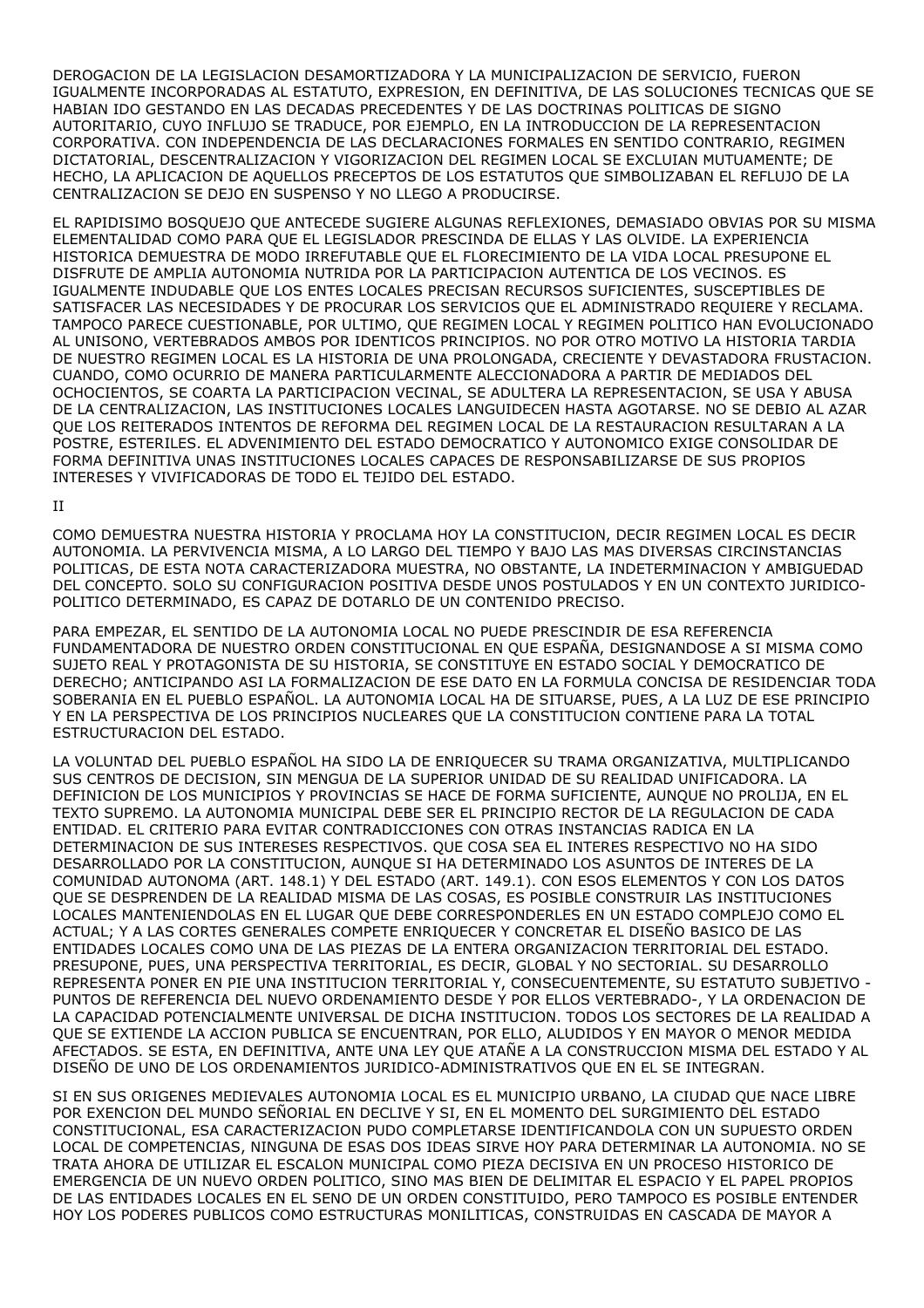DEROGACION DE LA LEGISLACION DESAMORTIZADORA Y LA MUNICIPALIZACION DE SERVICIO, FUERON IGUALMENTE INCORPORADAS AL ESTATUTO, EXPRESION, EN DEFINITIVA, DE LAS SOLUCIONES TECNICAS QUE SE HABIAN IDO GESTANDO EN LAS DECADAS PRECEDENTES Y DE LAS DOCTRINAS POLITICAS DE SIGNO AUTORITARIO, CUYO INFLUJO SE TRADUCE, POR EJEMPLO, EN LA INTRODUCCION DE LA REPRESENTACION CORPORATIVA. CON INDEPENDENCIA DE LAS DECLARACIONES FORMALES EN SENTIDO CONTRARIO, REGIMEN DICTATORIAL, DESCENTRALIZACION Y VIGORIZACION DEL REGIMEN LOCAL SE EXCLUIAN MUTUAMENTE; DE HECHO, LA APLICACION DE AQUELLOS PRECEPTOS DE LOS ESTATUTOS QUE SIMBOLIZABAN EL REFLUJO DE LA CENTRALIZACION SE DEJO EN SUSPENSO Y NO LLEGO A PRODUCIRSE.

EL RAPIDISIMO BOSQUEJO QUE ANTECEDE SUGIERE ALGUNAS REFLEXIONES, DEMASIADO OBVIAS POR SU MISMA ELEMENTALIDAD COMO PARA QUE EL LEGISLADOR PRESCINDA DE ELLAS Y LAS OLVIDE. LA EXPERIENCIA HISTORICA DEMUESTRA DE MODO IRREFUTABLE QUE EL FLORECIMIENTO DE LA VIDA LOCAL PRESUPONE EL DISFRUTE DE AMPLIA AUTONOMIA NUTRIDA POR LA PARTICIPACION AUTENTICA DE LOS VECINOS. ES IGUALMENTE INDUDABLE QUE LOS ENTES LOCALES PRECISAN RECURSOS SUFICIENTES, SUSCEPTIBLES DE SATISFACER LAS NECESIDADES Y DE PROCURAR LOS SERVICIOS QUE EL ADMINISTRADO REQUIERE Y RECLAMA. TAMPOCO PARECE CUESTIONABLE, POR ULTIMO, QUE REGIMEN LOCAL Y REGIMEN POLITICO HAN EVOLUCIONADO AL UNISONO, VERTEBRADOS AMBOS POR IDENTICOS PRINCIPIOS. NO POR OTRO MOTIVO LA HISTORIA TARDIA DE NUESTRO REGIMEN LOCAL ES LA HISTORIA DE UNA PROLONGADA, CRECIENTE Y DEVASTADORA FRUSTACION. CUANDO, COMO OCURRIO DE MANERA PARTICULARMENTE ALECCIONADORA A PARTIR DE MEDIADOS DEL OCHOCIENTOS, SE COARTA LA PARTICIPACION VECINAL, SE ADULTERA LA REPRESENTACION, SE USA Y ABUSA DE LA CENTRALIZACION, LAS INSTITUCIONES LOCALES LANGUIDECEN HASTA AGOTARSE. NO SE DEBIO AL AZAR QUE LOS REITERADOS INTENTOS DE REFORMA DEL REGIMEN LOCAL DE LA RESTAURACION RESULTARAN A LA POSTRE, ESTERILES. EL ADVENIMIENTO DEL ESTADO DEMOCRATICO Y AUTONOMICO EXIGE CONSOLIDAR DE FORMA DEFINITIVA UNAS INSTITUCIONES LOCALES CAPACES DE RESPONSABILIZARSE DE SUS PROPIOS INTERESES Y VIVIFICADORAS DE TODO EL TEJIDO DEL ESTADO.

II

COMO DEMUESTRA NUESTRA HISTORIA Y PROCLAMA HOY LA CONSTITUCION, DECIR REGIMEN LOCAL ES DECIR AUTONOMIA. LA PERVIVENCIA MISMA, A LO LARGO DEL TIEMPO Y BAJO LAS MAS DIVERSAS CIRCINSTANCIAS POLITICAS, DE ESTA NOTA CARACTERIZADORA MUESTRA, NO OBSTANTE, LA INDETERMINACION Y AMBIGUEDAD DEL CONCEPTO. SOLO SU CONFIGURACION POSITIVA DESDE UNOS POSTULADOS Y EN UN CONTEXTO JURIDICO-POLITICO DETERMINADO, ES CAPAZ DE DOTARLO DE UN CONTENIDO PRECISO.

PARA EMPEZAR, EL SENTIDO DE LA AUTONOMIA LOCAL NO PUEDE PRESCINDIR DE ESA REFERENCIA FUNDAMENTADORA DE NUESTRO ORDEN CONSTITUCIONAL EN QUE ESPAÑA, DESIGNANDOSE A SI MISMA COMO SUJETO REAL Y PROTAGONISTA DE SU HISTORIA, SE CONSTITUYE EN ESTADO SOCIAL Y DEMOCRATICO DE DERECHO; ANTICIPANDO ASI LA FORMALIZACION DE ESE DATO EN LA FORMULA CONCISA DE RESIDENCIAR TODA SOBERANIA EN EL PUEBLO ESPAÑOL. LA AUTONOMIA LOCAL HA DE SITUARSE, PUES, A LA LUZ DE ESE PRINCIPIO Y EN LA PERSPECTIVA DE LOS PRINCIPIOS NUCLEARES QUE LA CONSTITUCION CONTIENE PARA LA TOTAL ESTRUCTURACION DEL ESTADO.

LA VOLUNTAD DEL PUEBLO ESPAÑOL HA SIDO LA DE ENRIQUECER SU TRAMA ORGANIZATIVA, MULTIPLICANDO SUS CENTROS DE DECISION, SIN MENGUA DE LA SUPERIOR UNIDAD DE SU REALIDAD UNIFICADORA. LA DEFINICION DE LOS MUNICIPIOS Y PROVINCIAS SE HACE DE FORMA SUFICIENTE, AUNQUE NO PROLIJA, EN EL TEXTO SUPREMO. LA AUTONOMIA MUNICIPAL DEBE SER EL PRINCIPIO RECTOR DE LA REGULACION DE CADA ENTIDAD. EL CRITERIO PARA EVITAR CONTRADICCIONES CON OTRAS INSTANCIAS RADICA EN LA DETERMINACION DE SUS INTERESES RESPECTIVOS. QUE COSA SEA EL INTERES RESPECTIVO NO HA SIDO DESARROLLADO POR LA CONSTITUCION, AUNQUE SI HA DETERMINADO LOS ASUNTOS DE INTERES DE LA COMUNIDAD AUTONOMA (ART. 148.1) Y DEL ESTADO (ART. 149.1). CON ESOS ELEMENTOS Y CON LOS DATOS QUE SE DESPRENDEN DE LA REALIDAD MISMA DE LAS COSAS, ES POSIBLE CONSTRUIR LAS INSTITUCIONES LOCALES MANTENIENDOLAS EN EL LUGAR QUE DEBE CORRESPONDERLES EN UN ESTADO COMPLEJO COMO EL ACTUAL; Y A LAS CORTES GENERALES COMPETE ENRIQUECER Y CONCRETAR EL DISEÑO BASICO DE LAS ENTIDADES LOCALES COMO UNA DE LAS PIEZAS DE LA ENTERA ORGANIZACION TERRITORIAL DEL ESTADO. PRESUPONE, PUES, UNA PERSPECTIVA TERRITORIAL, ES DECIR, GLOBAL Y NO SECTORIAL. SU DESARROLLO REPRESENTA PONER EN PIE UNA INSTITUCION TERRITORIAL Y, CONSECUENTEMENTE, SU ESTATUTO SUBJETIVO - PUNTOS DE REFERENCIA DEL NUEVO ORDENAMIENTO DESDE Y POR ELLOS VERTEBRADO-, Y LA ORDENACION DE LA CAPACIDAD POTENCIALMENTE UNIVERSAL DE DICHA INSTITUCION. TODOS LOS SECTORES DE LA REALIDAD A QUE SE EXTIENDE LA ACCION PUBLICA SE ENCUENTRAN, POR ELLO, ALUDIDOS Y EN MAYOR O MENOR MEDIDA AFECTADOS. SE ESTA, EN DEFINITIVA, ANTE UNA LEY QUE ATAÑE A LA CONSTRUCCION MISMA DEL ESTADO Y AL DISEÑO DE UNO DE LOS ORDENAMIENTOS JURIDICO-ADMINISTRATIVOS QUE EN EL SE INTEGRAN.

SI EN SUS ORIGENES MEDIEVALES AUTONOMIA LOCAL ES EL MUNICIPIO URBANO, LA CIUDAD QUE NACE LIBRE POR EXENCION DEL MUNDO SEÑORIAL EN DECLIVE Y SI, EN EL MOMENTO DEL SURGIMIENTO DEL ESTADO CONSTITUCIONAL, ESA CARACTERIZACION PUDO COMPLETARSE IDENTIFICANDOLA CON UN SUPUESTO ORDEN LOCAL DE COMPETENCIAS, NINGUNA DE ESAS DOS IDEAS SIRVE HOY PARA DETERMINAR LA AUTONOMIA. NO SE TRATA AHORA DE UTILIZAR EL ESCALON MUNICIPAL COMO PIEZA DECISIVA EN UN PROCESO HISTORICO DE EMERGENCIA DE UN NUEVO ORDEN POLITICO, SINO MAS BIEN DE DELIMITAR EL ESPACIO Y EL PAPEL PROPIOS DE LAS ENTIDADES LOCALES EN EL SENO DE UN ORDEN CONSTITUIDO, PERO TAMPOCO ES POSIBLE ENTENDER HOY LOS PODERES PUBLICOS COMO ESTRUCTURAS MONILITICAS, CONSTRUIDAS EN CASCADA DE MAYOR A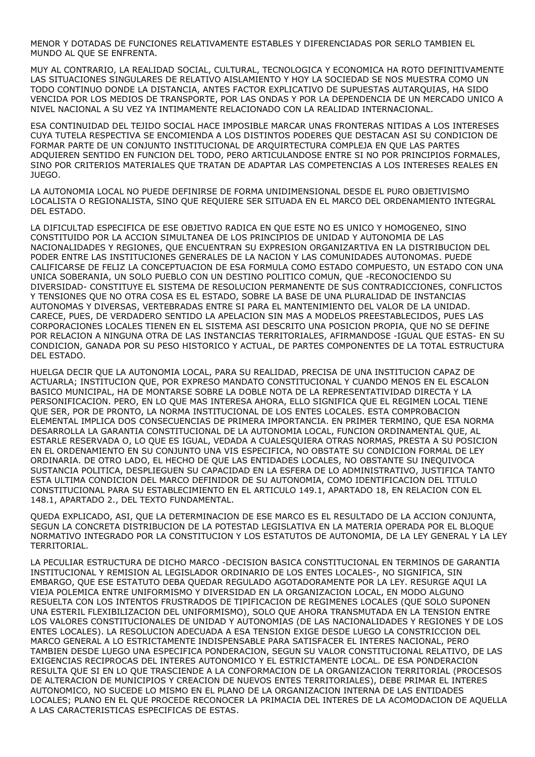MENOR Y DOTADAS DE FUNCIONES RELATIVAMENTE ESTABLES Y DIFERENCIADAS POR SERLO TAMBIEN EL MUNDO AL QUE SE ENFRENTA.

MUY AL CONTRARIO, LA REALIDAD SOCIAL, CULTURAL, TECNOLOGICA Y ECONOMICA HA ROTO DEFINITIVAMENTE LAS SITUACIONES SINGULARES DE RELATIVO AISLAMIENTO Y HOY LA SOCIEDAD SE NOS MUESTRA COMO UN TODO CONTINUO DONDE LA DISTANCIA, ANTES FACTOR EXPLICATIVO DE SUPUESTAS AUTARQUIAS, HA SIDO VENCIDA POR LOS MEDIOS DE TRANSPORTE, POR LAS ONDAS Y POR LA DEPENDENCIA DE UN MERCADO UNICO A NIVEL NACIONAL A SU VEZ YA INTIMAMENTE RELACIONADO CON LA REALIDAD INTERNACIONAL.

ESA CONTINUIDAD DEL TEJIDO SOCIAL HACE IMPOSIBLE MARCAR UNAS FRONTERAS NITIDAS A LOS INTERESES CUYA TUTELA RESPECTIVA SE ENCOMIENDA A LOS DISTINTOS PODERES QUE DESTACAN ASI SU CONDICION DE FORMAR PARTE DE UN CONJUNTO INSTITUCIONAL DE ARQUIRTECTURA COMPLEJA EN QUE LAS PARTES ADQUIEREN SENTIDO EN FUNCION DEL TODO, PERO ARTICULANDOSE ENTRE SI NO POR PRINCIPIOS FORMALES, SINO POR CRITERIOS MATERIALES QUE TRATAN DE ADAPTAR LAS COMPETENCIAS A LOS INTERESES REALES EN JUEGO.

LA AUTONOMIA LOCAL NO PUEDE DEFINIRSE DE FORMA UNIDIMENSIONAL DESDE EL PURO OBJETIVISMO LOCALISTA O REGIONALISTA, SINO QUE REQUIERE SER SITUADA EN EL MARCO DEL ORDENAMIENTO INTEGRAL DEL ESTADO.

LA DIFICULTAD ESPECIFICA DE ESE OBJETIVO RADICA EN QUE ESTE NO ES UNICO Y HOMOGENEO, SINO CONSTITUIDO POR LA ACCION SIMULTANEA DE LOS PRINCIPIOS DE UNIDAD Y AUTONOMIA DE LAS NACIONALIDADES Y REGIONES, QUE ENCUENTRAN SU EXPRESION ORGANIZARTIVA EN LA DISTRIBUCION DEL PODER ENTRE LAS INSTITUCIONES GENERALES DE LA NACION Y LAS COMUNIDADES AUTONOMAS. PUEDE CALIFICARSE DE FELIZ LA CONCEPTUACION DE ESA FORMULA COMO ESTADO COMPUESTO, UN ESTADO CON UNA UNICA SOBERANIA, UN SOLO PUEBLO CON UN DESTINO POLITICO COMUN, QUE -RECONOCIENDO SU DIVERSIDAD- CONSTITUYE EL SISTEMA DE RESOLUCION PERMANENTE DE SUS CONTRADICCIONES, CONFLICTOS Y TENSIONES QUE NO OTRA COSA ES EL ESTADO, SOBRE LA BASE DE UNA PLURALIDAD DE INSTANCIAS AUTONOMAS Y DIVERSAS, VERTEBRADAS ENTRE SI PARA EL MANTENIMIENTO DEL VALOR DE LA UNIDAD. CARECE, PUES, DE VERDADERO SENTIDO LA APELACION SIN MAS A MODELOS PREESTABLECIDOS, PUES LAS CORPORACIONES LOCALES TIENEN EN EL SISTEMA ASI DESCRITO UNA POSICION PROPIA, QUE NO SE DEFINE POR RELACION A NINGUNA OTRA DE LAS INSTANCIAS TERRITORIALES, AFIRMANDOSE -IGUAL QUE ESTAS- EN SU CONDICION, GANADA POR SU PESO HISTORICO Y ACTUAL, DE PARTES COMPONENTES DE LA TOTAL ESTRUCTURA DEL ESTADO.

HUELGA DECIR QUE LA AUTONOMIA LOCAL, PARA SU REALIDAD, PRECISA DE UNA INSTITUCION CAPAZ DE ACTUARLA; INSTITUCION QUE, POR EXPRESO MANDATO CONSTITUCIONAL Y CUANDO MENOS EN EL ESCALON BASICO MUNICIPAL, HA DE MONTARSE SOBRE LA DOBLE NOTA DE LA REPRESENTATIVIDAD DIRECTA Y LA PERSONIFICACION. PERO, EN LO QUE MAS INTERESA AHORA, ELLO SIGNIFICA QUE EL REGIMEN LOCAL TIENE QUE SER, POR DE PRONTO, LA NORMA INSTITUCIONAL DE LOS ENTES LOCALES. ESTA COMPROBACION ELEMENTAL IMPLICA DOS CONSECUENCIAS DE PRIMERA IMPORTANCIA. EN PRIMER TERMINO, QUE ESA NORMA DESARROLLA LA GARANTIA CONSTITUCIONAL DE LA AUTONOMIA LOCAL, FUNCION ORDINAMENTAL QUE, AL ESTARLE RESERVADA O, LO QUE ES IGUAL, VEDADA A CUALESQUIERA OTRAS NORMAS, PRESTA A SU POSICION EN EL ORDENAMIENTO EN SU CONJUNTO UNA VIS ESPECIFICA, NO OBSTATE SU CONDICION FORMAL DE LEY ORDINARIA. DE OTRO LADO, EL HECHO DE QUE LAS ENTIDADES LOCALES, NO OBSTANTE SU INEQUIVOCA SUSTANCIA POLITICA, DESPLIEGUEN SU CAPACIDAD EN LA ESFERA DE LO ADMINISTRATIVO, JUSTIFICA TANTO ESTA ULTIMA CONDICION DEL MARCO DEFINIDOR DE SU AUTONOMIA, COMO IDENTIFICACION DEL TITULO CONSTITUCIONAL PARA SU ESTABLECIMIENTO EN EL ARTICULO 149.1, APARTADO 18, EN RELACION CON EL 148.1, APARTADO 2., DEL TEXTO FUNDAMENTAL.

QUEDA EXPLICADO, ASI, QUE LA DETERMINACION DE ESE MARCO ES EL RESULTADO DE LA ACCION CONJUNTA, SEGUN LA CONCRETA DISTRIBUCION DE LA POTESTAD LEGISLATIVA EN LA MATERIA OPERADA POR EL BLOQUE NORMATIVO INTEGRADO POR LA CONSTITUCION Y LOS ESTATUTOS DE AUTONOMIA, DE LA LEY GENERAL Y LA LEY TERRITORIAL.

LA PECULIAR ESTRUCTURA DE DICHO MARCO -DECISION BASICA CONSTITUCIONAL EN TERMINOS DE GARANTIA INSTITUCIONAL Y REMISION AL LEGISLADOR ORDINARIO DE LOS ENTES LOCALES-, NO SIGNIFICA, SIN EMBARGO, QUE ESE ESTATUTO DEBA QUEDAR REGULADO AGOTADORAMENTE POR LA LEY. RESURGE AQUI LA VIEJA POLEMICA ENTRE UNIFORMISMO Y DIVERSIDAD EN LA ORGANIZACION LOCAL, EN MODO ALGUNO RESUELTA CON LOS INTENTOS FRUSTRADOS DE TIPIFICACION DE REGIMENES LOCALES (QUE SOLO SUPONEN UNA ESTERIL FLEXIBILIZACION DEL UNIFORMISMO), SOLO QUE AHORA TRANSMUTADA EN LA TENSION ENTRE LOS VALORES CONSTITUCIONALES DE UNIDAD Y AUTONOMIAS (DE LAS NACIONALIDADES Y REGIONES Y DE LOS ENTES LOCALES). LA RESOLUCION ADECUADA A ESA TENSION EXIGE DESDE LUEGO LA CONSTRICCION DEL MARCO GENERAL A LO ESTRICTAMENTE INDISPENSABLE PARA SATISFACER EL INTERES NACIONAL, PERO TAMBIEN DESDE LUEGO UNA ESPECIFICA PONDERACION, SEGUN SU VALOR CONSTITUCIONAL RELATIVO, DE LAS EXIGENCIAS RECIPROCAS DEL INTERES AUTONOMICO Y EL ESTRICTAMENTE LOCAL. DE ESA PONDERACION RESULTA QUE SI EN LO QUE TRASCIENDE A LA CONFORMACION DE LA ORGANIZACION TERRITORIAL (PROCESOS DE ALTERACION DE MUNICIPIOS Y CREACION DE NUEVOS ENTES TERRITORIALES), DEBE PRIMAR EL INTERES AUTONOMICO, NO SUCEDE LO MISMO EN EL PLANO DE LA ORGANIZACION INTERNA DE LAS ENTIDADES LOCALES; PLANO EN EL QUE PROCEDE RECONOCER LA PRIMACIA DEL INTERES DE LA ACOMODACION DE AQUELLA A LAS CARACTERISTICAS ESPECIFICAS DE ESTAS.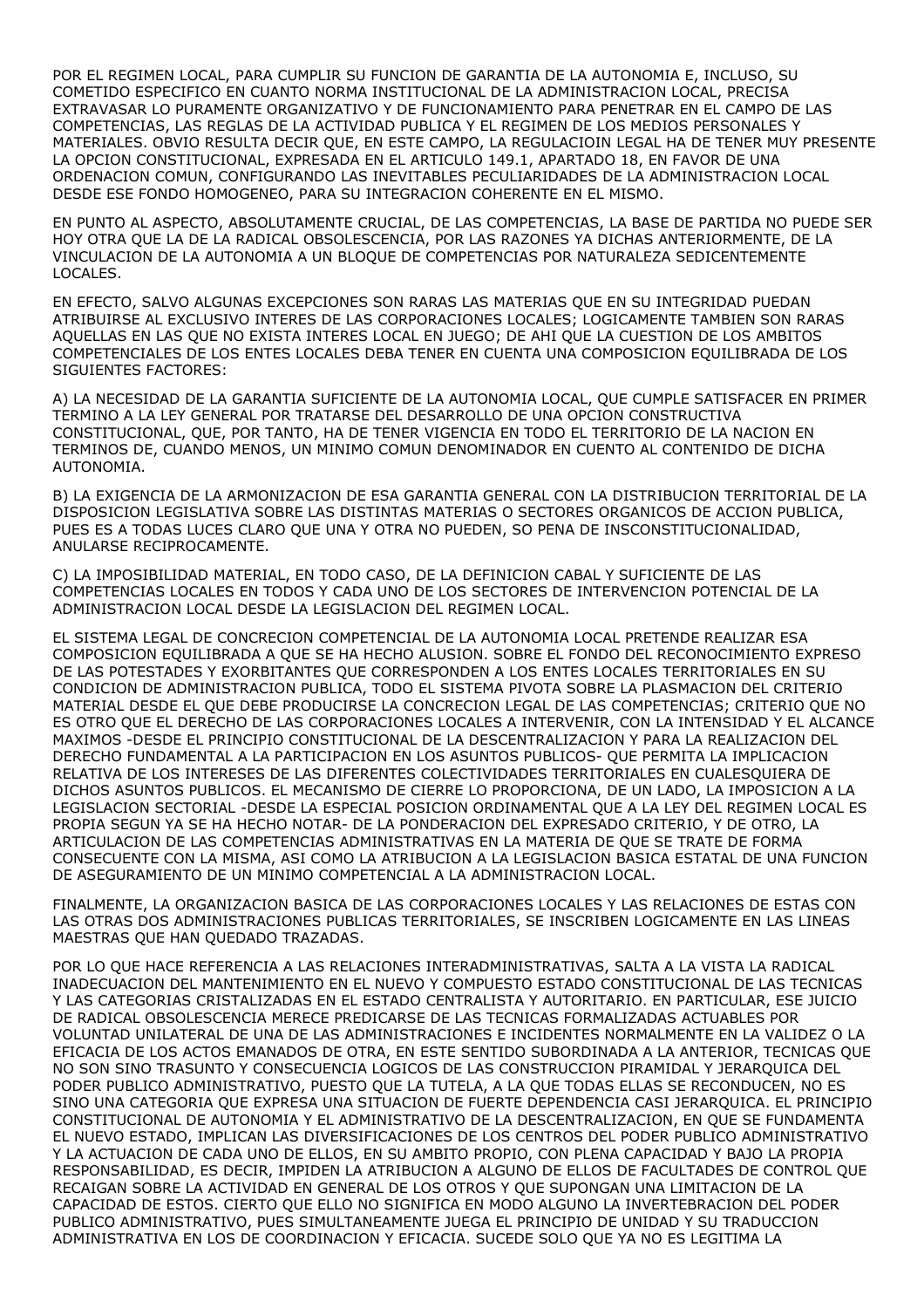POR EL REGIMEN LOCAL, PARA CUMPLIR SU FUNCION DE GARANTIA DE LA AUTONOMIA E, INCLUSO, SU COMETIDO ESPECIFICO EN CUANTO NORMA INSTITUCIONAL DE LA ADMINISTRACION LOCAL, PRECISA EXTRAVASAR LO PURAMENTE ORGANIZATIVO Y DE FUNCIONAMIENTO PARA PENETRAR EN EL CAMPO DE LAS COMPETENCIAS, LAS REGLAS DE LA ACTIVIDAD PUBLICA Y EL REGIMEN DE LOS MEDIOS PERSONALES Y MATERIALES. OBVIO RESULTA DECIR QUE, EN ESTE CAMPO, LA REGULACIOIN LEGAL HA DE TENER MUY PRESENTE LA OPCION CONSTITUCIONAL, EXPRESADA EN EL ARTICULO 149.1, APARTADO 18, EN FAVOR DE UNA ORDENACION COMUN, CONFIGURANDO LAS INEVITABLES PECULIARIDADES DE LA ADMINISTRACION LOCAL DESDE ESE FONDO HOMOGENEO, PARA SU INTEGRACION COHERENTE EN EL MISMO.

EN PUNTO AL ASPECTO, ABSOLUTAMENTE CRUCIAL, DE LAS COMPETENCIAS, LA BASE DE PARTIDA NO PUEDE SER HOY OTRA QUE LA DE LA RADICAL OBSOLESCENCIA, POR LAS RAZONES YA DICHAS ANTERIORMENTE, DE LA VINCULACION DE LA AUTONOMIA A UN BLOQUE DE COMPETENCIAS POR NATURALEZA SEDICENTEMENTE LOCALES.

EN EFECTO, SALVO ALGUNAS EXCEPCIONES SON RARAS LAS MATERIAS QUE EN SU INTEGRIDAD PUEDAN ATRIBUIRSE AL EXCLUSIVO INTERES DE LAS CORPORACIONES LOCALES; LOGICAMENTE TAMBIEN SON RARAS AQUELLAS EN LAS QUE NO EXISTA INTERES LOCAL EN JUEGO; DE AHI QUE LA CUESTION DE LOS AMBITOS COMPETENCIALES DE LOS ENTES LOCALES DEBA TENER EN CUENTA UNA COMPOSICION EQUILIBRADA DE LOS SIGUIENTES FACTORES:

A) LA NECESIDAD DE LA GARANTIA SUFICIENTE DE LA AUTONOMIA LOCAL, QUE CUMPLE SATISFACER EN PRIMER TERMINO A LA LEY GENERAL POR TRATARSE DEL DESARROLLO DE UNA OPCION CONSTRUCTIVA CONSTITUCIONAL, QUE, POR TANTO, HA DE TENER VIGENCIA EN TODO EL TERRITORIO DE LA NACION EN TERMINOS DE, CUANDO MENOS, UN MINIMO COMUN DENOMINADOR EN CUENTO AL CONTENIDO DE DICHA AUTONOMIA.

B) LA EXIGENCIA DE LA ARMONIZACION DE ESA GARANTIA GENERAL CON LA DISTRIBUCION TERRITORIAL DE LA DISPOSICION LEGISLATIVA SOBRE LAS DISTINTAS MATERIAS O SECTORES ORGANICOS DE ACCION PUBLICA, PUES ES A TODAS LUCES CLARO QUE UNA Y OTRA NO PUEDEN, SO PENA DE INSCONSTITUCIONALIDAD, ANULARSE RECIPROCAMENTE.

C) LA IMPOSIBILIDAD MATERIAL, EN TODO CASO, DE LA DEFINICION CABAL Y SUFICIENTE DE LAS COMPETENCIAS LOCALES EN TODOS Y CADA UNO DE LOS SECTORES DE INTERVENCION POTENCIAL DE LA ADMINISTRACION LOCAL DESDE LA LEGISLACION DEL REGIMEN LOCAL.

EL SISTEMA LEGAL DE CONCRECION COMPETENCIAL DE LA AUTONOMIA LOCAL PRETENDE REALIZAR ESA COMPOSICION EQUILIBRADA A QUE SE HA HECHO ALUSION. SOBRE EL FONDO DEL RECONOCIMIENTO EXPRESO DE LAS POTESTADES Y EXORBITANTES QUE CORRESPONDEN A LOS ENTES LOCALES TERRITORIALES EN SU CONDICION DE ADMINISTRACION PUBLICA, TODO EL SISTEMA PIVOTA SOBRE LA PLASMACION DEL CRITERIO MATERIAL DESDE EL QUE DEBE PRODUCIRSE LA CONCRECION LEGAL DE LAS COMPETENCIAS; CRITERIO QUE NO ES OTRO QUE EL DERECHO DE LAS CORPORACIONES LOCALES A INTERVENIR, CON LA INTENSIDAD Y EL ALCANCE MAXIMOS -DESDE EL PRINCIPIO CONSTITUCIONAL DE LA DESCENTRALIZACION Y PARA LA REALIZACION DEL DERECHO FUNDAMENTAL A LA PARTICIPACION EN LOS ASUNTOS PUBLICOS- QUE PERMITA LA IMPLICACION RELATIVA DE LOS INTERESES DE LAS DIFERENTES COLECTIVIDADES TERRITORIALES EN CUALESQUIERA DE DICHOS ASUNTOS PUBLICOS. EL MECANISMO DE CIERRE LO PROPORCIONA, DE UN LADO, LA IMPOSICION A LA LEGISLACION SECTORIAL -DESDE LA ESPECIAL POSICION ORDINAMENTAL QUE A LA LEY DEL REGIMEN LOCAL ES PROPIA SEGUN YA SE HA HECHO NOTAR- DE LA PONDERACION DEL EXPRESADO CRITERIO, Y DE OTRO, LA ARTICULACION DE LAS COMPETENCIAS ADMINISTRATIVAS EN LA MATERIA DE QUE SE TRATE DE FORMA CONSECUENTE CON LA MISMA, ASI COMO LA ATRIBUCION A LA LEGISLACION BASICA ESTATAL DE UNA FUNCION DE ASEGURAMIENTO DE UN MINIMO COMPETENCIAL A LA ADMINISTRACION LOCAL.

FINALMENTE, LA ORGANIZACION BASICA DE LAS CORPORACIONES LOCALES Y LAS RELACIONES DE ESTAS CON LAS OTRAS DOS ADMINISTRACIONES PUBLICAS TERRITORIALES, SE INSCRIBEN LOGICAMENTE EN LAS LINEAS MAESTRAS QUE HAN QUEDADO TRAZADAS.

POR LO QUE HACE REFERENCIA A LAS RELACIONES INTERADMINISTRATIVAS, SALTA A LA VISTA LA RADICAL INADECUACION DEL MANTENIMIENTO EN EL NUEVO Y COMPUESTO ESTADO CONSTITUCIONAL DE LAS TECNICAS Y LAS CATEGORIAS CRISTALIZADAS EN EL ESTADO CENTRALISTA Y AUTORITARIO. EN PARTICULAR, ESE JUICIO DE RADICAL OBSOLESCENCIA MERECE PREDICARSE DE LAS TECNICAS FORMALIZADAS ACTUABLES POR VOLUNTAD UNILATERAL DE UNA DE LAS ADMINISTRACIONES E INCIDENTES NORMALMENTE EN LA VALIDEZ O LA EFICACIA DE LOS ACTOS EMANADOS DE OTRA, EN ESTE SENTIDO SUBORDINADA A LA ANTERIOR, TECNICAS QUE NO SON SINO TRASUNTO Y CONSECUENCIA LOGICOS DE LAS CONSTRUCCION PIRAMIDAL Y JERARQUICA DEL PODER PUBLICO ADMINISTRATIVO, PUESTO QUE LA TUTELA, A LA QUE TODAS ELLAS SE RECONDUCEN, NO ES SINO UNA CATEGORIA QUE EXPRESA UNA SITUACION DE FUERTE DEPENDENCIA CASI JERARQUICA. EL PRINCIPIO CONSTITUCIONAL DE AUTONOMIA Y EL ADMINISTRATIVO DE LA DESCENTRALIZACION, EN QUE SE FUNDAMENTA EL NUEVO ESTADO, IMPLICAN LAS DIVERSIFICACIONES DE LOS CENTROS DEL PODER PUBLICO ADMINISTRATIVO Y LA ACTUACION DE CADA UNO DE ELLOS, EN SU AMBITO PROPIO, CON PLENA CAPACIDAD Y BAJO LA PROPIA RESPONSABILIDAD, ES DECIR, IMPIDEN LA ATRIBUCION A ALGUNO DE ELLOS DE FACULTADES DE CONTROL QUE RECAIGAN SOBRE LA ACTIVIDAD EN GENERAL DE LOS OTROS Y QUE SUPONGAN UNA LIMITACION DE LA CAPACIDAD DE ESTOS. CIERTO QUE ELLO NO SIGNIFICA EN MODO ALGUNO LA INVERTEBRACION DEL PODER PUBLICO ADMINISTRATIVO, PUES SIMULTANEAMENTE JUEGA EL PRINCIPIO DE UNIDAD Y SU TRADUCCION ADMINISTRATIVA EN LOS DE COORDINACION Y EFICACIA. SUCEDE SOLO QUE YA NO ES LEGITIMA LA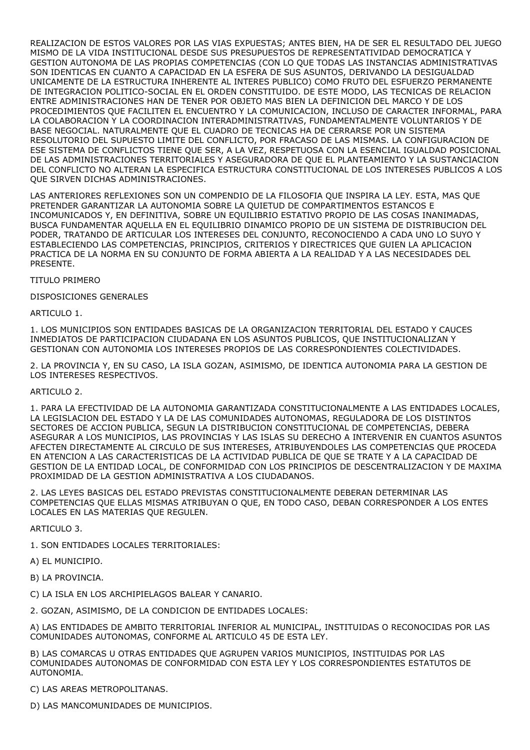REALIZACION DE ESTOS VALORES POR LAS VIAS EXPUESTAS; ANTES BIEN, HA DE SER EL RESULTADO DEL JUEGO MISMO DE LA VIDA INSTITUCIONAL DESDE SUS PRESUPUESTOS DE REPRESENTATIVIDAD DEMOCRATICA Y GESTION AUTONOMA DE LAS PROPIAS COMPETENCIAS (CON LO QUE TODAS LAS INSTANCIAS ADMINISTRATIVAS SON IDENTICAS EN CUANTO A CAPACIDAD EN LA ESFERA DE SUS ASUNTOS, DERIVANDO LA DESIGUALDAD UNICAMENTE DE LA ESTRUCTURA INHERENTE AL INTERES PUBLICO) COMO FRUTO DEL ESFUERZO PERMANENTE DE INTEGRACION POLITICO-SOCIAL EN EL ORDEN CONSTITUIDO. DE ESTE MODO, LAS TECNICAS DE RELACION ENTRE ADMINISTRACIONES HAN DE TENER POR OBJETO MAS BIEN LA DEFINICION DEL MARCO Y DE LOS PROCEDIMIENTOS QUE FACILITEN EL ENCUENTRO Y LA COMUNICACION, INCLUSO DE CARACTER INFORMAL, PARA LA COLABORACION Y LA COORDINACION INTERADMINISTRATIVAS, FUNDAMENTALMENTE VOLUNTARIOS Y DE BASE NEGOCIAL. NATURALMENTE QUE EL CUADRO DE TECNICAS HA DE CERRARSE POR UN SISTEMA RESOLUTORIO DEL SUPUESTO LIMITE DEL CONFLICTO, POR FRACASO DE LAS MISMAS. LA CONFIGURACION DE ESE SISTEMA DE CONFLICTOS TIENE QUE SER, A LA VEZ, RESPETUOSA CON LA ESENCIAL IGUALDAD POSICIONAL DE LAS ADMINISTRACIONES TERRITORIALES Y ASEGURADORA DE QUE EL PLANTEAMIENTO Y LA SUSTANCIACION DEL CONFLICTO NO ALTERAN LA ESPECIFICA ESTRUCTURA CONSTITUCIONAL DE LOS INTERESES PUBLICOS A LOS QUE SIRVEN DICHAS ADMINISTRACIONES.

LAS ANTERIORES REFLEXIONES SON UN COMPENDIO DE LA FILOSOFIA QUE INSPIRA LA LEY. ESTA, MAS QUE PRETENDER GARANTIZAR LA AUTONOMIA SOBRE LA QUIETUD DE COMPARTIMENTOS ESTANCOS E INCOMUNICADOS Y, EN DEFINITIVA, SOBRE UN EQUILIBRIO ESTATIVO PROPIO DE LAS COSAS INANIMADAS, BUSCA FUNDAMENTAR AQUELLA EN EL EQUILIBRIO DINAMICO PROPIO DE UN SISTEMA DE DISTRIBUCION DEL PODER, TRATANDO DE ARTICULAR LOS INTERESES DEL CONJUNTO, RECONOCIENDO A CADA UNO LO SUYO Y ESTABLECIENDO LAS COMPETENCIAS, PRINCIPIOS, CRITERIOS Y DIRECTRICES QUE GUIEN LA APLICACION PRACTICA DE LA NORMA EN SU CONJUNTO DE FORMA ABIERTA A LA REALIDAD Y A LAS NECESIDADES DEL PRESENTE.

## TITULO PRIMERO

## DISPOSICIONES GENERALES

### ARTICULO 1.

1. LOS MUNICIPIOS SON ENTIDADES BASICAS DE LA ORGANIZACION TERRITORIAL DEL ESTADO Y CAUCES INMEDIATOS DE PARTICIPACION CIUDADANA EN LOS ASUNTOS PUBLICOS, QUE INSTITUCIONALIZAN Y GESTIONAN CON AUTONOMIA LOS INTERESES PROPIOS DE LAS CORRESPONDIENTES COLECTIVIDADES.

2. LA PROVINCIA Y, EN SU CASO, LA ISLA GOZAN, ASIMISMO, DE IDENTICA AUTONOMIA PARA LA GESTION DE LOS INTERESES RESPECTIVOS.

### ARTICULO 2.

1. PARA LA EFECTIVIDAD DE LA AUTONOMIA GARANTIZADA CONSTITUCIONALMENTE A LAS ENTIDADES LOCALES, LA LEGISLACION DEL ESTADO Y LA DE LAS COMUNIDADES AUTONOMAS, REGULADORA DE LOS DISTINTOS SECTORES DE ACCION PUBLICA, SEGUN LA DISTRIBUCION CONSTITUCIONAL DE COMPETENCIAS, DEBERA ASEGURAR A LOS MUNICIPIOS, LAS PROVINCIAS Y LAS ISLAS SU DERECHO A INTERVENIR EN CUANTOS ASUNTOS AFECTEN DIRECTAMENTE AL CIRCULO DE SUS INTERESES, ATRIBUYENDOLES LAS COMPETENCIAS QUE PROCEDA EN ATENCION A LAS CARACTERISTICAS DE LA ACTIVIDAD PUBLICA DE QUE SE TRATE Y A LA CAPACIDAD DE GESTION DE LA ENTIDAD LOCAL, DE CONFORMIDAD CON LOS PRINCIPIOS DE DESCENTRALIZACION Y DE MAXIMA PROXIMIDAD DE LA GESTION ADMINISTRATIVA A LOS CIUDADANOS.

2. LAS LEYES BASICAS DEL ESTADO PREVISTAS CONSTITUCIONALMENTE DEBERAN DETERMINAR LAS COMPETENCIAS QUE ELLAS MISMAS ATRIBUYAN O QUE, EN TODO CASO, DEBAN CORRESPONDER A LOS ENTES LOCALES EN LAS MATERIAS QUE REGULEN.

### ARTICULO 3.

1. SON ENTIDADES LOCALES TERRITORIALES:

A) EL MUNICIPIO.

B) LA PROVINCIA.

C) LA ISLA EN LOS ARCHIPIELAGOS BALEAR Y CANARIO.

2. GOZAN, ASIMISMO, DE LA CONDICION DE ENTIDADES LOCALES:

A) LAS ENTIDADES DE AMBITO TERRITORIAL INFERIOR AL MUNICIPAL, INSTITUIDAS O RECONOCIDAS POR LAS COMUNIDADES AUTONOMAS, CONFORME AL ARTICULO 45 DE ESTA LEY.

B) LAS COMARCAS U OTRAS ENTIDADES QUE AGRUPEN VARIOS MUNICIPIOS, INSTITUIDAS POR LAS COMUNIDADES AUTONOMAS DE CONFORMIDAD CON ESTA LEY Y LOS CORRESPONDIENTES ESTATUTOS DE AUTONOMIA.

C) LAS AREAS METROPOLITANAS.

D) LAS MANCOMUNIDADES DE MUNICIPIOS.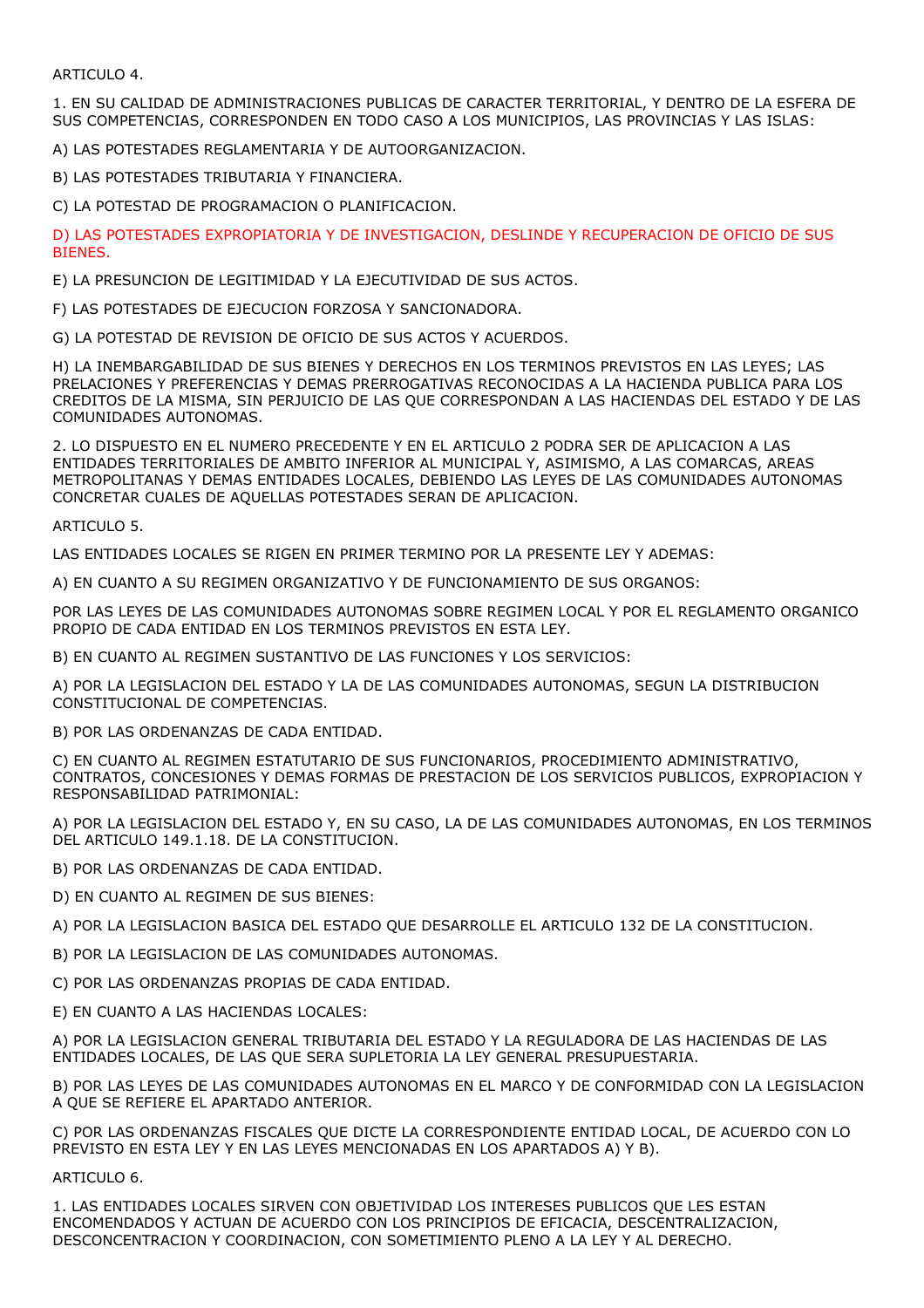ARTICULO 4.

1. EN SU CALIDAD DE ADMINISTRACIONES PUBLICAS DE CARACTER TERRITORIAL, Y DENTRO DE LA ESFERA DE SUS COMPETENCIAS, CORRESPONDEN EN TODO CASO A LOS MUNICIPIOS, LAS PROVINCIAS Y LAS ISLAS:

A) LAS POTESTADES REGLAMENTARIA Y DE AUTOORGANIZACION.

B) LAS POTESTADES TRIBUTARIA Y FINANCIERA.

C) LA POTESTAD DE PROGRAMACION O PLANIFICACION.

D) LAS POTESTADES EXPROPIATORIA Y DE INVESTIGACION, DESLINDE Y RECUPERACION DE OFICIO DE SUS BIENES.

E) LA PRESUNCION DE LEGITIMIDAD Y LA EJECUTIVIDAD DE SUS ACTOS.

F) LAS POTESTADES DE EJECUCION FORZOSA Y SANCIONADORA.

G) LA POTESTAD DE REVISION DE OFICIO DE SUS ACTOS Y ACUERDOS.

H) LA INEMBARGABILIDAD DE SUS BIENES Y DERECHOS EN LOS TERMINOS PREVISTOS EN LAS LEYES; LAS PRELACIONES Y PREFERENCIAS Y DEMAS PRERROGATIVAS RECONOCIDAS A LA HACIENDA PUBLICA PARA LOS CREDITOS DE LA MISMA, SIN PERJUICIO DE LAS QUE CORRESPONDAN A LAS HACIENDAS DEL ESTADO Y DE LAS COMUNIDADES AUTONOMAS.

2. LO DISPUESTO EN EL NUMERO PRECEDENTE Y EN EL ARTICULO 2 PODRA SER DE APLICACION A LAS ENTIDADES TERRITORIALES DE AMBITO INFERIOR AL MUNICIPAL Y, ASIMISMO, A LAS COMARCAS, AREAS METROPOLITANAS Y DEMAS ENTIDADES LOCALES, DEBIENDO LAS LEYES DE LAS COMUNIDADES AUTONOMAS CONCRETAR CUALES DE AQUELLAS POTESTADES SERAN DE APLICACION.

ARTICULO 5.

LAS ENTIDADES LOCALES SE RIGEN EN PRIMER TERMINO POR LA PRESENTE LEY Y ADEMAS:

A) EN CUANTO A SU REGIMEN ORGANIZATIVO Y DE FUNCIONAMIENTO DE SUS ORGANOS:

POR LAS LEYES DE LAS COMUNIDADES AUTONOMAS SOBRE REGIMEN LOCAL Y POR EL REGLAMENTO ORGANICO PROPIO DE CADA ENTIDAD EN LOS TERMINOS PREVISTOS EN ESTA LEY.

B) EN CUANTO AL REGIMEN SUSTANTIVO DE LAS FUNCIONES Y LOS SERVICIOS:

A) POR LA LEGISLACION DEL ESTADO Y LA DE LAS COMUNIDADES AUTONOMAS, SEGUN LA DISTRIBUCION CONSTITUCIONAL DE COMPETENCIAS.

B) POR LAS ORDENANZAS DE CADA ENTIDAD.

C) EN CUANTO AL REGIMEN ESTATUTARIO DE SUS FUNCIONARIOS, PROCEDIMIENTO ADMINISTRATIVO, CONTRATOS, CONCESIONES Y DEMAS FORMAS DE PRESTACION DE LOS SERVICIOS PUBLICOS, EXPROPIACION Y RESPONSABILIDAD PATRIMONIAL:

A) POR LA LEGISLACION DEL ESTADO Y, EN SU CASO, LA DE LAS COMUNIDADES AUTONOMAS, EN LOS TERMINOS DEL ARTICULO 149.1.18. DE LA CONSTITUCION.

B) POR LAS ORDENANZAS DE CADA ENTIDAD.

D) EN CUANTO AL REGIMEN DE SUS BIENES:

A) POR LA LEGISLACION BASICA DEL ESTADO QUE DESARROLLE EL ARTICULO 132 DE LA CONSTITUCION.

B) POR LA LEGISLACION DE LAS COMUNIDADES AUTONOMAS.

C) POR LAS ORDENANZAS PROPIAS DE CADA ENTIDAD.

E) EN CUANTO A LAS HACIENDAS LOCALES:

A) POR LA LEGISLACION GENERAL TRIBUTARIA DEL ESTADO Y LA REGULADORA DE LAS HACIENDAS DE LAS ENTIDADES LOCALES, DE LAS QUE SERA SUPLETORIA LA LEY GENERAL PRESUPUESTARIA.

B) POR LAS LEYES DE LAS COMUNIDADES AUTONOMAS EN EL MARCO Y DE CONFORMIDAD CON LA LEGISLACION A QUE SE REFIERE EL APARTADO ANTERIOR.

C) POR LAS ORDENANZAS FISCALES QUE DICTE LA CORRESPONDIENTE ENTIDAD LOCAL, DE ACUERDO CON LO PREVISTO EN ESTA LEY Y EN LAS LEYES MENCIONADAS EN LOS APARTADOS A) Y B).

ARTICULO 6.

1. LAS ENTIDADES LOCALES SIRVEN CON OBJETIVIDAD LOS INTERESES PUBLICOS QUE LES ESTAN ENCOMENDADOS Y ACTUAN DE ACUERDO CON LOS PRINCIPIOS DE EFICACIA, DESCENTRALIZACION, DESCONCENTRACION Y COORDINACION, CON SOMETIMIENTO PLENO A LA LEY Y AL DERECHO.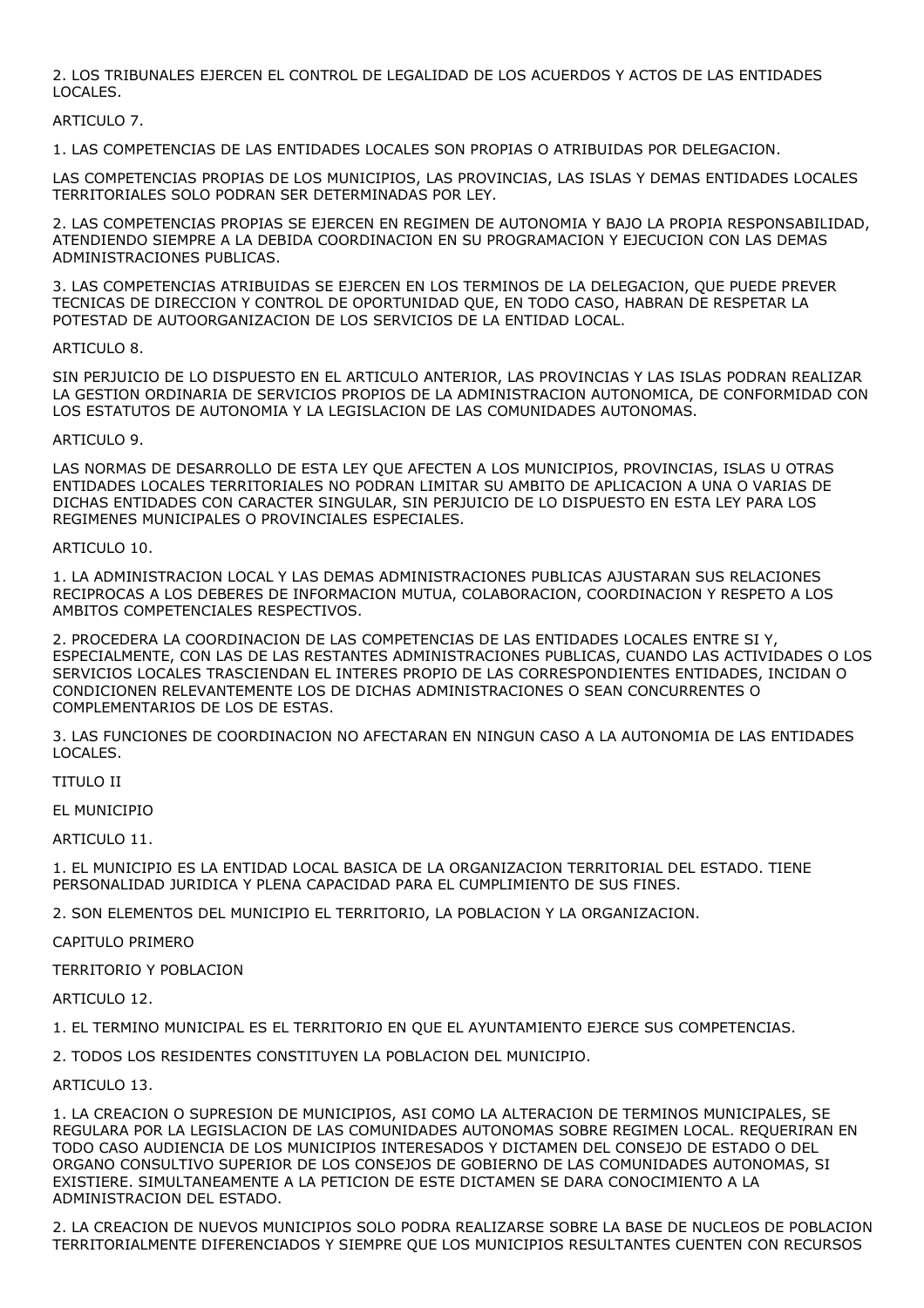2. LOS TRIBUNALES EJERCEN EL CONTROL DE LEGALIDAD DE LOS ACUERDOS Y ACTOS DE LAS ENTIDADES LOCALES.

ARTICULO 7.

1. LAS COMPETENCIAS DE LAS ENTIDADES LOCALES SON PROPIAS O ATRIBUIDAS POR DELEGACION.

LAS COMPETENCIAS PROPIAS DE LOS MUNICIPIOS, LAS PROVINCIAS, LAS ISLAS Y DEMAS ENTIDADES LOCALES TERRITORIALES SOLO PODRAN SER DETERMINADAS POR LEY.

2. LAS COMPETENCIAS PROPIAS SE EJERCEN EN REGIMEN DE AUTONOMIA Y BAJO LA PROPIA RESPONSABILIDAD, ATENDIENDO SIEMPRE A LA DEBIDA COORDINACION EN SU PROGRAMACION Y EJECUCION CON LAS DEMAS ADMINISTRACIONES PUBLICAS.

3. LAS COMPETENCIAS ATRIBUIDAS SE EJERCEN EN LOS TERMINOS DE LA DELEGACION, QUE PUEDE PREVER TECNICAS DE DIRECCION Y CONTROL DE OPORTUNIDAD QUE, EN TODO CASO, HABRAN DE RESPETAR LA POTESTAD DE AUTOORGANIZACION DE LOS SERVICIOS DE LA ENTIDAD LOCAL.

ARTICULO 8.

SIN PERJUICIO DE LO DISPUESTO EN EL ARTICULO ANTERIOR, LAS PROVINCIAS Y LAS ISLAS PODRAN REALIZAR LA GESTION ORDINARIA DE SERVICIOS PROPIOS DE LA ADMINISTRACION AUTONOMICA, DE CONFORMIDAD CON LOS ESTATUTOS DE AUTONOMIA Y LA LEGISLACION DE LAS COMUNIDADES AUTONOMAS.

ARTICULO 9.

LAS NORMAS DE DESARROLLO DE ESTA LEY QUE AFECTEN A LOS MUNICIPIOS, PROVINCIAS, ISLAS U OTRAS ENTIDADES LOCALES TERRITORIALES NO PODRAN LIMITAR SU AMBITO DE APLICACION A UNA O VARIAS DE DICHAS ENTIDADES CON CARACTER SINGULAR, SIN PERJUICIO DE LO DISPUESTO EN ESTA LEY PARA LOS REGIMENES MUNICIPALES O PROVINCIALES ESPECIALES.

ARTICULO 10.

1. LA ADMINISTRACION LOCAL Y LAS DEMAS ADMINISTRACIONES PUBLICAS AJUSTARAN SUS RELACIONES RECIPROCAS A LOS DEBERES DE INFORMACION MUTUA, COLABORACION, COORDINACION Y RESPETO A LOS AMBITOS COMPETENCIALES RESPECTIVOS.

2. PROCEDERA LA COORDINACION DE LAS COMPETENCIAS DE LAS ENTIDADES LOCALES ENTRE SI Y, ESPECIALMENTE, CON LAS DE LAS RESTANTES ADMINISTRACIONES PUBLICAS, CUANDO LAS ACTIVIDADES O LOS SERVICIOS LOCALES TRASCIENDAN EL INTERES PROPIO DE LAS CORRESPONDIENTES ENTIDADES, INCIDAN O CONDICIONEN RELEVANTEMENTE LOS DE DICHAS ADMINISTRACIONES O SEAN CONCURRENTES O COMPLEMENTARIOS DE LOS DE ESTAS.

3. LAS FUNCIONES DE COORDINACION NO AFECTARAN EN NINGUN CASO A LA AUTONOMIA DE LAS ENTIDADES LOCALES.

TITULO II

EL MUNICIPIO

ARTICULO 11.

1. EL MUNICIPIO ES LA ENTIDAD LOCAL BASICA DE LA ORGANIZACION TERRITORIAL DEL ESTADO. TIENE PERSONALIDAD JURIDICA Y PLENA CAPACIDAD PARA EL CUMPLIMIENTO DE SUS FINES.

2. SON ELEMENTOS DEL MUNICIPIO EL TERRITORIO, LA POBLACION Y LA ORGANIZACION.

CAPITULO PRIMERO

TERRITORIO Y POBLACION

ARTICULO 12.

1. EL TERMINO MUNICIPAL ES EL TERRITORIO EN QUE EL AYUNTAMIENTO EJERCE SUS COMPETENCIAS.

2. TODOS LOS RESIDENTES CONSTITUYEN LA POBLACION DEL MUNICIPIO.

ARTICULO 13.

1. LA CREACION O SUPRESION DE MUNICIPIOS, ASI COMO LA ALTERACION DE TERMINOS MUNICIPALES, SE REGULARA POR LA LEGISLACION DE LAS COMUNIDADES AUTONOMAS SOBRE REGIMEN LOCAL. REQUERIRAN EN TODO CASO AUDIENCIA DE LOS MUNICIPIOS INTERESADOS Y DICTAMEN DEL CONSEJO DE ESTADO O DEL ORGANO CONSULTIVO SUPERIOR DE LOS CONSEJOS DE GOBIERNO DE LAS COMUNIDADES AUTONOMAS, SI EXISTIERE. SIMULTANEAMENTE A LA PETICION DE ESTE DICTAMEN SE DARA CONOCIMIENTO A LA ADMINISTRACION DEL ESTADO.

2. LA CREACION DE NUEVOS MUNICIPIOS SOLO PODRA REALIZARSE SOBRE LA BASE DE NUCLEOS DE POBLACION TERRITORIALMENTE DIFERENCIADOS Y SIEMPRE QUE LOS MUNICIPIOS RESULTANTES CUENTEN CON RECURSOS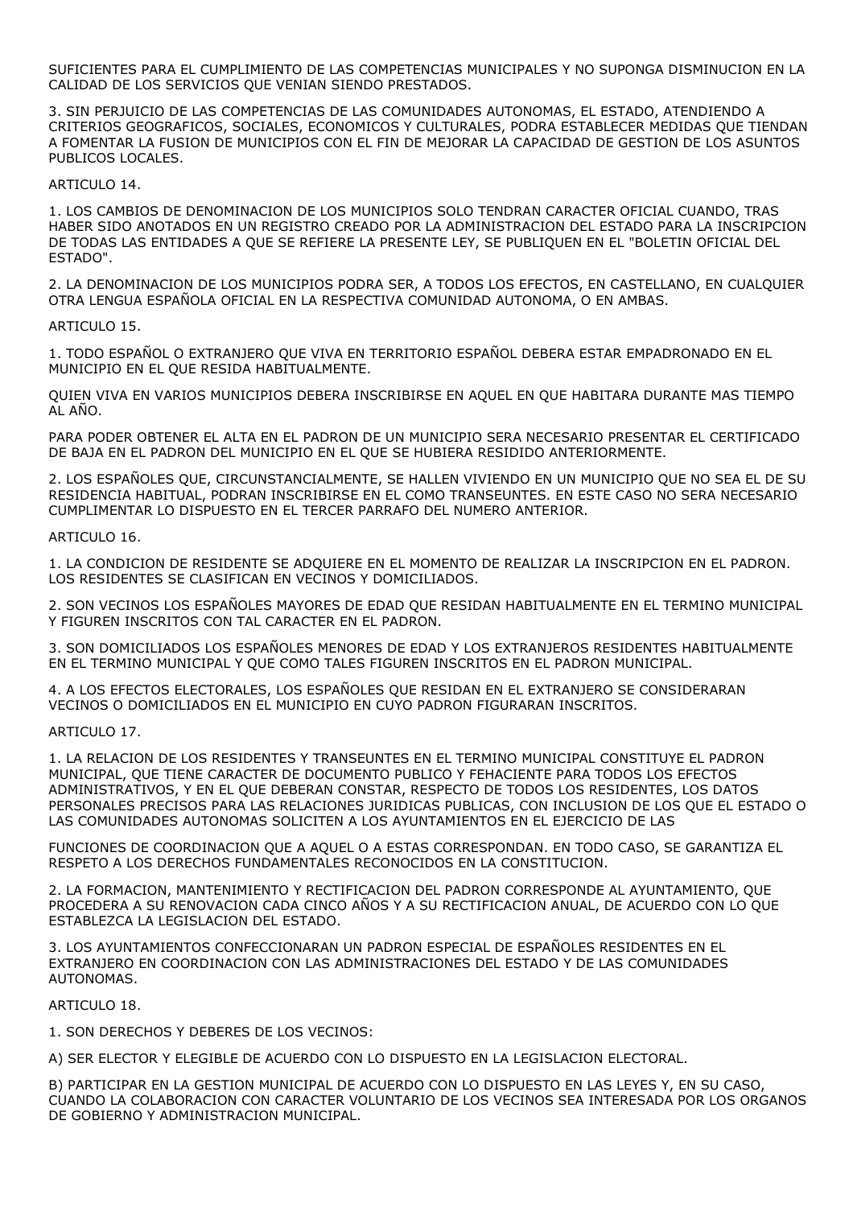SUFICIENTES PARA EL CUMPLIMIENTO DE LAS COMPETENCIAS MUNICIPALES Y NO SUPONGA DISMINUCION EN LA CALIDAD DE LOS SERVICIOS QUE VENIAN SIENDO PRESTADOS.

3. SIN PERJUICIO DE LAS COMPETENCIAS DE LAS COMUNIDADES AUTONOMAS, EL ESTADO, ATENDIENDO A CRITERIOS GEOGRAFICOS, SOCIALES, ECONOMICOS Y CULTURALES, PODRA ESTABLECER MEDIDAS QUE TIENDAN A FOMENTAR LA FUSION DE MUNICIPIOS CON EL FIN DE MEJORAR LA CAPACIDAD DE GESTION DE LOS ASUNTOS PUBLICOS LOCALES.

ARTICULO 14.

1. LOS CAMBIOS DE DENOMINACION DE LOS MUNICIPIOS SOLO TENDRAN CARACTER OFICIAL CUANDO, TRAS HABER SIDO ANOTADOS EN UN REGISTRO CREADO POR LA ADMINISTRACION DEL ESTADO PARA LA INSCRIPCION DE TODAS LAS ENTIDADES A QUE SE REFIERE LA PRESENTE LEY, SE PUBLIQUEN EN EL "BOLETIN OFICIAL DEL ESTADO".

2. LA DENOMINACION DE LOS MUNICIPIOS PODRA SER, A TODOS LOS EFECTOS, EN CASTELLANO, EN CUALQUIER OTRA LENGUA ESPAÑOLA OFICIAL EN LA RESPECTIVA COMUNIDAD AUTONOMA, O EN AMBAS.

ARTICULO 15.

1. TODO ESPAÑOL O EXTRANJERO QUE VIVA EN TERRITORIO ESPAÑOL DEBERA ESTAR EMPADRONADO EN EL MUNICIPIO EN EL QUE RESIDA HABITUALMENTE.

QUIEN VIVA EN VARIOS MUNICIPIOS DEBERA INSCRIBIRSE EN AQUEL EN QUE HABITARA DURANTE MAS TIEMPO AL AÑO.

PARA PODER OBTENER EL ALTA EN EL PADRON DE UN MUNICIPIO SERA NECESARIO PRESENTAR EL CERTIFICADO DE BAJA EN EL PADRON DEL MUNICIPIO EN EL QUE SE HUBIERA RESIDIDO ANTERIORMENTE.

2. LOS ESPAÑOLES QUE, CIRCUNSTANCIALMENTE, SE HALLEN VIVIENDO EN UN MUNICIPIO QUE NO SEA EL DE SU RESIDENCIA HABITUAL, PODRAN INSCRIBIRSE EN EL COMO TRANSEUNTES. EN ESTE CASO NO SERA NECESARIO CUMPLIMENTAR LO DISPUESTO EN EL TERCER PARRAFO DEL NUMERO ANTERIOR.

ARTICULO 16.

1. LA CONDICION DE RESIDENTE SE ADQUIERE EN EL MOMENTO DE REALIZAR LA INSCRIPCION EN EL PADRON. LOS RESIDENTES SE CLASIFICAN EN VECINOS Y DOMICILIADOS.

2. SON VECINOS LOS ESPAÑOLES MAYORES DE EDAD QUE RESIDAN HABITUALMENTE EN EL TERMINO MUNICIPAL Y FIGUREN INSCRITOS CON TAL CARACTER EN EL PADRON.

3. SON DOMICILIADOS LOS ESPAÑOLES MENORES DE EDAD Y LOS EXTRANJEROS RESIDENTES HABITUALMENTE EN EL TERMINO MUNICIPAL Y QUE COMO TALES FIGUREN INSCRITOS EN EL PADRON MUNICIPAL.

4. A LOS EFECTOS ELECTORALES, LOS ESPAÑOLES QUE RESIDAN EN EL EXTRANJERO SE CONSIDERARAN VECINOS O DOMICILIADOS EN EL MUNICIPIO EN CUYO PADRON FIGURARAN INSCRITOS.

ARTICULO 17.

1. LA RELACION DE LOS RESIDENTES Y TRANSEUNTES EN EL TERMINO MUNICIPAL CONSTITUYE EL PADRON MUNICIPAL, QUE TIENE CARACTER DE DOCUMENTO PUBLICO Y FEHACIENTE PARA TODOS LOS EFECTOS ADMINISTRATIVOS, Y EN EL QUE DEBERAN CONSTAR, RESPECTO DE TODOS LOS RESIDENTES, LOS DATOS PERSONALES PRECISOS PARA LAS RELACIONES JURIDICAS PUBLICAS, CON INCLUSION DE LOS QUE EL ESTADO O LAS COMUNIDADES AUTONOMAS SOLICITEN A LOS AYUNTAMIENTOS EN EL EJERCICIO DE LAS FUNCIONES DE COORDINACION QUE A AQUEL O A ESTAS CORRESPONDAN. EN TODO CASO, SE GARANTIZA EL RESPETO A LOS DERECHOS FUNDAMENTALES RECONOCIDOS EN LA CONSTITUCION.

2. LA FORMACION, MANTENIMIENTO Y RECTIFICACION DEL PADRON CORRESPONDE AL AYUNTAMIENTO, QUE PROCEDERA A SU RENOVACION CADA CINCO AÑOS Y A SU RECTIFICACION ANUAL, DE ACUERDO CON LO QUE ESTABLEZCA LA LEGISLACION DEL ESTADO.

3. LOS AYUNTAMIENTOS CONFECCIONARAN UN PADRON ESPECIAL DE ESPAÑOLES RESIDENTES EN EL EXTRANJERO EN COORDINACION CON LAS ADMINISTRACIONES DEL ESTADO Y DE LAS COMUNIDADES AUTONOMAS.

ARTICULO 18.

1. SON DERECHOS Y DEBERES DE LOS VECINOS:

A) SER ELECTOR Y ELEGIBLE DE ACUERDO CON LO DISPUESTO EN LA LEGISLACION ELECTORAL.

B) PARTICIPAR EN LA GESTION MUNICIPAL DE ACUERDO CON LO DISPUESTO EN LAS LEYES Y, EN SU CASO, CUANDO LA COLABORACION CON CARACTER VOLUNTARIO DE LOS VECINOS SEA INTERESADA POR LOS ORGANOS DE GOBIERNO Y ADMINISTRACION MUNICIPAL.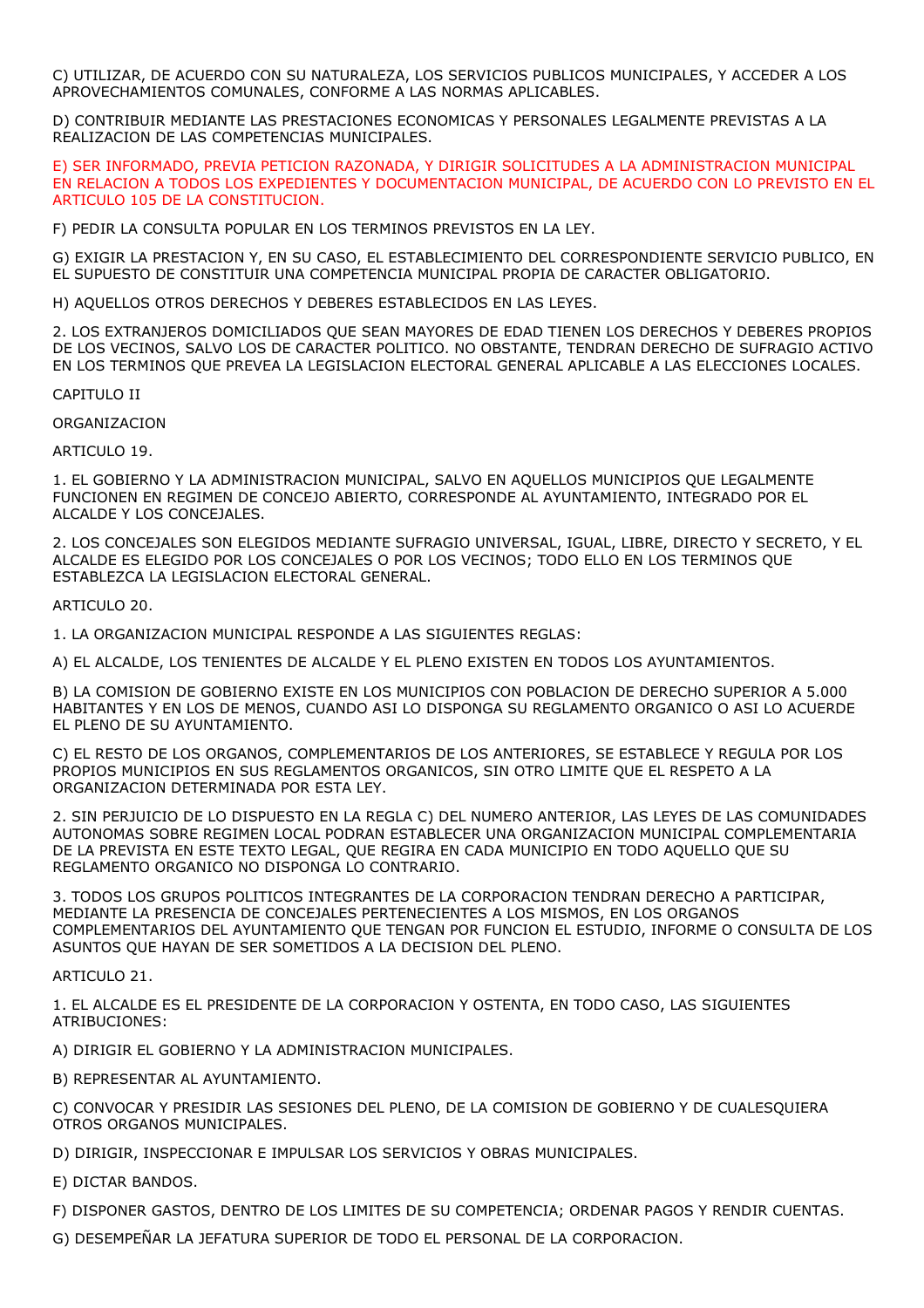C) UTILIZAR, DE ACUERDO CON SU NATURALEZA, LOS SERVICIOS PUBLICOS MUNICIPALES, Y ACCEDER A LOS APROVECHAMIENTOS COMUNALES, CONFORME A LAS NORMAS APLICABLES.

D) CONTRIBUIR MEDIANTE LAS PRESTACIONES ECONOMICAS Y PERSONALES LEGALMENTE PREVISTAS A LA REALIZACION DE LAS COMPETENCIAS MUNICIPALES.

E) SER INFORMADO, PREVIA PETICION RAZONADA, Y DIRIGIR SOLICITUDES A LA ADMINISTRACION MUNICIPAL EN RELACION A TODOS LOS EXPEDIENTES Y DOCUMENTACION MUNICIPAL, DE ACUERDO CON LO PREVISTO EN EL ARTICULO 105 DE LA CONSTITUCION.

F) PEDIR LA CONSULTA POPULAR EN LOS TERMINOS PREVISTOS EN LA LEY.

G) EXIGIR LA PRESTACION Y, EN SU CASO, EL ESTABLECIMIENTO DEL CORRESPONDIENTE SERVICIO PUBLICO, EN EL SUPUESTO DE CONSTITUIR UNA COMPETENCIA MUNICIPAL PROPIA DE CARACTER OBLIGATORIO.

H) AQUELLOS OTROS DERECHOS Y DEBERES ESTABLECIDOS EN LAS LEYES.

2. LOS EXTRANJEROS DOMICILIADOS QUE SEAN MAYORES DE EDAD TIENEN LOS DERECHOS Y DEBERES PROPIOS DE LOS VECINOS, SALVO LOS DE CARACTER POLITICO. NO OBSTANTE, TENDRAN DERECHO DE SUFRAGIO ACTIVO EN LOS TERMINOS QUE PREVEA LA LEGISLACION ELECTORAL GENERAL APLICABLE A LAS ELECCIONES LOCALES.

CAPITULO II

ORGANIZACION

ARTICULO 19.

1. EL GOBIERNO Y LA ADMINISTRACION MUNICIPAL, SALVO EN AQUELLOS MUNICIPIOS QUE LEGALMENTE FUNCIONEN EN REGIMEN DE CONCEJO ABIERTO, CORRESPONDE AL AYUNTAMIENTO, INTEGRADO POR EL ALCALDE Y LOS CONCEJALES.

2. LOS CONCEJALES SON ELEGIDOS MEDIANTE SUFRAGIO UNIVERSAL, IGUAL, LIBRE, DIRECTO Y SECRETO, Y EL ALCALDE ES ELEGIDO POR LOS CONCEJALES O POR LOS VECINOS; TODO ELLO EN LOS TERMINOS QUE ESTABLEZCA LA LEGISLACION ELECTORAL GENERAL.

ARTICULO 20.

1. LA ORGANIZACION MUNICIPAL RESPONDE A LAS SIGUIENTES REGLAS:

A) EL ALCALDE, LOS TENIENTES DE ALCALDE Y EL PLENO EXISTEN EN TODOS LOS AYUNTAMIENTOS.

B) LA COMISION DE GOBIERNO EXISTE EN LOS MUNICIPIOS CON POBLACION DE DERECHO SUPERIOR A 5.000 HABITANTES Y EN LOS DE MENOS, CUANDO ASI LO DISPONGA SU REGLAMENTO ORGANICO O ASI LO ACUERDE EL PLENO DE SU AYUNTAMIENTO.

C) EL RESTO DE LOS ORGANOS, COMPLEMENTARIOS DE LOS ANTERIORES, SE ESTABLECE Y REGULA POR LOS PROPIOS MUNICIPIOS EN SUS REGLAMENTOS ORGANICOS, SIN OTRO LIMITE QUE EL RESPETO A LA ORGANIZACION DETERMINADA POR ESTA LEY.

2. SIN PERJUICIO DE LO DISPUESTO EN LA REGLA C) DEL NUMERO ANTERIOR, LAS LEYES DE LAS COMUNIDADES AUTONOMAS SOBRE REGIMEN LOCAL PODRAN ESTABLECER UNA ORGANIZACION MUNICIPAL COMPLEMENTARIA DE LA PREVISTA EN ESTE TEXTO LEGAL, QUE REGIRA EN CADA MUNICIPIO EN TODO AQUELLO QUE SU REGLAMENTO ORGANICO NO DISPONGA LO CONTRARIO.

3. TODOS LOS GRUPOS POLITICOS INTEGRANTES DE LA CORPORACION TENDRAN DERECHO A PARTICIPAR, MEDIANTE LA PRESENCIA DE CONCEJALES PERTENECIENTES A LOS MISMOS, EN LOS ORGANOS COMPLEMENTARIOS DEL AYUNTAMIENTO QUE TENGAN POR FUNCION EL ESTUDIO, INFORME O CONSULTA DE LOS ASUNTOS QUE HAYAN DE SER SOMETIDOS A LA DECISION DEL PLENO.

ARTICULO 21.

1. EL ALCALDE ES EL PRESIDENTE DE LA CORPORACION Y OSTENTA, EN TODO CASO, LAS SIGUIENTES ATRIBUCIONES:

A) DIRIGIR EL GOBIERNO Y LA ADMINISTRACION MUNICIPALES.

B) REPRESENTAR AL AYUNTAMIENTO.

C) CONVOCAR Y PRESIDIR LAS SESIONES DEL PLENO, DE LA COMISION DE GOBIERNO Y DE CUALESQUIERA OTROS ORGANOS MUNICIPALES.

D) DIRIGIR, INSPECCIONAR E IMPULSAR LOS SERVICIOS Y OBRAS MUNICIPALES.

E) DICTAR BANDOS.

F) DISPONER GASTOS, DENTRO DE LOS LIMITES DE SU COMPETENCIA; ORDENAR PAGOS Y RENDIR CUENTAS.

G) DESEMPEÑAR LA JEFATURA SUPERIOR DE TODO EL PERSONAL DE LA CORPORACION.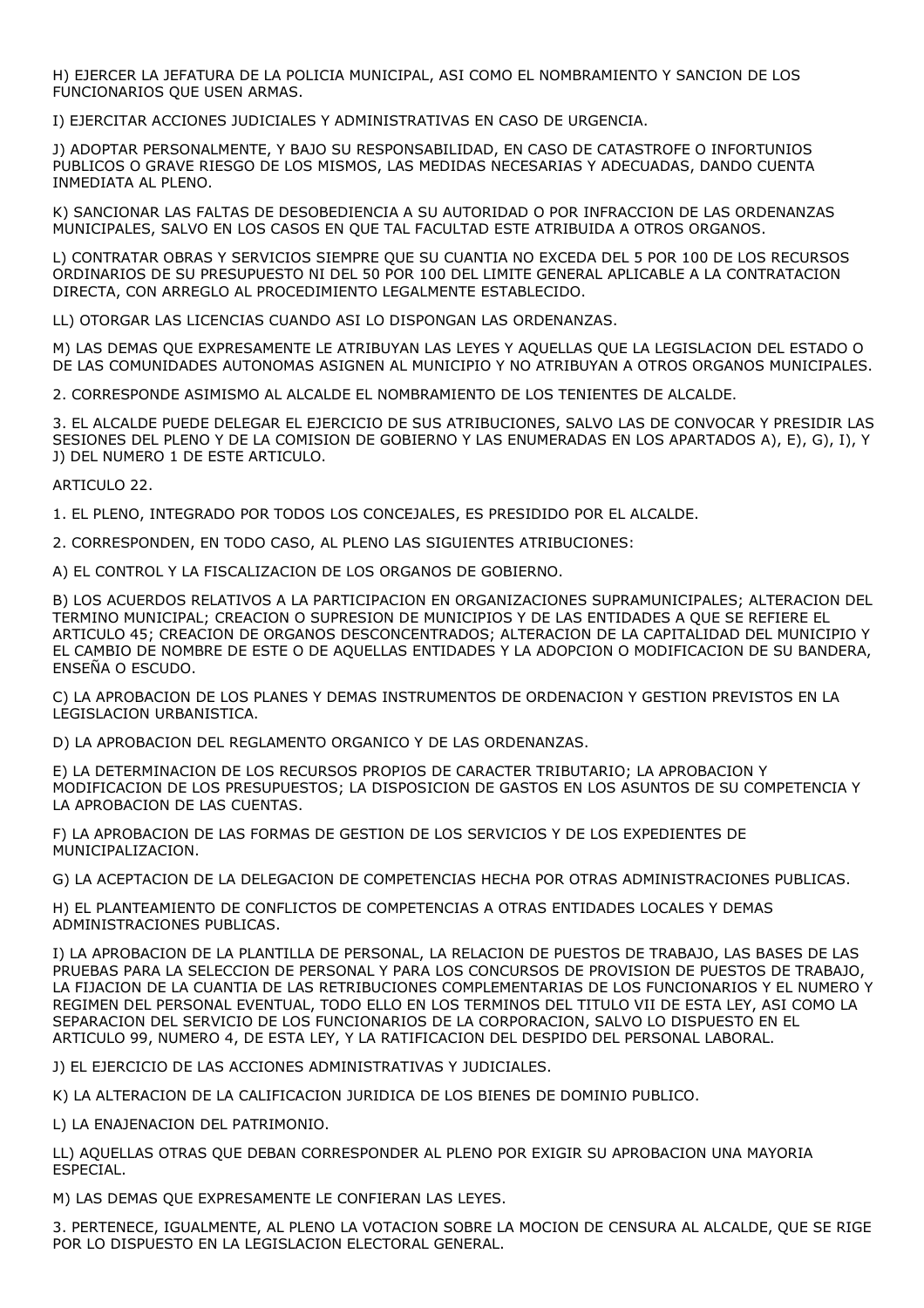H) EJERCER LA JEFATURA DE LA POLICIA MUNICIPAL, ASI COMO EL NOMBRAMIENTO Y SANCION DE LOS FUNCIONARIOS QUE USEN ARMAS.

I) EJERCITAR ACCIONES JUDICIALES Y ADMINISTRATIVAS EN CASO DE URGENCIA.

J) ADOPTAR PERSONALMENTE, Y BAJO SU RESPONSABILIDAD, EN CASO DE CATASTROFE O INFORTUNIOS PUBLICOS O GRAVE RIESGO DE LOS MISMOS, LAS MEDIDAS NECESARIAS Y ADECUADAS, DANDO CUENTA INMEDIATA AL PLENO.

K) SANCIONAR LAS FALTAS DE DESOBEDIENCIA A SU AUTORIDAD O POR INFRACCION DE LAS ORDENANZAS MUNICIPALES, SALVO EN LOS CASOS EN QUE TAL FACULTAD ESTE ATRIBUIDA A OTROS ORGANOS.

L) CONTRATAR OBRAS Y SERVICIOS SIEMPRE QUE SU CUANTIA NO EXCEDA DEL 5 POR 100 DE LOS RECURSOS ORDINARIOS DE SU PRESUPUESTO NI DEL 50 POR 100 DEL LIMITE GENERAL APLICABLE A LA CONTRATACION DIRECTA, CON ARREGLO AL PROCEDIMIENTO LEGALMENTE ESTABLECIDO.

LL) OTORGAR LAS LICENCIAS CUANDO ASI LO DISPONGAN LAS ORDENANZAS.

M) LAS DEMAS QUE EXPRESAMENTE LE ATRIBUYAN LAS LEYES Y AQUELLAS QUE LA LEGISLACION DEL ESTADO O DE LAS COMUNIDADES AUTONOMAS ASIGNEN AL MUNICIPIO Y NO ATRIBUYAN A OTROS ORGANOS MUNICIPALES.

2. CORRESPONDE ASIMISMO AL ALCALDE EL NOMBRAMIENTO DE LOS TENIENTES DE ALCALDE.

3. EL ALCALDE PUEDE DELEGAR EL EJERCICIO DE SUS ATRIBUCIONES, SALVO LAS DE CONVOCAR Y PRESIDIR LAS SESIONES DEL PLENO Y DE LA COMISION DE GOBIERNO Y LAS ENUMERADAS EN LOS APARTADOS A), E), G), I), Y J) DEL NUMERO 1 DE ESTE ARTICULO.

ARTICULO 22.

1. EL PLENO, INTEGRADO POR TODOS LOS CONCEJALES, ES PRESIDIDO POR EL ALCALDE.

2. CORRESPONDEN, EN TODO CASO, AL PLENO LAS SIGUIENTES ATRIBUCIONES:

A) EL CONTROL Y LA FISCALIZACION DE LOS ORGANOS DE GOBIERNO.

B) LOS ACUERDOS RELATIVOS A LA PARTICIPACION EN ORGANIZACIONES SUPRAMUNICIPALES; ALTERACION DEL TERMINO MUNICIPAL; CREACION O SUPRESION DE MUNICIPIOS Y DE LAS ENTIDADES A QUE SE REFIERE EL ARTICULO 45; CREACION DE ORGANOS DESCONCENTRADOS; ALTERACION DE LA CAPITALIDAD DEL MUNICIPIO Y EL CAMBIO DE NOMBRE DE ESTE O DE AQUELLAS ENTIDADES Y LA ADOPCION O MODIFICACION DE SU BANDERA, ENSEÑA O ESCUDO.

C) LA APROBACION DE LOS PLANES Y DEMAS INSTRUMENTOS DE ORDENACION Y GESTION PREVISTOS EN LA LEGISLACION URBANISTICA.

D) LA APROBACION DEL REGLAMENTO ORGANICO Y DE LAS ORDENANZAS.

E) LA DETERMINACION DE LOS RECURSOS PROPIOS DE CARACTER TRIBUTARIO; LA APROBACION Y MODIFICACION DE LOS PRESUPUESTOS; LA DISPOSICION DE GASTOS EN LOS ASUNTOS DE SU COMPETENCIA Y LA APROBACION DE LAS CUENTAS.

F) LA APROBACION DE LAS FORMAS DE GESTION DE LOS SERVICIOS Y DE LOS EXPEDIENTES DE MUNICIPALIZACION.

G) LA ACEPTACION DE LA DELEGACION DE COMPETENCIAS HECHA POR OTRAS ADMINISTRACIONES PUBLICAS.

H) EL PLANTEAMIENTO DE CONFLICTOS DE COMPETENCIAS A OTRAS ENTIDADES LOCALES Y DEMAS ADMINISTRACIONES PUBLICAS.

I) LA APROBACION DE LA PLANTILLA DE PERSONAL, LA RELACION DE PUESTOS DE TRABAJO, LAS BASES DE LAS PRUEBAS PARA LA SELECCION DE PERSONAL Y PARA LOS CONCURSOS DE PROVISION DE PUESTOS DE TRABAJO, LA FIJACION DE LA CUANTIA DE LAS RETRIBUCIONES COMPLEMENTARIAS DE LOS FUNCIONARIOS Y EL NUMERO Y REGIMEN DEL PERSONAL EVENTUAL, TODO ELLO EN LOS TERMINOS DEL TITULO VII DE ESTA LEY, ASI COMO LA SEPARACION DEL SERVICIO DE LOS FUNCIONARIOS DE LA CORPORACION, SALVO LO DISPUESTO EN EL ARTICULO 99, NUMERO 4, DE ESTA LEY, Y LA RATIFICACION DEL DESPIDO DEL PERSONAL LABORAL.

J) EL EJERCICIO DE LAS ACCIONES ADMINISTRATIVAS Y JUDICIALES.

K) LA ALTERACION DE LA CALIFICACION JURIDICA DE LOS BIENES DE DOMINIO PUBLICO.

L) LA ENAJENACION DEL PATRIMONIO.

LL) AQUELLAS OTRAS QUE DEBAN CORRESPONDER AL PLENO POR EXIGIR SU APROBACION UNA MAYORIA ESPECIAL.

M) LAS DEMAS QUE EXPRESAMENTE LE CONFIERAN LAS LEYES.

3. PERTENECE, IGUALMENTE, AL PLENO LA VOTACION SOBRE LA MOCION DE CENSURA AL ALCALDE, QUE SE RIGE POR LO DISPUESTO EN LA LEGISLACION ELECTORAL GENERAL.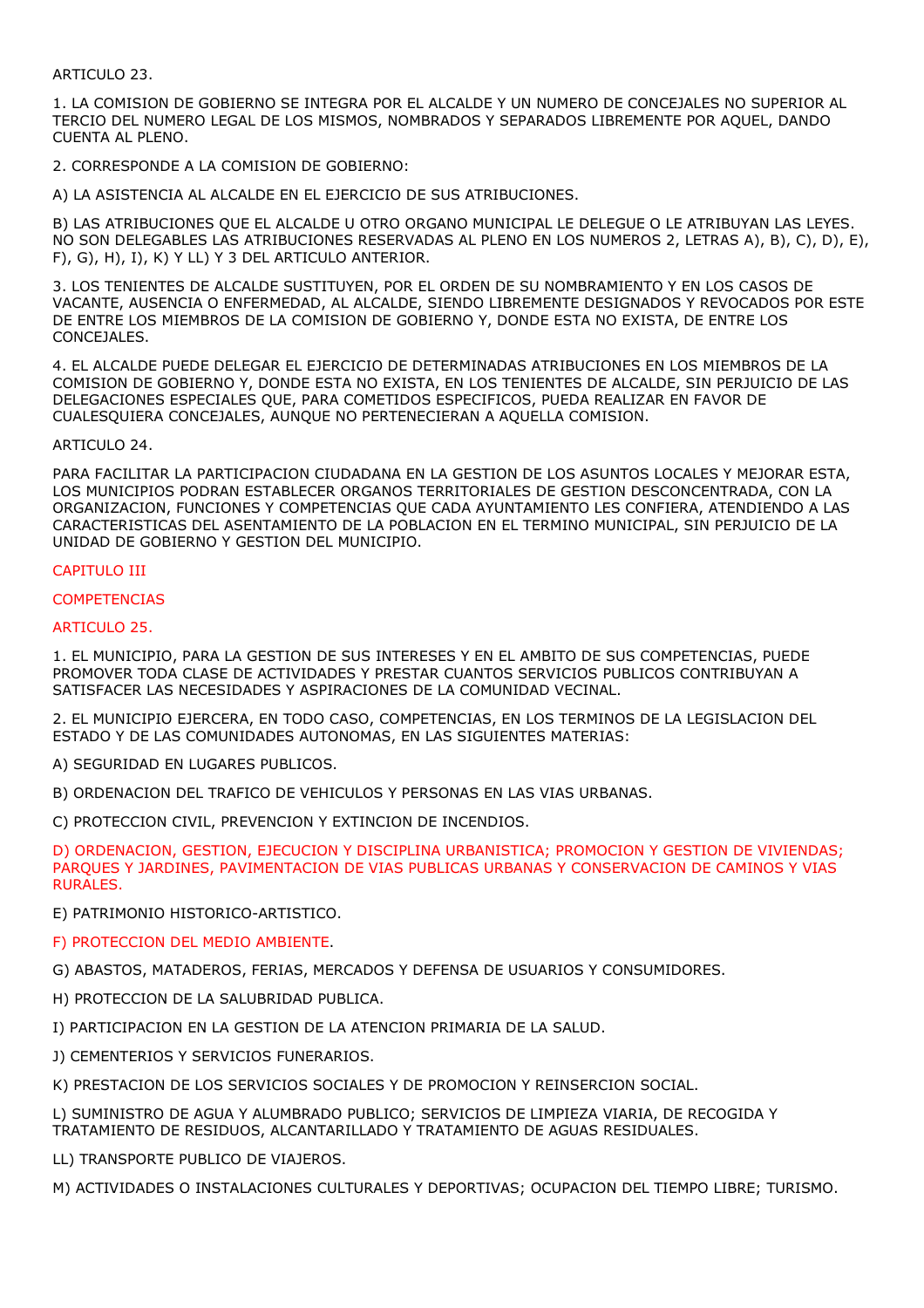ARTICULO 23.

1. LA COMISION DE GOBIERNO SE INTEGRA POR EL ALCALDE Y UN NUMERO DE CONCEJALES NO SUPERIOR AL TERCIO DEL NUMERO LEGAL DE LOS MISMOS, NOMBRADOS Y SEPARADOS LIBREMENTE POR AQUEL, DANDO CUENTA AL PLENO.

2. CORRESPONDE A LA COMISION DE GOBIERNO:

A) LA ASISTENCIA AL ALCALDE EN EL EJERCICIO DE SUS ATRIBUCIONES.

B) LAS ATRIBUCIONES QUE EL ALCALDE U OTRO ORGANO MUNICIPAL LE DELEGUE O LE ATRIBUYAN LAS LEYES. NO SON DELEGABLES LAS ATRIBUCIONES RESERVADAS AL PLENO EN LOS NUMEROS 2, LETRAS A), B), C), D), E), F), G), H), I), K) Y LL) Y 3 DEL ARTICULO ANTERIOR.

3. LOS TENIENTES DE ALCALDE SUSTITUYEN, POR EL ORDEN DE SU NOMBRAMIENTO Y EN LOS CASOS DE VACANTE, AUSENCIA O ENFERMEDAD, AL ALCALDE, SIENDO LIBREMENTE DESIGNADOS Y REVOCADOS POR ESTE DE ENTRE LOS MIEMBROS DE LA COMISION DE GOBIERNO Y, DONDE ESTA NO EXISTA, DE ENTRE LOS CONCEJALES.

4. EL ALCALDE PUEDE DELEGAR EL EJERCICIO DE DETERMINADAS ATRIBUCIONES EN LOS MIEMBROS DE LA COMISION DE GOBIERNO Y, DONDE ESTA NO EXISTA, EN LOS TENIENTES DE ALCALDE, SIN PERJUICIO DE LAS DELEGACIONES ESPECIALES QUE, PARA COMETIDOS ESPECIFICOS, PUEDA REALIZAR EN FAVOR DE CUALESQUIERA CONCEJALES, AUNQUE NO PERTENECIERAN A AQUELLA COMISION.

ARTICULO 24.

PARA FACILITAR LA PARTICIPACION CIUDADANA EN LA GESTION DE LOS ASUNTOS LOCALES Y MEJORAR ESTA, LOS MUNICIPIOS PODRAN ESTABLECER ORGANOS TERRITORIALES DE GESTION DESCONCENTRADA, CON LA ORGANIZACION, FUNCIONES Y COMPETENCIAS QUE CADA AYUNTAMIENTO LES CONFIERA, ATENDIENDO A LAS CARACTERISTICAS DEL ASENTAMIENTO DE LA POBLACION EN EL TERMINO MUNICIPAL, SIN PERJUICIO DE LA UNIDAD DE GOBIERNO Y GESTION DEL MUNICIPIO.

## CAPITULO III

## COMPETENCIAS

### ARTICULO 25.

1. EL MUNICIPIO, PARA LA GESTION DE SUS INTERESES Y EN EL AMBITO DE SUS COMPETENCIAS, PUEDE PROMOVER TODA CLASE DE ACTIVIDADES Y PRESTAR CUANTOS SERVICIOS PUBLICOS CONTRIBUYAN A SATISFACER LAS NECESIDADES Y ASPIRACIONES DE LA COMUNIDAD VECINAL.

2. EL MUNICIPIO EJERCERA, EN TODO CASO, COMPETENCIAS, EN LOS TERMINOS DE LA LEGISLACION DEL ESTADO Y DE LAS COMUNIDADES AUTONOMAS, EN LAS SIGUIENTES MATERIAS:

A) SEGURIDAD EN LUGARES PUBLICOS.

B) ORDENACION DEL TRAFICO DE VEHICULOS Y PERSONAS EN LAS VIAS URBANAS.

C) PROTECCION CIVIL, PREVENCION Y EXTINCION DE INCENDIOS.

D) ORDENACION, GESTION, EJECUCION Y DISCIPLINA URBANISTICA; PROMOCION Y GESTION DE VIVIENDAS; PARQUES Y JARDINES, PAVIMENTACION DE VIAS PUBLICAS URBANAS Y CONSERVACION DE CAMINOS Y VIAS RURALES.

E) PATRIMONIO HISTORICO-ARTISTICO.

F) PROTECCION DEL MEDIO AMBIENTE.

G) ABASTOS, MATADEROS, FERIAS, MERCADOS Y DEFENSA DE USUARIOS Y CONSUMIDORES.

H) PROTECCION DE LA SALUBRIDAD PUBLICA.

I) PARTICIPACION EN LA GESTION DE LA ATENCION PRIMARIA DE LA SALUD.

J) CEMENTERIOS Y SERVICIOS FUNERARIOS.

K) PRESTACION DE LOS SERVICIOS SOCIALES Y DE PROMOCION Y REINSERCION SOCIAL.

L) SUMINISTRO DE AGUA Y ALUMBRADO PUBLICO; SERVICIOS DE LIMPIEZA VIARIA, DE RECOGIDA Y TRATAMIENTO DE RESIDUOS, ALCANTARILLADO Y TRATAMIENTO DE AGUAS RESIDUALES.

LL) TRANSPORTE PUBLICO DE VIAJEROS.

M) ACTIVIDADES O INSTALACIONES CULTURALES Y DEPORTIVAS; OCUPACION DEL TIEMPO LIBRE; TURISMO.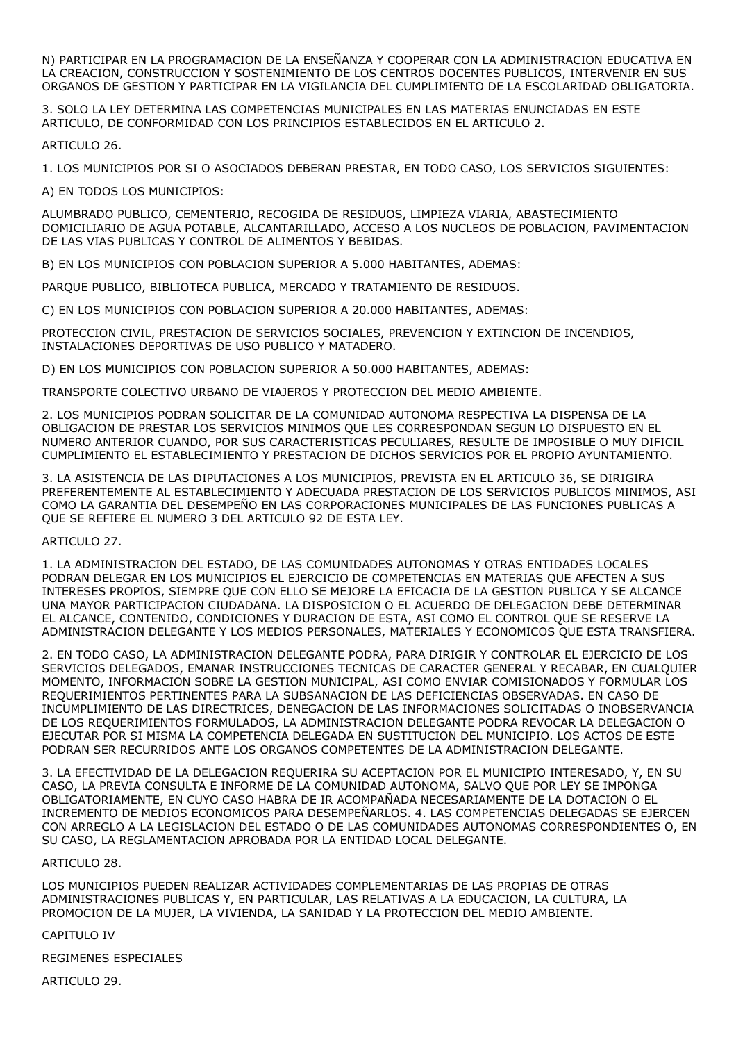N) PARTICIPAR EN LA PROGRAMACION DE LA ENSEÑANZA Y COOPERAR CON LA ADMINISTRACION EDUCATIVA EN LA CREACION, CONSTRUCCION Y SOSTENIMIENTO DE LOS CENTROS DOCENTES PUBLICOS, INTERVENIR EN SUS ORGANOS DE GESTION Y PARTICIPAR EN LA VIGILANCIA DEL CUMPLIMIENTO DE LA ESCOLARIDAD OBLIGATORIA.

3. SOLO LA LEY DETERMINA LAS COMPETENCIAS MUNICIPALES EN LAS MATERIAS ENUNCIADAS EN ESTE ARTICULO, DE CONFORMIDAD CON LOS PRINCIPIOS ESTABLECIDOS EN EL ARTICULO 2.

ARTICULO 26.

1. LOS MUNICIPIOS POR SI O ASOCIADOS DEBERAN PRESTAR, EN TODO CASO, LOS SERVICIOS SIGUIENTES:

A) EN TODOS LOS MUNICIPIOS:

ALUMBRADO PUBLICO, CEMENTERIO, RECOGIDA DE RESIDUOS, LIMPIEZA VIARIA, ABASTECIMIENTO DOMICILIARIO DE AGUA POTABLE, ALCANTARILLADO, ACCESO A LOS NUCLEOS DE POBLACION, PAVIMENTACION DE LAS VIAS PUBLICAS Y CONTROL DE ALIMENTOS Y BEBIDAS.

B) EN LOS MUNICIPIOS CON POBLACION SUPERIOR A 5.000 HABITANTES, ADEMAS:

PARQUE PUBLICO, BIBLIOTECA PUBLICA, MERCADO Y TRATAMIENTO DE RESIDUOS.

C) EN LOS MUNICIPIOS CON POBLACION SUPERIOR A 20.000 HABITANTES, ADEMAS:

PROTECCION CIVIL, PRESTACION DE SERVICIOS SOCIALES, PREVENCION Y EXTINCION DE INCENDIOS, INSTALACIONES DEPORTIVAS DE USO PUBLICO Y MATADERO.

D) EN LOS MUNICIPIOS CON POBLACION SUPERIOR A 50.000 HABITANTES, ADEMAS:

TRANSPORTE COLECTIVO URBANO DE VIAJEROS Y PROTECCION DEL MEDIO AMBIENTE.

2. LOS MUNICIPIOS PODRAN SOLICITAR DE LA COMUNIDAD AUTONOMA RESPECTIVA LA DISPENSA DE LA OBLIGACION DE PRESTAR LOS SERVICIOS MINIMOS QUE LES CORRESPONDAN SEGUN LO DISPUESTO EN EL NUMERO ANTERIOR CUANDO, POR SUS CARACTERISTICAS PECULIARES, RESULTE DE IMPOSIBLE O MUY DIFICIL CUMPLIMIENTO EL ESTABLECIMIENTO Y PRESTACION DE DICHOS SERVICIOS POR EL PROPIO AYUNTAMIENTO.

3. LA ASISTENCIA DE LAS DIPUTACIONES A LOS MUNICIPIOS, PREVISTA EN EL ARTICULO 36, SE DIRIGIRA PREFERENTEMENTE AL ESTABLECIMIENTO Y ADECUADA PRESTACION DE LOS SERVICIOS PUBLICOS MINIMOS, ASI COMO LA GARANTIA DEL DESEMPEÑO EN LAS CORPORACIONES MUNICIPALES DE LAS FUNCIONES PUBLICAS A QUE SE REFIERE EL NUMERO 3 DEL ARTICULO 92 DE ESTA LEY.

ARTICULO 27.

1. LA ADMINISTRACION DEL ESTADO, DE LAS COMUNIDADES AUTONOMAS Y OTRAS ENTIDADES LOCALES PODRAN DELEGAR EN LOS MUNICIPIOS EL EJERCICIO DE COMPETENCIAS EN MATERIAS QUE AFECTEN A SUS INTERESES PROPIOS, SIEMPRE QUE CON ELLO SE MEJORE LA EFICACIA DE LA GESTION PUBLICA Y SE ALCANCE UNA MAYOR PARTICIPACION CIUDADANA. LA DISPOSICION O EL ACUERDO DE DELEGACION DEBE DETERMINAR EL ALCANCE, CONTENIDO, CONDICIONES Y DURACION DE ESTA, ASI COMO EL CONTROL QUE SE RESERVE LA ADMINISTRACION DELEGANTE Y LOS MEDIOS PERSONALES, MATERIALES Y ECONOMICOS QUE ESTA TRANSFIERA.

2. EN TODO CASO, LA ADMINISTRACION DELEGANTE PODRA, PARA DIRIGIR Y CONTROLAR EL EJERCICIO DE LOS SERVICIOS DELEGADOS, EMANAR INSTRUCCIONES TECNICAS DE CARACTER GENERAL Y RECABAR, EN CUALQUIER MOMENTO, INFORMACION SOBRE LA GESTION MUNICIPAL, ASI COMO ENVIAR COMISIONADOS Y FORMULAR LOS REQUERIMIENTOS PERTINENTES PARA LA SUBSANACION DE LAS DEFICIENCIAS OBSERVADAS. EN CASO DE INCUMPLIMIENTO DE LAS DIRECTRICES, DENEGACION DE LAS INFORMACIONES SOLICITADAS O INOBSERVANCIA DE LOS REQUERIMIENTOS FORMULADOS, LA ADMINISTRACION DELEGANTE PODRA REVOCAR LA DELEGACION O EJECUTAR POR SI MISMA LA COMPETENCIA DELEGADA EN SUSTITUCION DEL MUNICIPIO. LOS ACTOS DE ESTE PODRAN SER RECURRIDOS ANTE LOS ORGANOS COMPETENTES DE LA ADMINISTRACION DELEGANTE.

3. LA EFECTIVIDAD DE LA DELEGACION REQUERIRA SU ACEPTACION POR EL MUNICIPIO INTERESADO, Y, EN SU CASO, LA PREVIA CONSULTA E INFORME DE LA COMUNIDAD AUTONOMA, SALVO QUE POR LEY SE IMPONGA OBLIGATORIAMENTE, EN CUYO CASO HABRA DE IR ACOMPAÑADA NECESARIAMENTE DE LA DOTACION O EL INCREMENTO DE MEDIOS ECONOMICOS PARA DESEMPEÑARLOS. 4. LAS COMPETENCIAS DELEGADAS SE EJERCEN CON ARREGLO A LA LEGISLACION DEL ESTADO O DE LAS COMUNIDADES AUTONOMAS CORRESPONDIENTES O, EN SU CASO, LA REGLAMENTACION APROBADA POR LA ENTIDAD LOCAL DELEGANTE.

ARTICULO 28.

LOS MUNICIPIOS PUEDEN REALIZAR ACTIVIDADES COMPLEMENTARIAS DE LAS PROPIAS DE OTRAS ADMINISTRACIONES PUBLICAS Y, EN PARTICULAR, LAS RELATIVAS A LA EDUCACION, LA CULTURA, LA PROMOCION DE LA MUJER, LA VIVIENDA, LA SANIDAD Y LA PROTECCION DEL MEDIO AMBIENTE.

CAPITULO IV

REGIMENES ESPECIALES

ARTICULO 29.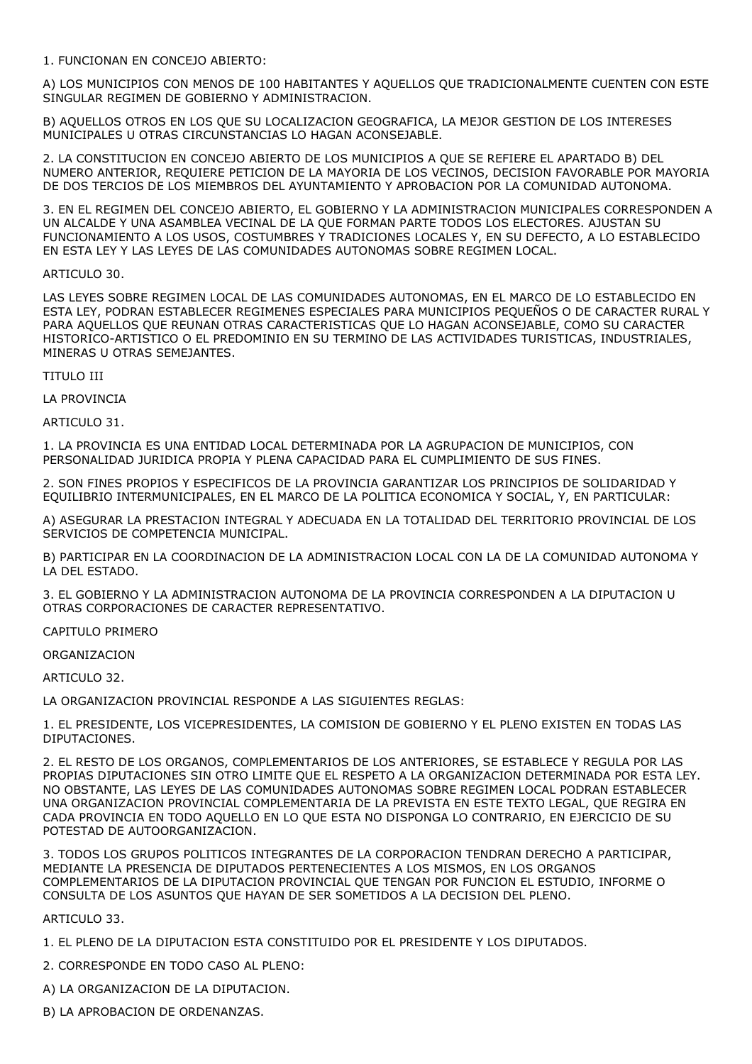1. FUNCIONAN EN CONCEJO ABIERTO:

A) LOS MUNICIPIOS CON MENOS DE 100 HABITANTES Y AQUELLOS QUE TRADICIONALMENTE CUENTEN CON ESTE SINGULAR REGIMEN DE GOBIERNO Y ADMINISTRACION.

B) AQUELLOS OTROS EN LOS QUE SU LOCALIZACION GEOGRAFICA, LA MEJOR GESTION DE LOS INTERESES MUNICIPALES U OTRAS CIRCUNSTANCIAS LO HAGAN ACONSEJABLE.

2. LA CONSTITUCION EN CONCEJO ABIERTO DE LOS MUNICIPIOS A QUE SE REFIERE EL APARTADO B) DEL NUMERO ANTERIOR, REQUIERE PETICION DE LA MAYORIA DE LOS VECINOS, DECISION FAVORABLE POR MAYORIA DE DOS TERCIOS DE LOS MIEMBROS DEL AYUNTAMIENTO Y APROBACION POR LA COMUNIDAD AUTONOMA.

3. EN EL REGIMEN DEL CONCEJO ABIERTO, EL GOBIERNO Y LA ADMINISTRACION MUNICIPALES CORRESPONDEN A UN ALCALDE Y UNA ASAMBLEA VECINAL DE LA QUE FORMAN PARTE TODOS LOS ELECTORES. AJUSTAN SU FUNCIONAMIENTO A LOS USOS, COSTUMBRES Y TRADICIONES LOCALES Y, EN SU DEFECTO, A LO ESTABLECIDO EN ESTA LEY Y LAS LEYES DE LAS COMUNIDADES AUTONOMAS SOBRE REGIMEN LOCAL.

ARTICULO 30.

LAS LEYES SOBRE REGIMEN LOCAL DE LAS COMUNIDADES AUTONOMAS, EN EL MARCO DE LO ESTABLECIDO EN ESTA LEY, PODRAN ESTABLECER REGIMENES ESPECIALES PARA MUNICIPIOS PEQUEÑOS O DE CARACTER RURAL Y PARA AQUELLOS QUE REUNAN OTRAS CARACTERISTICAS QUE LO HAGAN ACONSEJABLE, COMO SU CARACTER HISTORICO-ARTISTICO O EL PREDOMINIO EN SU TERMINO DE LAS ACTIVIDADES TURISTICAS, INDUSTRIALES, MINERAS U OTRAS SEMEJANTES.

TITULO III

LA PROVINCIA

ARTICULO 31.

1. LA PROVINCIA ES UNA ENTIDAD LOCAL DETERMINADA POR LA AGRUPACION DE MUNICIPIOS, CON PERSONALIDAD JURIDICA PROPIA Y PLENA CAPACIDAD PARA EL CUMPLIMIENTO DE SUS FINES.

2. SON FINES PROPIOS Y ESPECIFICOS DE LA PROVINCIA GARANTIZAR LOS PRINCIPIOS DE SOLIDARIDAD Y EQUILIBRIO INTERMUNICIPALES, EN EL MARCO DE LA POLITICA ECONOMICA Y SOCIAL, Y, EN PARTICULAR:

A) ASEGURAR LA PRESTACION INTEGRAL Y ADECUADA EN LA TOTALIDAD DEL TERRITORIO PROVINCIAL DE LOS SERVICIOS DE COMPETENCIA MUNICIPAL.

B) PARTICIPAR EN LA COORDINACION DE LA ADMINISTRACION LOCAL CON LA DE LA COMUNIDAD AUTONOMA Y LA DEL ESTADO.

3. EL GOBIERNO Y LA ADMINISTRACION AUTONOMA DE LA PROVINCIA CORRESPONDEN A LA DIPUTACION U OTRAS CORPORACIONES DE CARACTER REPRESENTATIVO.

CAPITULO PRIMERO

ORGANIZACION

ARTICULO 32.

LA ORGANIZACION PROVINCIAL RESPONDE A LAS SIGUIENTES REGLAS:

1. EL PRESIDENTE, LOS VICEPRESIDENTES, LA COMISION DE GOBIERNO Y EL PLENO EXISTEN EN TODAS LAS DIPUTACIONES.

2. EL RESTO DE LOS ORGANOS, COMPLEMENTARIOS DE LOS ANTERIORES, SE ESTABLECE Y REGULA POR LAS PROPIAS DIPUTACIONES SIN OTRO LIMITE QUE EL RESPETO A LA ORGANIZACION DETERMINADA POR ESTA LEY. NO OBSTANTE, LAS LEYES DE LAS COMUNIDADES AUTONOMAS SOBRE REGIMEN LOCAL PODRAN ESTABLECER UNA ORGANIZACION PROVINCIAL COMPLEMENTARIA DE LA PREVISTA EN ESTE TEXTO LEGAL, QUE REGIRA EN CADA PROVINCIA EN TODO AQUELLO EN LO QUE ESTA NO DISPONGA LO CONTRARIO, EN EJERCICIO DE SU POTESTAD DE AUTOORGANIZACION.

3. TODOS LOS GRUPOS POLITICOS INTEGRANTES DE LA CORPORACION TENDRAN DERECHO A PARTICIPAR, MEDIANTE LA PRESENCIA DE DIPUTADOS PERTENECIENTES A LOS MISMOS, EN LOS ORGANOS COMPLEMENTARIOS DE LA DIPUTACION PROVINCIAL QUE TENGAN POR FUNCION EL ESTUDIO, INFORME O CONSULTA DE LOS ASUNTOS QUE HAYAN DE SER SOMETIDOS A LA DECISION DEL PLENO.

ARTICULO 33.

1. EL PLENO DE LA DIPUTACION ESTA CONSTITUIDO POR EL PRESIDENTE Y LOS DIPUTADOS.

2. CORRESPONDE EN TODO CASO AL PLENO:

A) LA ORGANIZACION DE LA DIPUTACION.

B) LA APROBACION DE ORDENANZAS.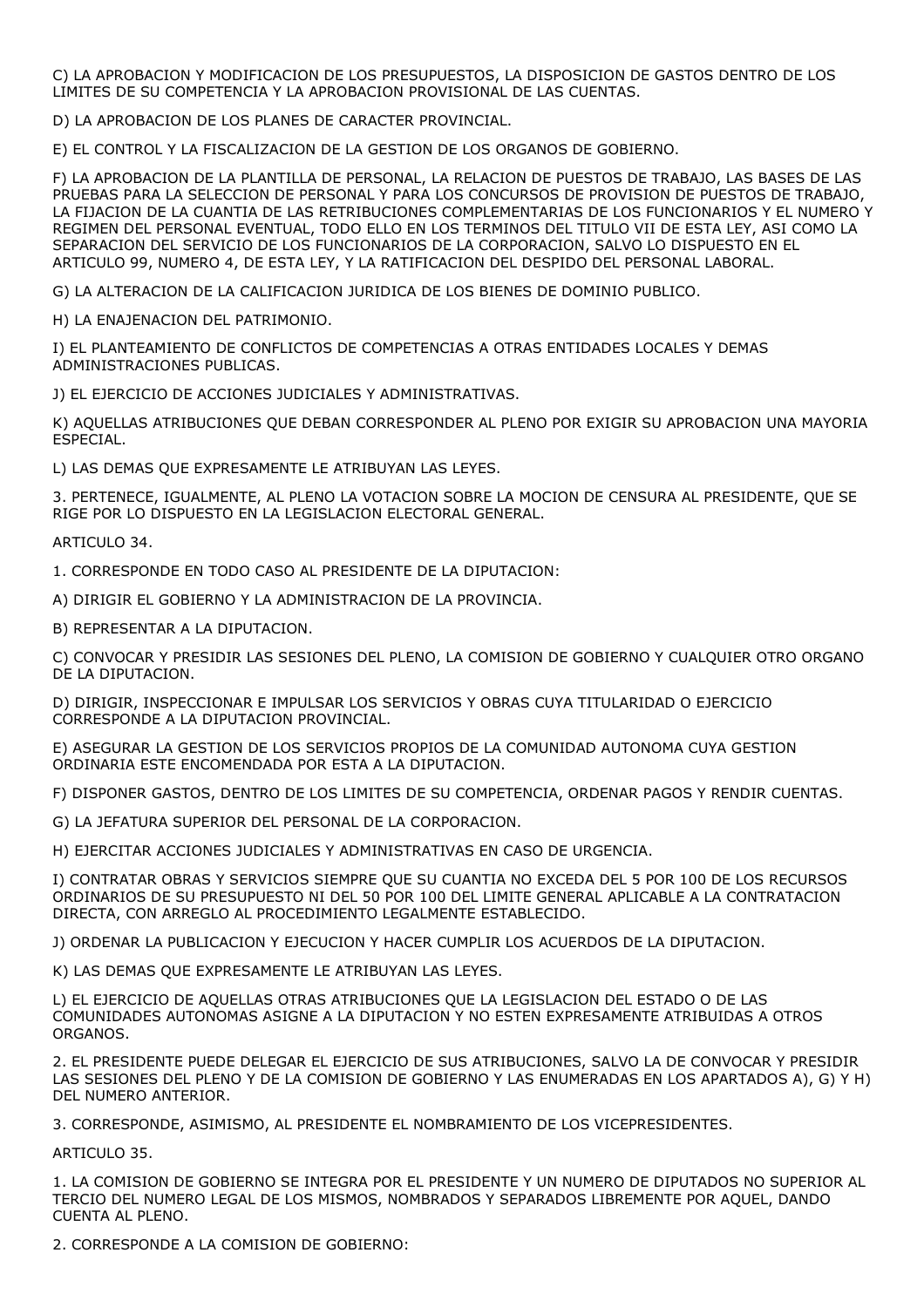C) LA APROBACION Y MODIFICACION DE LOS PRESUPUESTOS, LA DISPOSICION DE GASTOS DENTRO DE LOS LIMITES DE SU COMPETENCIA Y LA APROBACION PROVISIONAL DE LAS CUENTAS.

D) LA APROBACION DE LOS PLANES DE CARACTER PROVINCIAL.

E) EL CONTROL Y LA FISCALIZACION DE LA GESTION DE LOS ORGANOS DE GOBIERNO.

F) LA APROBACION DE LA PLANTILLA DE PERSONAL, LA RELACION DE PUESTOS DE TRABAJO, LAS BASES DE LAS PRUEBAS PARA LA SELECCION DE PERSONAL Y PARA LOS CONCURSOS DE PROVISION DE PUESTOS DE TRABAJO, LA FIJACION DE LA CUANTIA DE LAS RETRIBUCIONES COMPLEMENTARIAS DE LOS FUNCIONARIOS Y EL NUMERO Y REGIMEN DEL PERSONAL EVENTUAL, TODO ELLO EN LOS TERMINOS DEL TITULO VII DE ESTA LEY, ASI COMO LA SEPARACION DEL SERVICIO DE LOS FUNCIONARIOS DE LA CORPORACION, SALVO LO DISPUESTO EN EL ARTICULO 99, NUMERO 4, DE ESTA LEY, Y LA RATIFICACION DEL DESPIDO DEL PERSONAL LABORAL.

G) LA ALTERACION DE LA CALIFICACION JURIDICA DE LOS BIENES DE DOMINIO PUBLICO.

H) LA ENAJENACION DEL PATRIMONIO.

I) EL PLANTEAMIENTO DE CONFLICTOS DE COMPETENCIAS A OTRAS ENTIDADES LOCALES Y DEMAS ADMINISTRACIONES PUBLICAS.

J) EL EJERCICIO DE ACCIONES JUDICIALES Y ADMINISTRATIVAS.

K) AQUELLAS ATRIBUCIONES QUE DEBAN CORRESPONDER AL PLENO POR EXIGIR SU APROBACION UNA MAYORIA ESPECIAL.

L) LAS DEMAS QUE EXPRESAMENTE LE ATRIBUYAN LAS LEYES.

3. PERTENECE, IGUALMENTE, AL PLENO LA VOTACION SOBRE LA MOCION DE CENSURA AL PRESIDENTE, QUE SE RIGE POR LO DISPUESTO EN LA LEGISLACION ELECTORAL GENERAL.

ARTICULO 34.

1. CORRESPONDE EN TODO CASO AL PRESIDENTE DE LA DIPUTACION:

A) DIRIGIR EL GOBIERNO Y LA ADMINISTRACION DE LA PROVINCIA.

B) REPRESENTAR A LA DIPUTACION.

C) CONVOCAR Y PRESIDIR LAS SESIONES DEL PLENO, LA COMISION DE GOBIERNO Y CUALQUIER OTRO ORGANO DE LA DIPUTACION.

D) DIRIGIR, INSPECCIONAR E IMPULSAR LOS SERVICIOS Y OBRAS CUYA TITULARIDAD O EJERCICIO CORRESPONDE A LA DIPUTACION PROVINCIAL.

E) ASEGURAR LA GESTION DE LOS SERVICIOS PROPIOS DE LA COMUNIDAD AUTONOMA CUYA GESTION ORDINARIA ESTE ENCOMENDADA POR ESTA A LA DIPUTACION.

F) DISPONER GASTOS, DENTRO DE LOS LIMITES DE SU COMPETENCIA, ORDENAR PAGOS Y RENDIR CUENTAS.

G) LA JEFATURA SUPERIOR DEL PERSONAL DE LA CORPORACION.

H) EJERCITAR ACCIONES JUDICIALES Y ADMINISTRATIVAS EN CASO DE URGENCIA.

I) CONTRATAR OBRAS Y SERVICIOS SIEMPRE QUE SU CUANTIA NO EXCEDA DEL 5 POR 100 DE LOS RECURSOS ORDINARIOS DE SU PRESUPUESTO NI DEL 50 POR 100 DEL LIMITE GENERAL APLICABLE A LA CONTRATACION DIRECTA, CON ARREGLO AL PROCEDIMIENTO LEGALMENTE ESTABLECIDO.

J) ORDENAR LA PUBLICACION Y EJECUCION Y HACER CUMPLIR LOS ACUERDOS DE LA DIPUTACION.

K) LAS DEMAS QUE EXPRESAMENTE LE ATRIBUYAN LAS LEYES.

L) EL EJERCICIO DE AQUELLAS OTRAS ATRIBUCIONES QUE LA LEGISLACION DEL ESTADO O DE LAS COMUNIDADES AUTONOMAS ASIGNE A LA DIPUTACION Y NO ESTEN EXPRESAMENTE ATRIBUIDAS A OTROS ORGANOS.

2. EL PRESIDENTE PUEDE DELEGAR EL EJERCICIO DE SUS ATRIBUCIONES, SALVO LA DE CONVOCAR Y PRESIDIR LAS SESIONES DEL PLENO Y DE LA COMISION DE GOBIERNO Y LAS ENUMERADAS EN LOS APARTADOS A), G) Y H) DEL NUMERO ANTERIOR.

3. CORRESPONDE, ASIMISMO, AL PRESIDENTE EL NOMBRAMIENTO DE LOS VICEPRESIDENTES.

ARTICULO 35.

1. LA COMISION DE GOBIERNO SE INTEGRA POR EL PRESIDENTE Y UN NUMERO DE DIPUTADOS NO SUPERIOR AL TERCIO DEL NUMERO LEGAL DE LOS MISMOS, NOMBRADOS Y SEPARADOS LIBREMENTE POR AQUEL, DANDO CUENTA AL PLENO.

2. CORRESPONDE A LA COMISION DE GOBIERNO: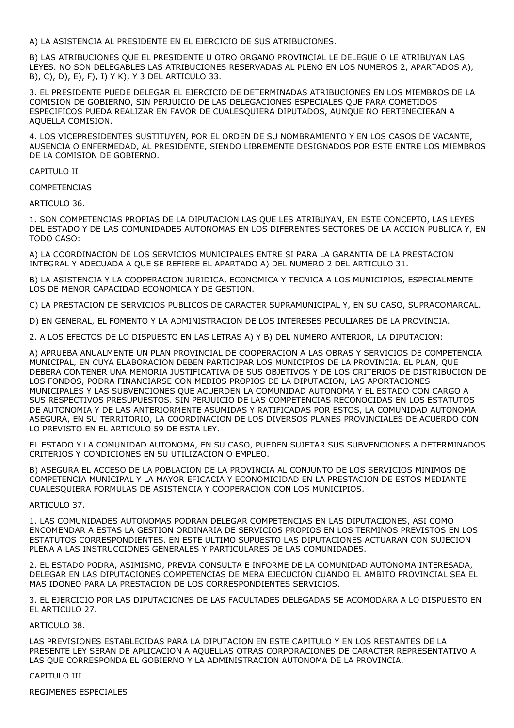A) LA ASISTENCIA AL PRESIDENTE EN EL EJERCICIO DE SUS ATRIBUCIONES.

B) LAS ATRIBUCIONES QUE EL PRESIDENTE U OTRO ORGANO PROVINCIAL LE DELEGUE O LE ATRIBUYAN LAS LEYES. NO SON DELEGABLES LAS ATRIBUCIONES RESERVADAS AL PLENO EN LOS NUMEROS 2, APARTADOS A), B), C), D), E), F), I) Y K), Y 3 DEL ARTICULO 33.

3. EL PRESIDENTE PUEDE DELEGAR EL EJERCICIO DE DETERMINADAS ATRIBUCIONES EN LOS MIEMBROS DE LA COMISION DE GOBIERNO, SIN PERJUICIO DE LAS DELEGACIONES ESPECIALES QUE PARA COMETIDOS ESPECIFICOS PUEDA REALIZAR EN FAVOR DE CUALESQUIERA DIPUTADOS, AUNQUE NO PERTENECIERAN A AQUELLA COMISION.

4. LOS VICEPRESIDENTES SUSTITUYEN, POR EL ORDEN DE SU NOMBRAMIENTO Y EN LOS CASOS DE VACANTE, AUSENCIA O ENFERMEDAD, AL PRESIDENTE, SIENDO LIBREMENTE DESIGNADOS POR ESTE ENTRE LOS MIEMBROS DE LA COMISION DE GOBIERNO.

## CAPITULO II

## COMPETENCIAS

### ARTICULO 36.

1. SON COMPETENCIAS PROPIAS DE LA DIPUTACION LAS QUE LES ATRIBUYAN, EN ESTE CONCEPTO, LAS LEYES DEL ESTADO Y DE LAS COMUNIDADES AUTONOMAS EN LOS DIFERENTES SECTORES DE LA ACCION PUBLICA Y, EN TODO CASO:

A) LA COORDINACION DE LOS SERVICIOS MUNICIPALES ENTRE SI PARA LA GARANTIA DE LA PRESTACION INTEGRAL Y ADECUADA A QUE SE REFIERE EL APARTADO A) DEL NUMERO 2 DEL ARTICULO 31.

B) LA ASISTENCIA Y LA COOPERACION JURIDICA, ECONOMICA Y TECNICA A LOS MUNICIPIOS, ESPECIALMENTE LOS DE MENOR CAPACIDAD ECONOMICA Y DE GESTION.

C) LA PRESTACION DE SERVICIOS PUBLICOS DE CARACTER SUPRAMUNICIPAL Y, EN SU CASO, SUPRACOMARCAL.

D) EN GENERAL, EL FOMENTO Y LA ADMINISTRACION DE LOS INTERESES PECULIARES DE LA PROVINCIA.

2. A LOS EFECTOS DE LO DISPUESTO EN LAS LETRAS A) Y B) DEL NUMERO ANTERIOR, LA DIPUTACION:

A) APRUEBA ANUALMENTE UN PLAN PROVINCIAL DE COOPERACION A LAS OBRAS Y SERVICIOS DE COMPETENCIA MUNICIPAL, EN CUYA ELABORACION DEBEN PARTICIPAR LOS MUNICIPIOS DE LA PROVINCIA. EL PLAN, QUE DEBERA CONTENER UNA MEMORIA JUSTIFICATIVA DE SUS OBJETIVOS Y DE LOS CRITERIOS DE DISTRIBUCION DE LOS FONDOS, PODRA FINANCIARSE CON MEDIOS PROPIOS DE LA DIPUTACION, LAS APORTACIONES MUNICIPALES Y LAS SUBVENCIONES QUE ACUERDEN LA COMUNIDAD AUTONOMA Y EL ESTADO CON CARGO A SUS RESPECTIVOS PRESUPUESTOS. SIN PERJUICIO DE LAS COMPETENCIAS RECONOCIDAS EN LOS ESTATUTOS DE AUTONOMIA Y DE LAS ANTERIORMENTE ASUMIDAS Y RATIFICADAS POR ESTOS, LA COMUNIDAD AUTONOMA ASEGURA, EN SU TERRITORIO, LA COORDINACION DE LOS DIVERSOS PLANES PROVINCIALES DE ACUERDO CON LO PREVISTO EN EL ARTICULO 59 DE ESTA LEY.

EL ESTADO Y LA COMUNIDAD AUTONOMA, EN SU CASO, PUEDEN SUJETAR SUS SUBVENCIONES A DETERMINADOS CRITERIOS Y CONDICIONES EN SU UTILIZACION O EMPLEO.

B) ASEGURA EL ACCESO DE LA POBLACION DE LA PROVINCIA AL CONJUNTO DE LOS SERVICIOS MINIMOS DE COMPETENCIA MUNICIPAL Y LA MAYOR EFICACIA Y ECONOMICIDAD EN LA PRESTACION DE ESTOS MEDIANTE CUALESQUIERA FORMULAS DE ASISTENCIA Y COOPERACION CON LOS MUNICIPIOS.

### ARTICULO 37.

1. LAS COMUNIDADES AUTONOMAS PODRAN DELEGAR COMPETENCIAS EN LAS DIPUTACIONES, ASI COMO ENCOMENDAR A ESTAS LA GESTION ORDINARIA DE SERVICIOS PROPIOS EN LOS TERMINOS PREVISTOS EN LOS ESTATUTOS CORRESPONDIENTES. EN ESTE ULTIMO SUPUESTO LAS DIPUTACIONES ACTUARAN CON SUJECION PLENA A LAS INSTRUCCIONES GENERALES Y PARTICULARES DE LAS COMUNIDADES.

2. EL ESTADO PODRA, ASIMISMO, PREVIA CONSULTA E INFORME DE LA COMUNIDAD AUTONOMA INTERESADA, DELEGAR EN LAS DIPUTACIONES COMPETENCIAS DE MERA EJECUCION CUANDO EL AMBITO PROVINCIAL SEA EL MAS IDONEO PARA LA PRESTACION DE LOS CORRESPONDIENTES SERVICIOS.

3. EL EJERCICIO POR LAS DIPUTACIONES DE LAS FACULTADES DELEGADAS SE ACOMODARA A LO DISPUESTO EN EL ARTICULO 27.

### ARTICULO 38.

LAS PREVISIONES ESTABLECIDAS PARA LA DIPUTACION EN ESTE CAPITULO Y EN LOS RESTANTES DE LA PRESENTE LEY SERAN DE APLICACION A AQUELLAS OTRAS CORPORACIONES DE CARACTER REPRESENTATIVO A LAS QUE CORRESPONDA EL GOBIERNO Y LA ADMINISTRACION AUTONOMA DE LA PROVINCIA.

## CAPITULO III

## REGIMENES ESPECIALES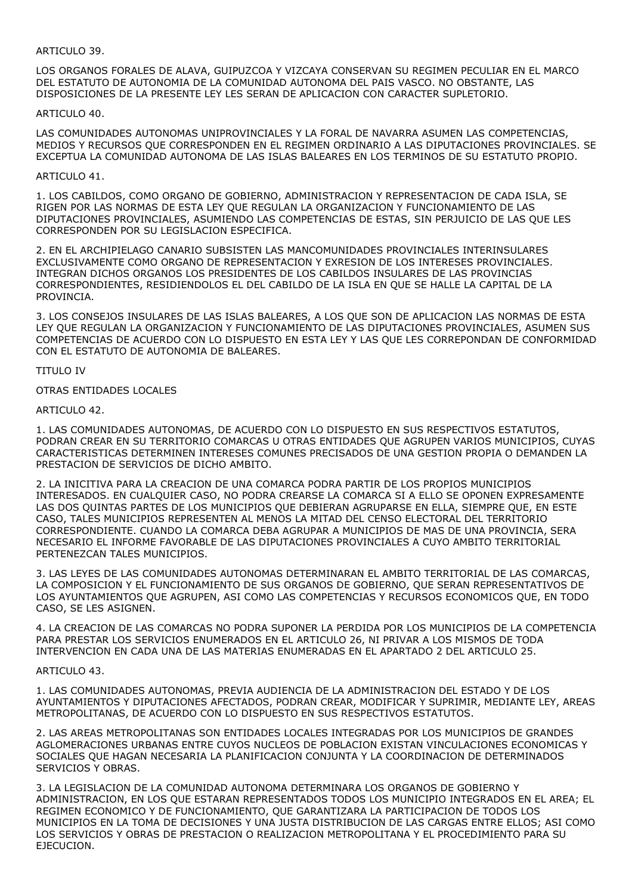ARTICULO 39.

LOS ORGANOS FORALES DE ALAVA, GUIPUZCOA Y VIZCAYA CONSERVAN SU REGIMEN PECULIAR EN EL MARCO DEL ESTATUTO DE AUTONOMIA DE LA COMUNIDAD AUTONOMA DEL PAIS VASCO. NO OBSTANTE, LAS DISPOSICIONES DE LA PRESENTE LEY LES SERAN DE APLICACION CON CARACTER SUPLETORIO.

ARTICULO 40.

LAS COMUNIDADES AUTONOMAS UNIPROVINCIALES Y LA FORAL DE NAVARRA ASUMEN LAS COMPETENCIAS, MEDIOS Y RECURSOS QUE CORRESPONDEN EN EL REGIMEN ORDINARIO A LAS DIPUTACIONES PROVINCIALES. SE EXCEPTUA LA COMUNIDAD AUTONOMA DE LAS ISLAS BALEARES EN LOS TERMINOS DE SU ESTATUTO PROPIO.

ARTICULO 41.

1. LOS CABILDOS, COMO ORGANO DE GOBIERNO, ADMINISTRACION Y REPRESENTACION DE CADA ISLA, SE RIGEN POR LAS NORMAS DE ESTA LEY QUE REGULAN LA ORGANIZACION Y FUNCIONAMIENTO DE LAS DIPUTACIONES PROVINCIALES, ASUMIENDO LAS COMPETENCIAS DE ESTAS, SIN PERJUICIO DE LAS QUE LES CORRESPONDEN POR SU LEGISLACION ESPECIFICA.

2. EN EL ARCHIPIELAGO CANARIO SUBSISTEN LAS MANCOMUNIDADES PROVINCIALES INTERINSULARES EXCLUSIVAMENTE COMO ORGANO DE REPRESENTACION Y EXRESION DE LOS INTERESES PROVINCIALES. INTEGRAN DICHOS ORGANOS LOS PRESIDENTES DE LOS CABILDOS INSULARES DE LAS PROVINCIAS CORRESPONDIENTES, RESIDIENDOLOS EL DEL CABILDO DE LA ISLA EN QUE SE HALLE LA CAPITAL DE LA PROVINCIA.

3. LOS CONSEJOS INSULARES DE LAS ISLAS BALEARES, A LOS QUE SON DE APLICACION LAS NORMAS DE ESTA LEY QUE REGULAN LA ORGANIZACION Y FUNCIONAMIENTO DE LAS DIPUTACIONES PROVINCIALES, ASUMEN SUS COMPETENCIAS DE ACUERDO CON LO DISPUESTO EN ESTA LEY Y LAS QUE LES CORREPONDAN DE CONFORMIDAD CON EL ESTATUTO DE AUTONOMIA DE BALEARES.

TITULO IV

OTRAS ENTIDADES LOCALES

ARTICULO 42.

1. LAS COMUNIDADES AUTONOMAS, DE ACUERDO CON LO DISPUESTO EN SUS RESPECTIVOS ESTATUTOS, PODRAN CREAR EN SU TERRITORIO COMARCAS U OTRAS ENTIDADES QUE AGRUPEN VARIOS MUNICIPIOS, CUYAS CARACTERISTICAS DETERMINEN INTERESES COMUNES PRECISADOS DE UNA GESTION PROPIA O DEMANDEN LA PRESTACION DE SERVICIOS DE DICHO AMBITO.

2. LA INICITIVA PARA LA CREACION DE UNA COMARCA PODRA PARTIR DE LOS PROPIOS MUNICIPIOS INTERESADOS. EN CUALQUIER CASO, NO PODRA CREARSE LA COMARCA SI A ELLO SE OPONEN EXPRESAMENTE LAS DOS QUINTAS PARTES DE LOS MUNICIPIOS QUE DEBIERAN AGRUPARSE EN ELLA, SIEMPRE QUE, EN ESTE CASO, TALES MUNICIPIOS REPRESENTEN AL MENOS LA MITAD DEL CENSO ELECTORAL DEL TERRITORIO CORRESPONDIENTE. CUANDO LA COMARCA DEBA AGRUPAR A MUNICIPIOS DE MAS DE UNA PROVINCIA, SERA NECESARIO EL INFORME FAVORABLE DE LAS DIPUTACIONES PROVINCIALES A CUYO AMBITO TERRITORIAL PERTENEZCAN TALES MUNICIPIOS.

3. LAS LEYES DE LAS COMUNIDADES AUTONOMAS DETERMINARAN EL AMBITO TERRITORIAL DE LAS COMARCAS, LA COMPOSICION Y EL FUNCIONAMIENTO DE SUS ORGANOS DE GOBIERNO, QUE SERAN REPRESENTATIVOS DE LOS AYUNTAMIENTOS QUE AGRUPEN, ASI COMO LAS COMPETENCIAS Y RECURSOS ECONOMICOS QUE, EN TODO CASO, SE LES ASIGNEN.

4. LA CREACION DE LAS COMARCAS NO PODRA SUPONER LA PERDIDA POR LOS MUNICIPIOS DE LA COMPETENCIA PARA PRESTAR LOS SERVICIOS ENUMERADOS EN EL ARTICULO 26, NI PRIVAR A LOS MISMOS DE TODA INTERVENCION EN CADA UNA DE LAS MATERIAS ENUMERADAS EN EL APARTADO 2 DEL ARTICULO 25.

ARTICULO 43.

1. LAS COMUNIDADES AUTONOMAS, PREVIA AUDIENCIA DE LA ADMINISTRACION DEL ESTADO Y DE LOS AYUNTAMIENTOS Y DIPUTACIONES AFECTADOS, PODRAN CREAR, MODIFICAR Y SUPRIMIR, MEDIANTE LEY, AREAS METROPOLITANAS, DE ACUERDO CON LO DISPUESTO EN SUS RESPECTIVOS ESTATUTOS.

2. LAS AREAS METROPOLITANAS SON ENTIDADES LOCALES INTEGRADAS POR LOS MUNICIPIOS DE GRANDES AGLOMERACIONES URBANAS ENTRE CUYOS NUCLEOS DE POBLACION EXISTAN VINCULACIONES ECONOMICAS Y SOCIALES QUE HAGAN NECESARIA LA PLANIFICACION CONJUNTA Y LA COORDINACION DE DETERMINADOS SERVICIOS Y OBRAS.

3. LA LEGISLACION DE LA COMUNIDAD AUTONOMA DETERMINARA LOS ORGANOS DE GOBIERNO Y ADMINISTRACION, EN LOS QUE ESTARAN REPRESENTADOS TODOS LOS MUNICIPIO INTEGRADOS EN EL AREA; EL REGIMEN ECONOMICO Y DE FUNCIONAMIENTO, QUE GARANTIZARA LA PARTICIPACION DE TODOS LOS MUNICIPIOS EN LA TOMA DE DECISIONES Y UNA JUSTA DISTRIBUCION DE LAS CARGAS ENTRE ELLOS; ASI COMO LOS SERVICIOS Y OBRAS DE PRESTACION O REALIZACION METROPOLITANA Y EL PROCEDIMIENTO PARA SU EJECUCION.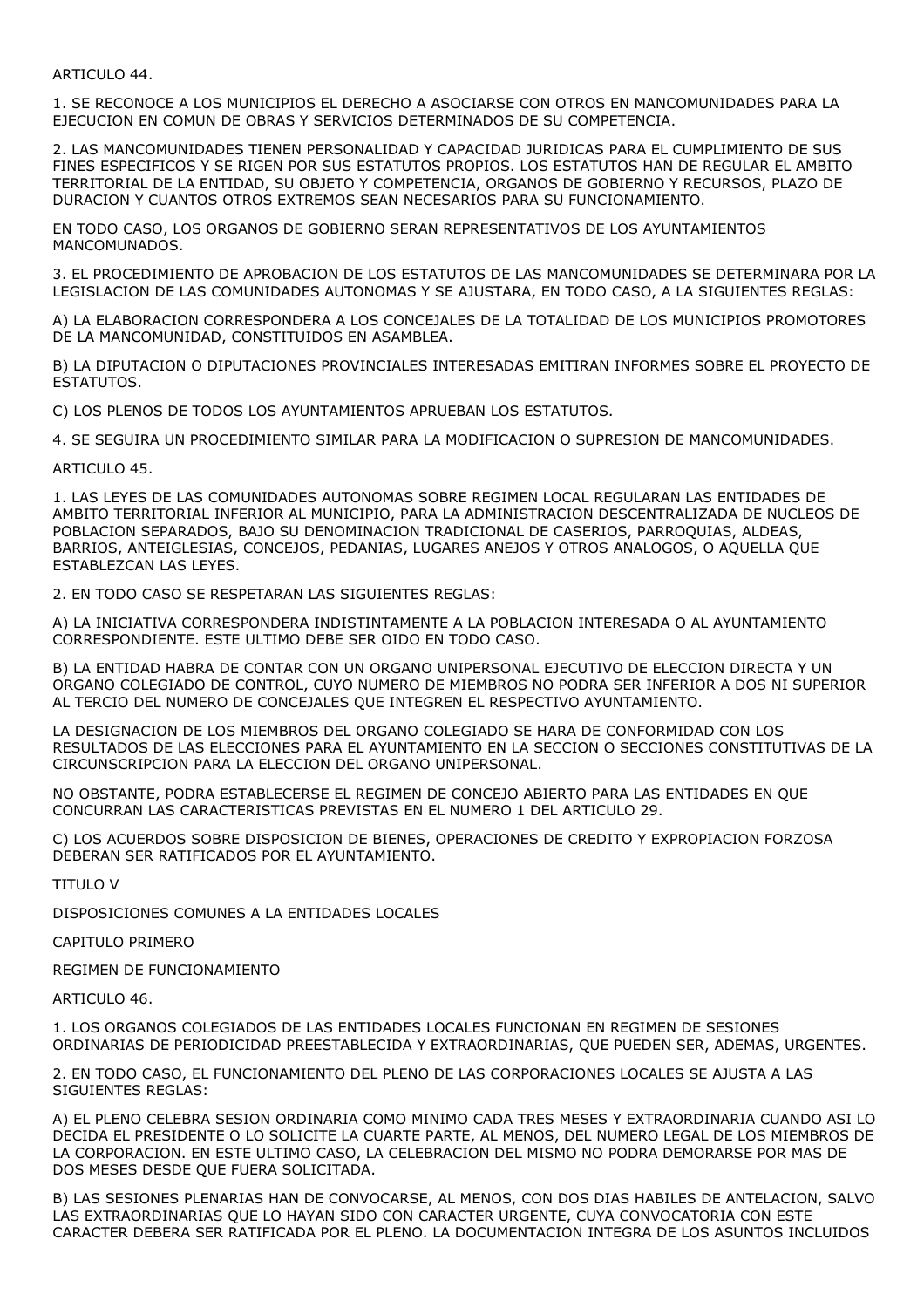ARTICULO 44.

1. SE RECONOCE A LOS MUNICIPIOS EL DERECHO A ASOCIARSE CON OTROS EN MANCOMUNIDADES PARA LA EJECUCION EN COMUN DE OBRAS Y SERVICIOS DETERMINADOS DE SU COMPETENCIA.

2. LAS MANCOMUNIDADES TIENEN PERSONALIDAD Y CAPACIDAD JURIDICAS PARA EL CUMPLIMIENTO DE SUS FINES ESPECIFICOS Y SE RIGEN POR SUS ESTATUTOS PROPIOS. LOS ESTATUTOS HAN DE REGULAR EL AMBITO TERRITORIAL DE LA ENTIDAD, SU OBJETO Y COMPETENCIA, ORGANOS DE GOBIERNO Y RECURSOS, PLAZO DE DURACION Y CUANTOS OTROS EXTREMOS SEAN NECESARIOS PARA SU FUNCIONAMIENTO.

EN TODO CASO, LOS ORGANOS DE GOBIERNO SERAN REPRESENTATIVOS DE LOS AYUNTAMIENTOS MANCOMUNADOS.

3. EL PROCEDIMIENTO DE APROBACION DE LOS ESTATUTOS DE LAS MANCOMUNIDADES SE DETERMINARA POR LA LEGISLACION DE LAS COMUNIDADES AUTONOMAS Y SE AJUSTARA, EN TODO CASO, A LA SIGUIENTES REGLAS:

A) LA ELABORACION CORRESPONDERA A LOS CONCEJALES DE LA TOTALIDAD DE LOS MUNICIPIOS PROMOTORES DE LA MANCOMUNIDAD, CONSTITUIDOS EN ASAMBLEA.

B) LA DIPUTACION O DIPUTACIONES PROVINCIALES INTERESADAS EMITIRAN INFORMES SOBRE EL PROYECTO DE ESTATUTOS.

C) LOS PLENOS DE TODOS LOS AYUNTAMIENTOS APRUEBAN LOS ESTATUTOS.

4. SE SEGUIRA UN PROCEDIMIENTO SIMILAR PARA LA MODIFICACION O SUPRESION DE MANCOMUNIDADES.

ARTICULO 45.

1. LAS LEYES DE LAS COMUNIDADES AUTONOMAS SOBRE REGIMEN LOCAL REGULARAN LAS ENTIDADES DE AMBITO TERRITORIAL INFERIOR AL MUNICIPIO, PARA LA ADMINISTRACION DESCENTRALIZADA DE NUCLEOS DE POBLACION SEPARADOS, BAJO SU DENOMINACION TRADICIONAL DE CASERIOS, PARROQUIAS, ALDEAS, BARRIOS, ANTEIGLESIAS, CONCEJOS, PEDANIAS, LUGARES ANEJOS Y OTROS ANALOGOS, O AQUELLA QUE ESTABLEZCAN LAS LEYES.

2. EN TODO CASO SE RESPETARAN LAS SIGUIENTES REGLAS:

A) LA INICIATIVA CORRESPONDERA INDISTINTAMENTE A LA POBLACION INTERESADA O AL AYUNTAMIENTO CORRESPONDIENTE. ESTE ULTIMO DEBE SER OIDO EN TODO CASO.

B) LA ENTIDAD HABRA DE CONTAR CON UN ORGANO UNIPERSONAL EJECUTIVO DE ELECCION DIRECTA Y UN ORGANO COLEGIADO DE CONTROL, CUYO NUMERO DE MIEMBROS NO PODRA SER INFERIOR A DOS NI SUPERIOR AL TERCIO DEL NUMERO DE CONCEJALES QUE INTEGREN EL RESPECTIVO AYUNTAMIENTO.

LA DESIGNACION DE LOS MIEMBROS DEL ORGANO COLEGIADO SE HARA DE CONFORMIDAD CON LOS RESULTADOS DE LAS ELECCIONES PARA EL AYUNTAMIENTO EN LA SECCION O SECCIONES CONSTITUTIVAS DE LA CIRCUNSCRIPCION PARA LA ELECCION DEL ORGANO UNIPERSONAL.

NO OBSTANTE, PODRA ESTABLECERSE EL REGIMEN DE CONCEJO ABIERTO PARA LAS ENTIDADES EN QUE CONCURRAN LAS CARACTERISTICAS PREVISTAS EN EL NUMERO 1 DEL ARTICULO 29.

C) LOS ACUERDOS SOBRE DISPOSICION DE BIENES, OPERACIONES DE CREDITO Y EXPROPIACION FORZOSA DEBERAN SER RATIFICADOS POR EL AYUNTAMIENTO.

TITULO V

DISPOSICIONES COMUNES A LA ENTIDADES LOCALES

CAPITULO PRIMERO

REGIMEN DE FUNCIONAMIENTO

ARTICULO 46.

1. LOS ORGANOS COLEGIADOS DE LAS ENTIDADES LOCALES FUNCIONAN EN REGIMEN DE SESIONES ORDINARIAS DE PERIODICIDAD PREESTABLECIDA Y EXTRAORDINARIAS, QUE PUEDEN SER, ADEMAS, URGENTES.

2. EN TODO CASO, EL FUNCIONAMIENTO DEL PLENO DE LAS CORPORACIONES LOCALES SE AJUSTA A LAS SIGUIENTES REGLAS:

A) EL PLENO CELEBRA SESION ORDINARIA COMO MINIMO CADA TRES MESES Y EXTRAORDINARIA CUANDO ASI LO DECIDA EL PRESIDENTE O LO SOLICITE LA CUARTE PARTE, AL MENOS, DEL NUMERO LEGAL DE LOS MIEMBROS DE LA CORPORACION. EN ESTE ULTIMO CASO, LA CELEBRACION DEL MISMO NO PODRA DEMORARSE POR MAS DE DOS MESES DESDE QUE FUERA SOLICITADA.

B) LAS SESIONES PLENARIAS HAN DE CONVOCARSE, AL MENOS, CON DOS DIAS HABILES DE ANTELACION, SALVO LAS EXTRAORDINARIAS QUE LO HAYAN SIDO CON CARACTER URGENTE, CUYA CONVOCATORIA CON ESTE CARACTER DEBERA SER RATIFICADA POR EL PLENO. LA DOCUMENTACION INTEGRA DE LOS ASUNTOS INCLUIDOS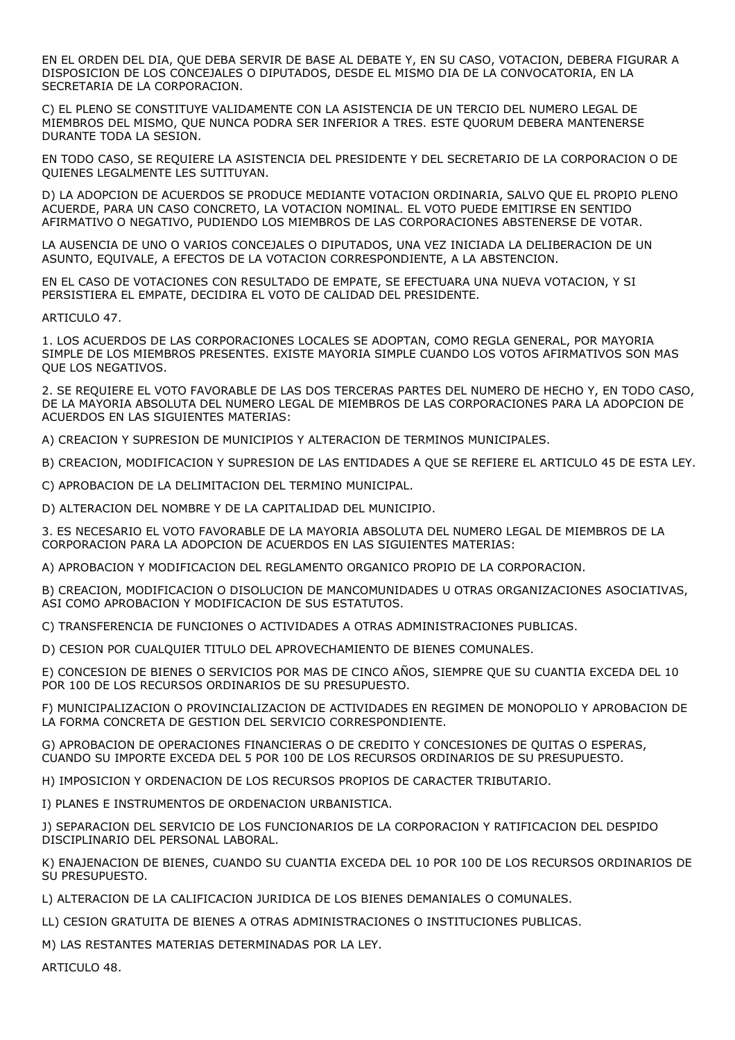EN EL ORDEN DEL DIA, QUE DEBA SERVIR DE BASE AL DEBATE Y, EN SU CASO, VOTACION, DEBERA FIGURAR A DISPOSICION DE LOS CONCEJALES O DIPUTADOS, DESDE EL MISMO DIA DE LA CONVOCATORIA, EN LA SECRETARIA DE LA CORPORACION.

C) EL PLENO SE CONSTITUYE VALIDAMENTE CON LA ASISTENCIA DE UN TERCIO DEL NUMERO LEGAL DE MIEMBROS DEL MISMO, QUE NUNCA PODRA SER INFERIOR A TRES. ESTE QUORUM DEBERA MANTENERSE DURANTE TODA LA SESION.

EN TODO CASO, SE REQUIERE LA ASISTENCIA DEL PRESIDENTE Y DEL SECRETARIO DE LA CORPORACION O DE QUIENES LEGALMENTE LES SUTITUYAN.

D) LA ADOPCION DE ACUERDOS SE PRODUCE MEDIANTE VOTACION ORDINARIA, SALVO QUE EL PROPIO PLENO ACUERDE, PARA UN CASO CONCRETO, LA VOTACION NOMINAL. EL VOTO PUEDE EMITIRSE EN SENTIDO AFIRMATIVO O NEGATIVO, PUDIENDO LOS MIEMBROS DE LAS CORPORACIONES ABSTENERSE DE VOTAR.

LA AUSENCIA DE UNO O VARIOS CONCEJALES O DIPUTADOS, UNA VEZ INICIADA LA DELIBERACION DE UN ASUNTO, EQUIVALE, A EFECTOS DE LA VOTACION CORRESPONDIENTE, A LA ABSTENCION.

EN EL CASO DE VOTACIONES CON RESULTADO DE EMPATE, SE EFECTUARA UNA NUEVA VOTACION, Y SI PERSISTIERA EL EMPATE, DECIDIRA EL VOTO DE CALIDAD DEL PRESIDENTE.

ARTICULO 47.

1. LOS ACUERDOS DE LAS CORPORACIONES LOCALES SE ADOPTAN, COMO REGLA GENERAL, POR MAYORIA SIMPLE DE LOS MIEMBROS PRESENTES. EXISTE MAYORIA SIMPLE CUANDO LOS VOTOS AFIRMATIVOS SON MAS QUE LOS NEGATIVOS.

2. SE REQUIERE EL VOTO FAVORABLE DE LAS DOS TERCERAS PARTES DEL NUMERO DE HECHO Y, EN TODO CASO, DE LA MAYORIA ABSOLUTA DEL NUMERO LEGAL DE MIEMBROS DE LAS CORPORACIONES PARA LA ADOPCION DE ACUERDOS EN LAS SIGUIENTES MATERIAS:

A) CREACION Y SUPRESION DE MUNICIPIOS Y ALTERACION DE TERMINOS MUNICIPALES.

B) CREACION, MODIFICACION Y SUPRESION DE LAS ENTIDADES A QUE SE REFIERE EL ARTICULO 45 DE ESTA LEY.

C) APROBACION DE LA DELIMITACION DEL TERMINO MUNICIPAL.

D) ALTERACION DEL NOMBRE Y DE LA CAPITALIDAD DEL MUNICIPIO.

3. ES NECESARIO EL VOTO FAVORABLE DE LA MAYORIA ABSOLUTA DEL NUMERO LEGAL DE MIEMBROS DE LA CORPORACION PARA LA ADOPCION DE ACUERDOS EN LAS SIGUIENTES MATERIAS:

A) APROBACION Y MODIFICACION DEL REGLAMENTO ORGANICO PROPIO DE LA CORPORACION.

B) CREACION, MODIFICACION O DISOLUCION DE MANCOMUNIDADES U OTRAS ORGANIZACIONES ASOCIATIVAS, ASI COMO APROBACION Y MODIFICACION DE SUS ESTATUTOS.

C) TRANSFERENCIA DE FUNCIONES O ACTIVIDADES A OTRAS ADMINISTRACIONES PUBLICAS.

D) CESION POR CUALQUIER TITULO DEL APROVECHAMIENTO DE BIENES COMUNALES.

E) CONCESION DE BIENES O SERVICIOS POR MAS DE CINCO AÑOS, SIEMPRE QUE SU CUANTIA EXCEDA DEL 10 POR 100 DE LOS RECURSOS ORDINARIOS DE SU PRESUPUESTO.

F) MUNICIPALIZACION O PROVINCIALIZACION DE ACTIVIDADES EN REGIMEN DE MONOPOLIO Y APROBACION DE LA FORMA CONCRETA DE GESTION DEL SERVICIO CORRESPONDIENTE.

G) APROBACION DE OPERACIONES FINANCIERAS O DE CREDITO Y CONCESIONES DE QUITAS O ESPERAS, CUANDO SU IMPORTE EXCEDA DEL 5 POR 100 DE LOS RECURSOS ORDINARIOS DE SU PRESUPUESTO.

H) IMPOSICION Y ORDENACION DE LOS RECURSOS PROPIOS DE CARACTER TRIBUTARIO.

I) PLANES E INSTRUMENTOS DE ORDENACION URBANISTICA.

J) SEPARACION DEL SERVICIO DE LOS FUNCIONARIOS DE LA CORPORACION Y RATIFICACION DEL DESPIDO DISCIPLINARIO DEL PERSONAL LABORAL.

K) ENAJENACION DE BIENES, CUANDO SU CUANTIA EXCEDA DEL 10 POR 100 DE LOS RECURSOS ORDINARIOS DE SU PRESUPUESTO.

L) ALTERACION DE LA CALIFICACION JURIDICA DE LOS BIENES DEMANIALES O COMUNALES.

LL) CESION GRATUITA DE BIENES A OTRAS ADMINISTRACIONES O INSTITUCIONES PUBLICAS.

M) LAS RESTANTES MATERIAS DETERMINADAS POR LA LEY.

ARTICULO 48.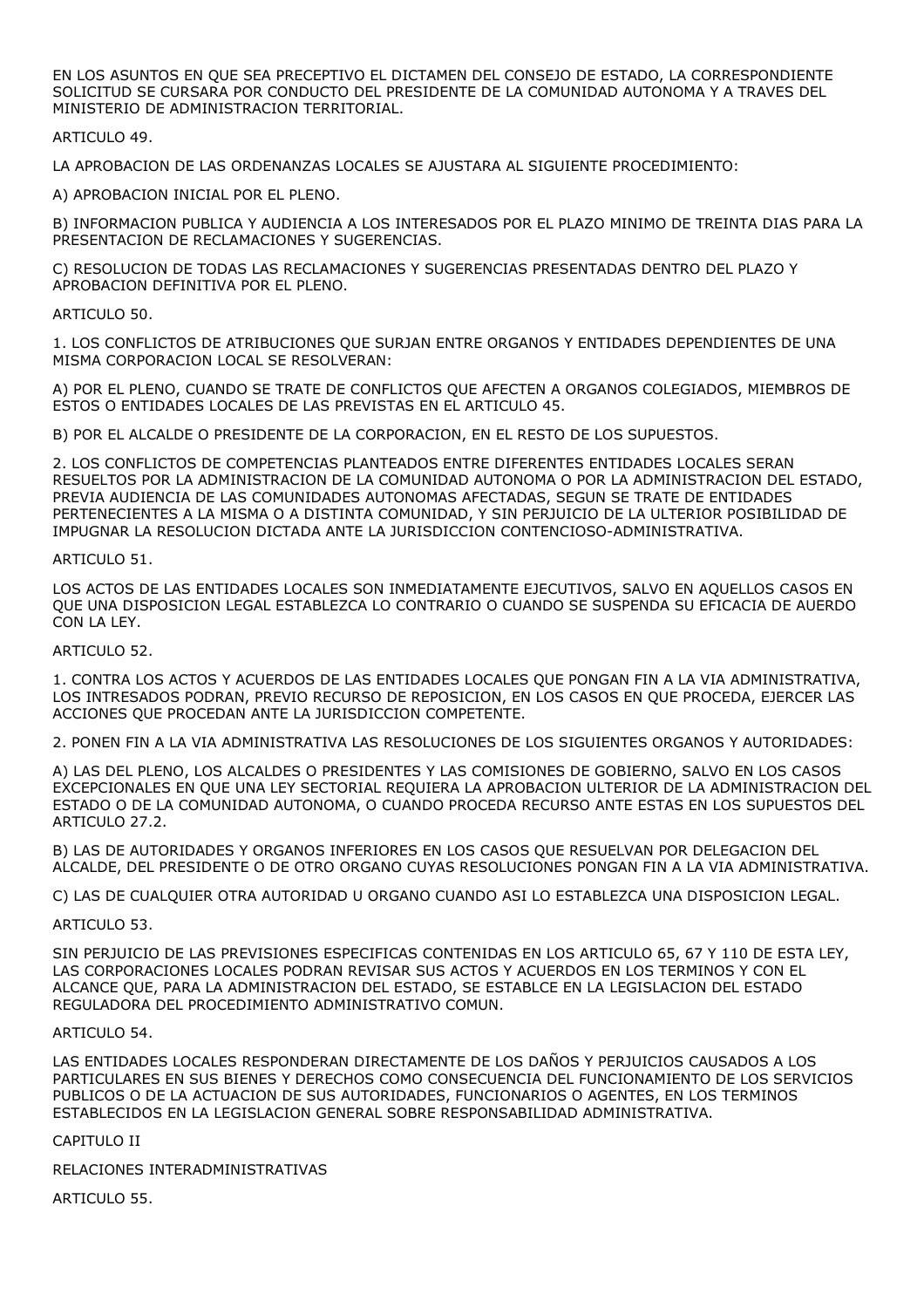EN LOS ASUNTOS EN QUE SEA PRECEPTIVO EL DICTAMEN DEL CONSEJO DE ESTADO, LA CORRESPONDIENTE SOLICITUD SE CURSARA POR CONDUCTO DEL PRESIDENTE DE LA COMUNIDAD AUTONOMA Y A TRAVES DEL MINISTERIO DE ADMINISTRACION TERRITORIAL.

ARTICULO 49.

LA APROBACION DE LAS ORDENANZAS LOCALES SE AJUSTARA AL SIGUIENTE PROCEDIMIENTO:

A) APROBACION INICIAL POR EL PLENO.

B) INFORMACION PUBLICA Y AUDIENCIA A LOS INTERESADOS POR EL PLAZO MINIMO DE TREINTA DIAS PARA LA PRESENTACION DE RECLAMACIONES Y SUGERENCIAS.

C) RESOLUCION DE TODAS LAS RECLAMACIONES Y SUGERENCIAS PRESENTADAS DENTRO DEL PLAZO Y APROBACION DEFINITIVA POR EL PLENO.

ARTICULO 50.

1. LOS CONFLICTOS DE ATRIBUCIONES QUE SURJAN ENTRE ORGANOS Y ENTIDADES DEPENDIENTES DE UNA MISMA CORPORACION LOCAL SE RESOLVERAN:

A) POR EL PLENO, CUANDO SE TRATE DE CONFLICTOS QUE AFECTEN A ORGANOS COLEGIADOS, MIEMBROS DE ESTOS O ENTIDADES LOCALES DE LAS PREVISTAS EN EL ARTICULO 45.

B) POR EL ALCALDE O PRESIDENTE DE LA CORPORACION, EN EL RESTO DE LOS SUPUESTOS.

2. LOS CONFLICTOS DE COMPETENCIAS PLANTEADOS ENTRE DIFERENTES ENTIDADES LOCALES SERAN RESUELTOS POR LA ADMINISTRACION DE LA COMUNIDAD AUTONOMA O POR LA ADMINISTRACION DEL ESTADO, PREVIA AUDIENCIA DE LAS COMUNIDADES AUTONOMAS AFECTADAS, SEGUN SE TRATE DE ENTIDADES PERTENECIENTES A LA MISMA O A DISTINTA COMUNIDAD, Y SIN PERJUICIO DE LA ULTERIOR POSIBILIDAD DE IMPUGNAR LA RESOLUCION DICTADA ANTE LA JURISDICCION CONTENCIOSO-ADMINISTRATIVA.

ARTICULO 51.

LOS ACTOS DE LAS ENTIDADES LOCALES SON INMEDIATAMENTE EJECUTIVOS, SALVO EN AQUELLOS CASOS EN QUE UNA DISPOSICION LEGAL ESTABLEZCA LO CONTRARIO O CUANDO SE SUSPENDA SU EFICACIA DE AUERDO CON LA LEY.

ARTICULO 52.

1. CONTRA LOS ACTOS Y ACUERDOS DE LAS ENTIDADES LOCALES QUE PONGAN FIN A LA VIA ADMINISTRATIVA, LOS INTRESADOS PODRAN, PREVIO RECURSO DE REPOSICION, EN LOS CASOS EN QUE PROCEDA, EJERCER LAS ACCIONES QUE PROCEDAN ANTE LA JURISDICCION COMPETENTE.

2. PONEN FIN A LA VIA ADMINISTRATIVA LAS RESOLUCIONES DE LOS SIGUIENTES ORGANOS Y AUTORIDADES:

A) LAS DEL PLENO, LOS ALCALDES O PRESIDENTES Y LAS COMISIONES DE GOBIERNO, SALVO EN LOS CASOS EXCEPCIONALES EN QUE UNA LEY SECTORIAL REQUIERA LA APROBACION ULTERIOR DE LA ADMINISTRACION DEL ESTADO O DE LA COMUNIDAD AUTONOMA, O CUANDO PROCEDA RECURSO ANTE ESTAS EN LOS SUPUESTOS DEL ARTICULO 27.2.

B) LAS DE AUTORIDADES Y ORGANOS INFERIORES EN LOS CASOS QUE RESUELVAN POR DELEGACION DEL ALCALDE, DEL PRESIDENTE O DE OTRO ORGANO CUYAS RESOLUCIONES PONGAN FIN A LA VIA ADMINISTRATIVA.

C) LAS DE CUALQUIER OTRA AUTORIDAD U ORGANO CUANDO ASI LO ESTABLEZCA UNA DISPOSICION LEGAL.

ARTICULO 53.

SIN PERJUICIO DE LAS PREVISIONES ESPECIFICAS CONTENIDAS EN LOS ARTICULO 65, 67 Y 110 DE ESTA LEY, LAS CORPORACIONES LOCALES PODRAN REVISAR SUS ACTOS Y ACUERDOS EN LOS TERMINOS Y CON EL ALCANCE QUE, PARA LA ADMINISTRACION DEL ESTADO, SE ESTABLCE EN LA LEGISLACION DEL ESTADO REGULADORA DEL PROCEDIMIENTO ADMINISTRATIVO COMUN.

ARTICULO 54.

LAS ENTIDADES LOCALES RESPONDERAN DIRECTAMENTE DE LOS DAÑOS Y PERJUICIOS CAUSADOS A LOS PARTICULARES EN SUS BIENES Y DERECHOS COMO CONSECUENCIA DEL FUNCIONAMIENTO DE LOS SERVICIOS PUBLICOS O DE LA ACTUACION DE SUS AUTORIDADES, FUNCIONARIOS O AGENTES, EN LOS TERMINOS ESTABLECIDOS EN LA LEGISLACION GENERAL SOBRE RESPONSABILIDAD ADMINISTRATIVA.

CAPITULO II

RELACIONES INTERADMINISTRATIVAS

ARTICULO 55.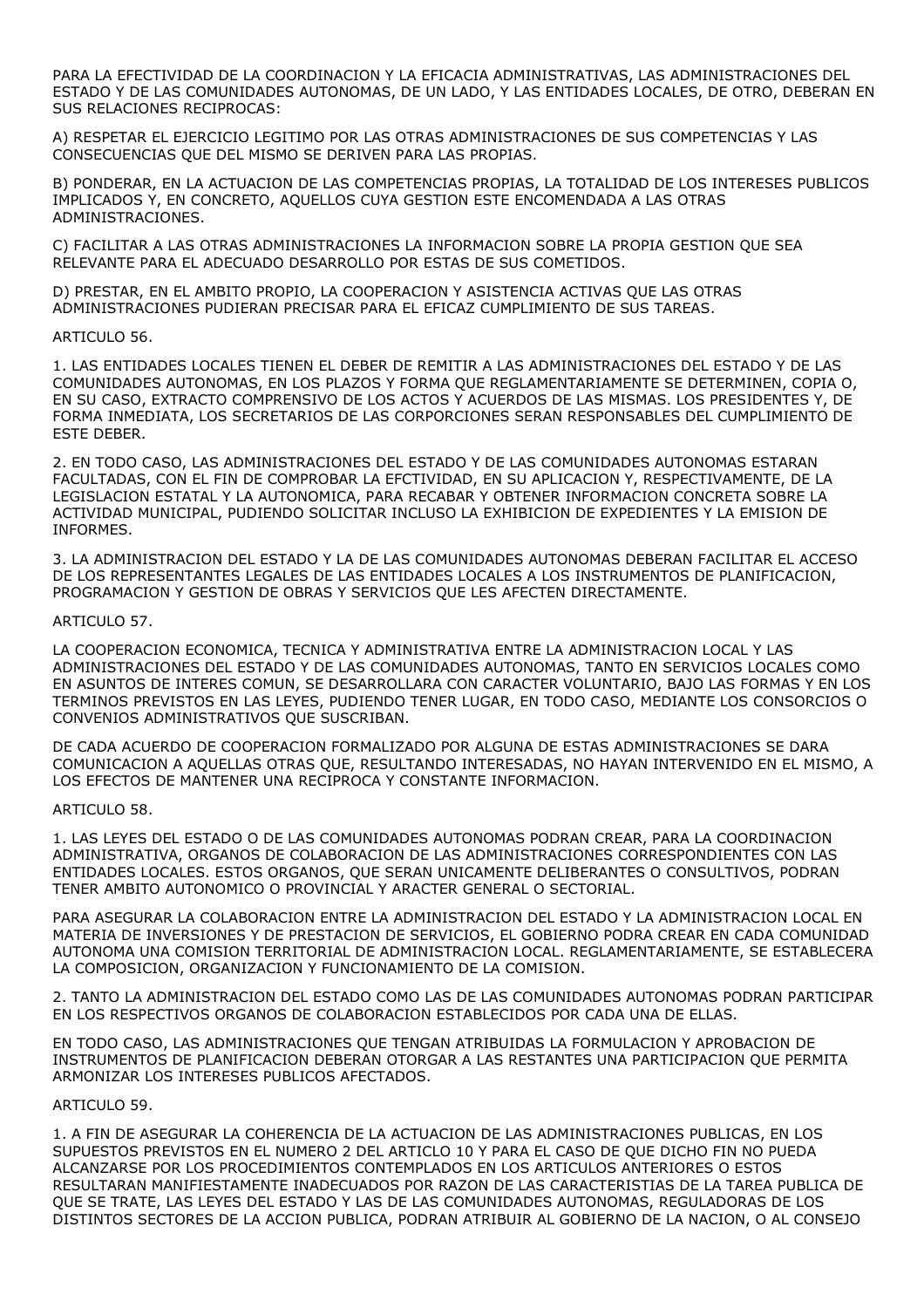PARA LA EFECTIVIDAD DE LA COORDINACION Y LA EFICACIA ADMINISTRATIVAS, LAS ADMINISTRACIONES DEL ESTADO Y DE LAS COMUNIDADES AUTONOMAS, DE UN LADO, Y LAS ENTIDADES LOCALES, DE OTRO, DEBERAN EN SUS RELACIONES RECIPROCAS:

A) RESPETAR EL EJERCICIO LEGITIMO POR LAS OTRAS ADMINISTRACIONES DE SUS COMPETENCIAS Y LAS CONSECUENCIAS QUE DEL MISMO SE DERIVEN PARA LAS PROPIAS.

B) PONDERAR, EN LA ACTUACION DE LAS COMPETENCIAS PROPIAS, LA TOTALIDAD DE LOS INTERESES PUBLICOS IMPLICADOS Y, EN CONCRETO, AQUELLOS CUYA GESTION ESTE ENCOMENDADA A LAS OTRAS ADMINISTRACIONES.

C) FACILITAR A LAS OTRAS ADMINISTRACIONES LA INFORMACION SOBRE LA PROPIA GESTION QUE SEA RELEVANTE PARA EL ADECUADO DESARROLLO POR ESTAS DE SUS COMETIDOS.

D) PRESTAR, EN EL AMBITO PROPIO, LA COOPERACION Y ASISTENCIA ACTIVAS QUE LAS OTRAS ADMINISTRACIONES PUDIERAN PRECISAR PARA EL EFICAZ CUMPLIMIENTO DE SUS TAREAS.

ARTICULO 56.

1. LAS ENTIDADES LOCALES TIENEN EL DEBER DE REMITIR A LAS ADMINISTRACIONES DEL ESTADO Y DE LAS COMUNIDADES AUTONOMAS, EN LOS PLAZOS Y FORMA QUE REGLAMENTARIAMENTE SE DETERMINEN, COPIA O, EN SU CASO, EXTRACTO COMPRENSIVO DE LOS ACTOS Y ACUERDOS DE LAS MISMAS. LOS PRESIDENTES Y, DE FORMA INMEDIATA, LOS SECRETARIOS DE LAS CORPORCIONES SERAN RESPONSABLES DEL CUMPLIMIENTO DE ESTE DEBER.

2. EN TODO CASO, LAS ADMINISTRACIONES DEL ESTADO Y DE LAS COMUNIDADES AUTONOMAS ESTARAN FACULTADAS, CON EL FIN DE COMPROBAR LA EFCTIVIDAD, EN SU APLICACION Y, RESPECTIVAMENTE, DE LA LEGISLACION ESTATAL Y LA AUTONOMICA, PARA RECABAR Y OBTENER INFORMACION CONCRETA SOBRE LA ACTIVIDAD MUNICIPAL, PUDIENDO SOLICITAR INCLUSO LA EXHIBICION DE EXPEDIENTES Y LA EMISION DE INFORMES.

3. LA ADMINISTRACION DEL ESTADO Y LA DE LAS COMUNIDADES AUTONOMAS DEBERAN FACILITAR EL ACCESO DE LOS REPRESENTANTES LEGALES DE LAS ENTIDADES LOCALES A LOS INSTRUMENTOS DE PLANIFICACION, PROGRAMACION Y GESTION DE OBRAS Y SERVICIOS QUE LES AFECTEN DIRECTAMENTE.

ARTICULO 57.

LA COOPERACION ECONOMICA, TECNICA Y ADMINISTRATIVA ENTRE LA ADMINISTRACION LOCAL Y LAS ADMINISTRACIONES DEL ESTADO Y DE LAS COMUNIDADES AUTONOMAS, TANTO EN SERVICIOS LOCALES COMO EN ASUNTOS DE INTERES COMUN, SE DESARROLLARA CON CARACTER VOLUNTARIO, BAJO LAS FORMAS Y EN LOS TERMINOS PREVISTOS EN LAS LEYES, PUDIENDO TENER LUGAR, EN TODO CASO, MEDIANTE LOS CONSORCIOS O CONVENIOS ADMINISTRATIVOS QUE SUSCRIBAN.

DE CADA ACUERDO DE COOPERACION FORMALIZADO POR ALGUNA DE ESTAS ADMINISTRACIONES SE DARA COMUNICACION A AQUELLAS OTRAS QUE, RESULTANDO INTERESADAS, NO HAYAN INTERVENIDO EN EL MISMO, A LOS EFECTOS DE MANTENER UNA RECIPROCA Y CONSTANTE INFORMACION.

ARTICULO 58.

1. LAS LEYES DEL ESTADO O DE LAS COMUNIDADES AUTONOMAS PODRAN CREAR, PARA LA COORDINACION ADMINISTRATIVA, ORGANOS DE COLABORACION DE LAS ADMINISTRACIONES CORRESPONDIENTES CON LAS ENTIDADES LOCALES. ESTOS ORGANOS, QUE SERAN UNICAMENTE DELIBERANTES O CONSULTIVOS, PODRAN TENER AMBITO AUTONOMICO O PROVINCIAL Y ARACTER GENERAL O SECTORIAL.

PARA ASEGURAR LA COLABORACION ENTRE LA ADMINISTRACION DEL ESTADO Y LA ADMINISTRACION LOCAL EN MATERIA DE INVERSIONES Y DE PRESTACION DE SERVICIOS, EL GOBIERNO PODRA CREAR EN CADA COMUNIDAD AUTONOMA UNA COMISION TERRITORIAL DE ADMINISTRACION LOCAL. REGLAMENTARIAMENTE, SE ESTABLECERA LA COMPOSICION, ORGANIZACION Y FUNCIONAMIENTO DE LA COMISION.

2. TANTO LA ADMINISTRACION DEL ESTADO COMO LAS DE LAS COMUNIDADES AUTONOMAS PODRAN PARTICIPAR EN LOS RESPECTIVOS ORGANOS DE COLABORACION ESTABLECIDOS POR CADA UNA DE ELLAS.

EN TODO CASO, LAS ADMINISTRACIONES QUE TENGAN ATRIBUIDAS LA FORMULACION Y APROBACION DE INSTRUMENTOS DE PLANIFICACION DEBERAN OTORGAR A LAS RESTANTES UNA PARTICIPACION QUE PERMITA ARMONIZAR LOS INTERESES PUBLICOS AFECTADOS.

ARTICULO 59.

1. A FIN DE ASEGURAR LA COHERENCIA DE LA ACTUACION DE LAS ADMINISTRACIONES PUBLICAS, EN LOS SUPUESTOS PREVISTOS EN EL NUMERO 2 DEL ARTICULO 10 Y PARA EL CASO DE QUE DICHO FIN NO PUEDA ALCANZARSE POR LOS PROCEDIMIENTOS CONTEMPLADOS EN LOS ARTICULOS ANTERIORES O ESTOS RESULTARAN MANIFIESTAMENTE INADECUADOS POR RAZON DE LAS CARACTERISTIAS DE LA TAREA PUBLICA DE QUE SE TRATE, LAS LEYES DEL ESTADO Y LAS DE LAS COMUNIDADES AUTONOMAS, REGULADORAS DE LOS DISTINTOS SECTORES DE LA ACCION PUBLICA, PODRAN ATRIBUIR AL GOBIERNO DE LA NACION, O AL CONSEJO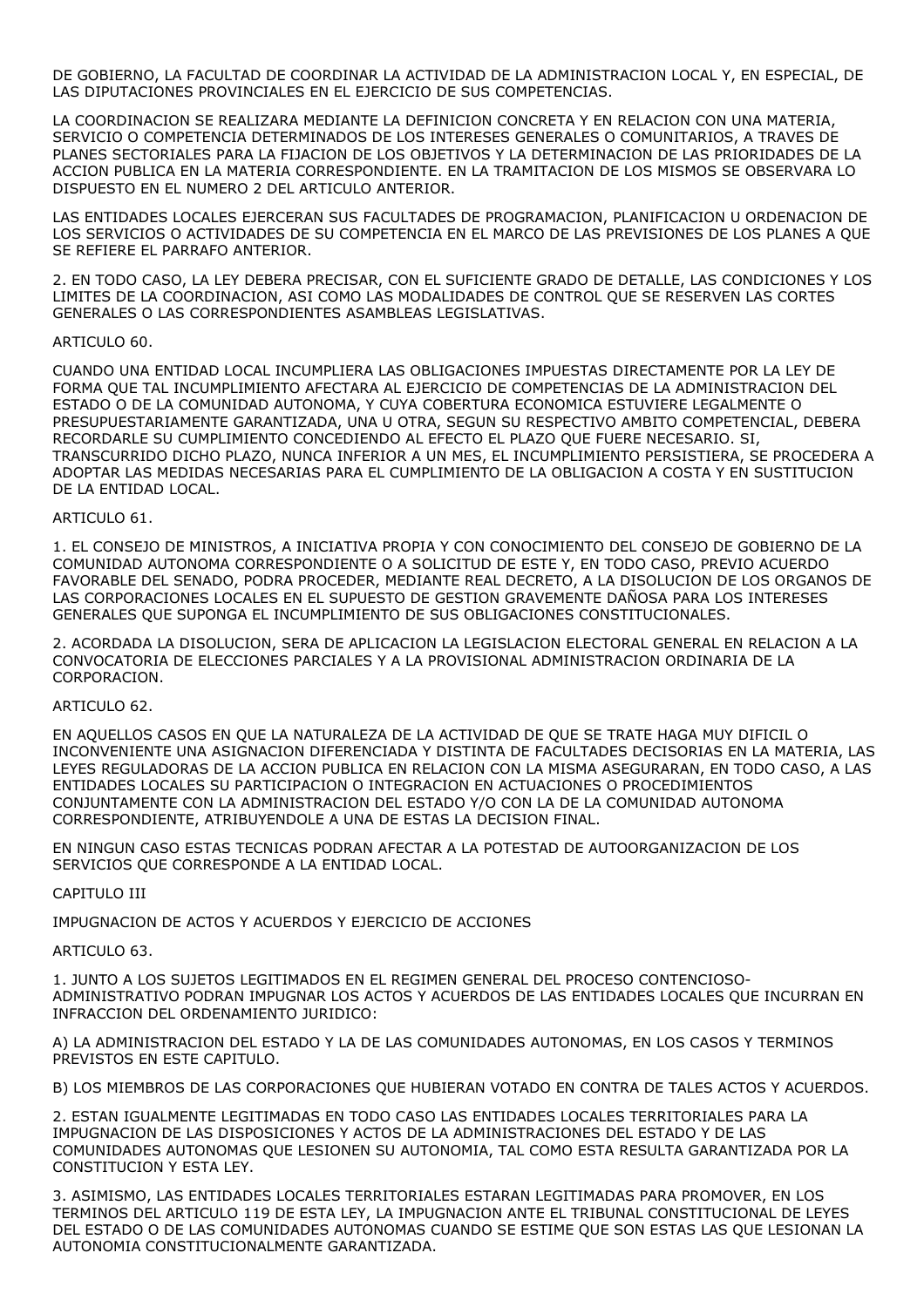DE GOBIERNO, LA FACULTAD DE COORDINAR LA ACTIVIDAD DE LA ADMINISTRACION LOCAL Y, EN ESPECIAL, DE LAS DIPUTACIONES PROVINCIALES EN EL EJERCICIO DE SUS COMPETENCIAS.

LA COORDINACION SE REALIZARA MEDIANTE LA DEFINICION CONCRETA Y EN RELACION CON UNA MATERIA, SERVICIO O COMPETENCIA DETERMINADOS DE LOS INTERESES GENERALES O COMUNITARIOS, A TRAVES DE PLANES SECTORIALES PARA LA FIJACION DE LOS OBJETIVOS Y LA DETERMINACION DE LAS PRIORIDADES DE LA ACCION PUBLICA EN LA MATERIA CORRESPONDIENTE. EN LA TRAMITACION DE LOS MISMOS SE OBSERVARA LO DISPUESTO EN EL NUMERO 2 DEL ARTICULO ANTERIOR.

LAS ENTIDADES LOCALES EJERCERAN SUS FACULTADES DE PROGRAMACION, PLANIFICACION U ORDENACION DE LOS SERVICIOS O ACTIVIDADES DE SU COMPETENCIA EN EL MARCO DE LAS PREVISIONES DE LOS PLANES A QUE SE REFIERE EL PARRAFO ANTERIOR.

2. EN TODO CASO, LA LEY DEBERA PRECISAR, CON EL SUFICIENTE GRADO DE DETALLE, LAS CONDICIONES Y LOS LIMITES DE LA COORDINACION, ASI COMO LAS MODALIDADES DE CONTROL QUE SE RESERVEN LAS CORTES GENERALES O LAS CORRESPONDIENTES ASAMBLEAS LEGISLATIVAS.

ARTICULO 60.

CUANDO UNA ENTIDAD LOCAL INCUMPLIERA LAS OBLIGACIONES IMPUESTAS DIRECTAMENTE POR LA LEY DE FORMA QUE TAL INCUMPLIMIENTO AFECTARA AL EJERCICIO DE COMPETENCIAS DE LA ADMINISTRACION DEL ESTADO O DE LA COMUNIDAD AUTONOMA, Y CUYA COBERTURA ECONOMICA ESTUVIERE LEGALMENTE O PRESUPUESTARIAMENTE GARANTIZADA, UNA U OTRA, SEGUN SU RESPECTIVO AMBITO COMPETENCIAL, DEBERA RECORDARLE SU CUMPLIMIENTO CONCEDIENDO AL EFECTO EL PLAZO QUE FUERE NECESARIO. SI, TRANSCURRIDO DICHO PLAZO, NUNCA INFERIOR A UN MES, EL INCUMPLIMIENTO PERSISTIERA, SE PROCEDERA A ADOPTAR LAS MEDIDAS NECESARIAS PARA EL CUMPLIMIENTO DE LA OBLIGACION A COSTA Y EN SUSTITUCION DE LA ENTIDAD LOCAL.

ARTICULO 61.

1. EL CONSEJO DE MINISTROS, A INICIATIVA PROPIA Y CON CONOCIMIENTO DEL CONSEJO DE GOBIERNO DE LA COMUNIDAD AUTONOMA CORRESPONDIENTE O A SOLICITUD DE ESTE Y, EN TODO CASO, PREVIO ACUERDO FAVORABLE DEL SENADO, PODRA PROCEDER, MEDIANTE REAL DECRETO, A LA DISOLUCION DE LOS ORGANOS DE LAS CORPORACIONES LOCALES EN EL SUPUESTO DE GESTION GRAVEMENTE DAÑOSA PARA LOS INTERESES GENERALES QUE SUPONGA EL INCUMPLIMIENTO DE SUS OBLIGACIONES CONSTITUCIONALES.

2. ACORDADA LA DISOLUCION, SERA DE APLICACION LA LEGISLACION ELECTORAL GENERAL EN RELACION A LA CONVOCATORIA DE ELECCIONES PARCIALES Y A LA PROVISIONAL ADMINISTRACION ORDINARIA DE LA CORPORACION.

ARTICULO 62.

EN AQUELLOS CASOS EN QUE LA NATURALEZA DE LA ACTIVIDAD DE QUE SE TRATE HAGA MUY DIFICIL O INCONVENIENTE UNA ASIGNACION DIFERENCIADA Y DISTINTA DE FACULTADES DECISORIAS EN LA MATERIA, LAS LEYES REGULADORAS DE LA ACCION PUBLICA EN RELACION CON LA MISMA ASEGURARAN, EN TODO CASO, A LAS ENTIDADES LOCALES SU PARTICIPACION O INTEGRACION EN ACTUACIONES O PROCEDIMIENTOS CONJUNTAMENTE CON LA ADMINISTRACION DEL ESTADO Y/O CON LA DE LA COMUNIDAD AUTONOMA CORRESPONDIENTE, ATRIBUYENDOLE A UNA DE ESTAS LA DECISION FINAL.

EN NINGUN CASO ESTAS TECNICAS PODRAN AFECTAR A LA POTESTAD DE AUTOORGANIZACION DE LOS SERVICIOS QUE CORRESPONDE A LA ENTIDAD LOCAL.

CAPITULO III

IMPUGNACION DE ACTOS Y ACUERDOS Y EJERCICIO DE ACCIONES

ARTICULO 63.

1. JUNTO A LOS SUJETOS LEGITIMADOS EN EL REGIMEN GENERAL DEL PROCESO CONTENCIOSO-ADMINISTRATIVO PODRAN IMPUGNAR LOS ACTOS Y ACUERDOS DE LAS ENTIDADES LOCALES QUE INCURRAN EN INFRACCION DEL ORDENAMIENTO JURIDICO:

A) LA ADMINISTRACION DEL ESTADO Y LA DE LAS COMUNIDADES AUTONOMAS, EN LOS CASOS Y TERMINOS PREVISTOS EN ESTE CAPITULO.

B) LOS MIEMBROS DE LAS CORPORACIONES QUE HUBIERAN VOTADO EN CONTRA DE TALES ACTOS Y ACUERDOS.

2. ESTAN IGUALMENTE LEGITIMADAS EN TODO CASO LAS ENTIDADES LOCALES TERRITORIALES PARA LA IMPUGNACION DE LAS DISPOSICIONES Y ACTOS DE LA ADMINISTRACIONES DEL ESTADO Y DE LAS COMUNIDADES AUTONOMAS QUE LESIONEN SU AUTONOMIA, TAL COMO ESTA RESULTA GARANTIZADA POR LA CONSTITUCION Y ESTA LEY.

3. ASIMISMO, LAS ENTIDADES LOCALES TERRITORIALES ESTARAN LEGITIMADAS PARA PROMOVER, EN LOS TERMINOS DEL ARTICULO 119 DE ESTA LEY, LA IMPUGNACION ANTE EL TRIBUNAL CONSTITUCIONAL DE LEYES DEL ESTADO O DE LAS COMUNIDADES AUTONOMAS CUANDO SE ESTIME QUE SON ESTAS LAS QUE LESIONAN LA AUTONOMIA CONSTITUCIONALMENTE GARANTIZADA.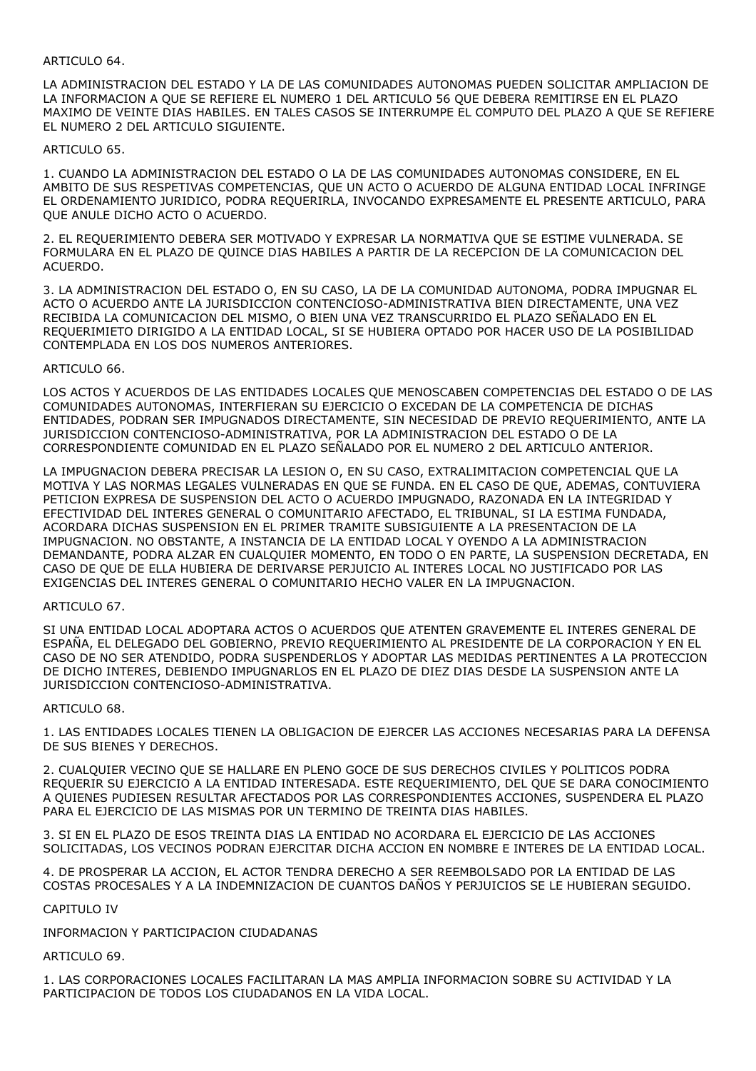ARTICULO 64.

LA ADMINISTRACION DEL ESTADO Y LA DE LAS COMUNIDADES AUTONOMAS PUEDEN SOLICITAR AMPLIACION DE LA INFORMACION A QUE SE REFIERE EL NUMERO 1 DEL ARTICULO 56 QUE DEBERA REMITIRSE EN EL PLAZO MAXIMO DE VEINTE DIAS HABILES. EN TALES CASOS SE INTERRUMPE EL COMPUTO DEL PLAZO A QUE SE REFIERE EL NUMERO 2 DEL ARTICULO SIGUIENTE.

ARTICULO 65.

1. CUANDO LA ADMINISTRACION DEL ESTADO O LA DE LAS COMUNIDADES AUTONOMAS CONSIDERE, EN EL AMBITO DE SUS RESPETIVAS COMPETENCIAS, QUE UN ACTO O ACUERDO DE ALGUNA ENTIDAD LOCAL INFRINGE EL ORDENAMIENTO JURIDICO, PODRA REQUERIRLA, INVOCANDO EXPRESAMENTE EL PRESENTE ARTICULO, PARA QUE ANULE DICHO ACTO O ACUERDO.

2. EL REQUERIMIENTO DEBERA SER MOTIVADO Y EXPRESAR LA NORMATIVA QUE SE ESTIME VULNERADA. SE FORMULARA EN EL PLAZO DE QUINCE DIAS HABILES A PARTIR DE LA RECEPCION DE LA COMUNICACION DEL ACUERDO.

3. LA ADMINISTRACION DEL ESTADO O, EN SU CASO, LA DE LA COMUNIDAD AUTONOMA, PODRA IMPUGNAR EL ACTO O ACUERDO ANTE LA JURISDICCION CONTENCIOSO-ADMINISTRATIVA BIEN DIRECTAMENTE, UNA VEZ RECIBIDA LA COMUNICACION DEL MISMO, O BIEN UNA VEZ TRANSCURRIDO EL PLAZO SEÑALADO EN EL REQUERIMIETO DIRIGIDO A LA ENTIDAD LOCAL, SI SE HUBIERA OPTADO POR HACER USO DE LA POSIBILIDAD CONTEMPLADA EN LOS DOS NUMEROS ANTERIORES.

ARTICULO 66.

LOS ACTOS Y ACUERDOS DE LAS ENTIDADES LOCALES QUE MENOSCABEN COMPETENCIAS DEL ESTADO O DE LAS COMUNIDADES AUTONOMAS, INTERFIERAN SU EJERCICIO O EXCEDAN DE LA COMPETENCIA DE DICHAS ENTIDADES, PODRAN SER IMPUGNADOS DIRECTAMENTE, SIN NECESIDAD DE PREVIO REQUERIMIENTO, ANTE LA JURISDICCION CONTENCIOSO-ADMINISTRATIVA, POR LA ADMINISTRACION DEL ESTADO O DE LA CORRESPONDIENTE COMUNIDAD EN EL PLAZO SEÑALADO POR EL NUMERO 2 DEL ARTICULO ANTERIOR.

LA IMPUGNACION DEBERA PRECISAR LA LESION O, EN SU CASO, EXTRALIMITACION COMPETENCIAL QUE LA MOTIVA Y LAS NORMAS LEGALES VULNERADAS EN QUE SE FUNDA. EN EL CASO DE QUE, ADEMAS, CONTUVIERA PETICION EXPRESA DE SUSPENSION DEL ACTO O ACUERDO IMPUGNADO, RAZONADA EN LA INTEGRIDAD Y EFECTIVIDAD DEL INTERES GENERAL O COMUNITARIO AFECTADO, EL TRIBUNAL, SI LA ESTIMA FUNDADA, ACORDARA DICHAS SUSPENSION EN EL PRIMER TRAMITE SUBSIGUIENTE A LA PRESENTACION DE LA IMPUGNACION. NO OBSTANTE, A INSTANCIA DE LA ENTIDAD LOCAL Y OYENDO A LA ADMINISTRACION DEMANDANTE, PODRA ALZAR EN CUALQUIER MOMENTO, EN TODO O EN PARTE, LA SUSPENSION DECRETADA, EN CASO DE QUE DE ELLA HUBIERA DE DERIVARSE PERJUICIO AL INTERES LOCAL NO JUSTIFICADO POR LAS EXIGENCIAS DEL INTERES GENERAL O COMUNITARIO HECHO VALER EN LA IMPUGNACION.

ARTICULO 67.

SI UNA ENTIDAD LOCAL ADOPTARA ACTOS O ACUERDOS QUE ATENTEN GRAVEMENTE EL INTERES GENERAL DE ESPAÑA, EL DELEGADO DEL GOBIERNO, PREVIO REQUERIMIENTO AL PRESIDENTE DE LA CORPORACION Y EN EL CASO DE NO SER ATENDIDO, PODRA SUSPENDERLOS Y ADOPTAR LAS MEDIDAS PERTINENTES A LA PROTECCION DE DICHO INTERES, DEBIENDO IMPUGNARLOS EN EL PLAZO DE DIEZ DIAS DESDE LA SUSPENSION ANTE LA JURISDICCION CONTENCIOSO-ADMINISTRATIVA.

ARTICULO 68.

1. LAS ENTIDADES LOCALES TIENEN LA OBLIGACION DE EJERCER LAS ACCIONES NECESARIAS PARA LA DEFENSA DE SUS BIENES Y DERECHOS.

2. CUALQUIER VECINO QUE SE HALLARE EN PLENO GOCE DE SUS DERECHOS CIVILES Y POLITICOS PODRA REQUERIR SU EJERCICIO A LA ENTIDAD INTERESADA. ESTE REQUERIMIENTO, DEL QUE SE DARA CONOCIMIENTO A QUIENES PUDIESEN RESULTAR AFECTADOS POR LAS CORRESPONDIENTES ACCIONES, SUSPENDERA EL PLAZO PARA EL EJERCICIO DE LAS MISMAS POR UN TERMINO DE TREINTA DIAS HABILES.

3. SI EN EL PLAZO DE ESOS TREINTA DIAS LA ENTIDAD NO ACORDARA EL EJERCICIO DE LAS ACCIONES SOLICITADAS, LOS VECINOS PODRAN EJERCITAR DICHA ACCION EN NOMBRE E INTERES DE LA ENTIDAD LOCAL.

4. DE PROSPERAR LA ACCION, EL ACTOR TENDRA DERECHO A SER REEMBOLSADO POR LA ENTIDAD DE LAS COSTAS PROCESALES Y A LA INDEMNIZACION DE CUANTOS DAÑOS Y PERJUICIOS SE LE HUBIERAN SEGUIDO.

CAPITULO IV

INFORMACION Y PARTICIPACION CIUDADANAS

ARTICULO 69.

1. LAS CORPORACIONES LOCALES FACILITARAN LA MAS AMPLIA INFORMACION SOBRE SU ACTIVIDAD Y LA PARTICIPACION DE TODOS LOS CIUDADANOS EN LA VIDA LOCAL.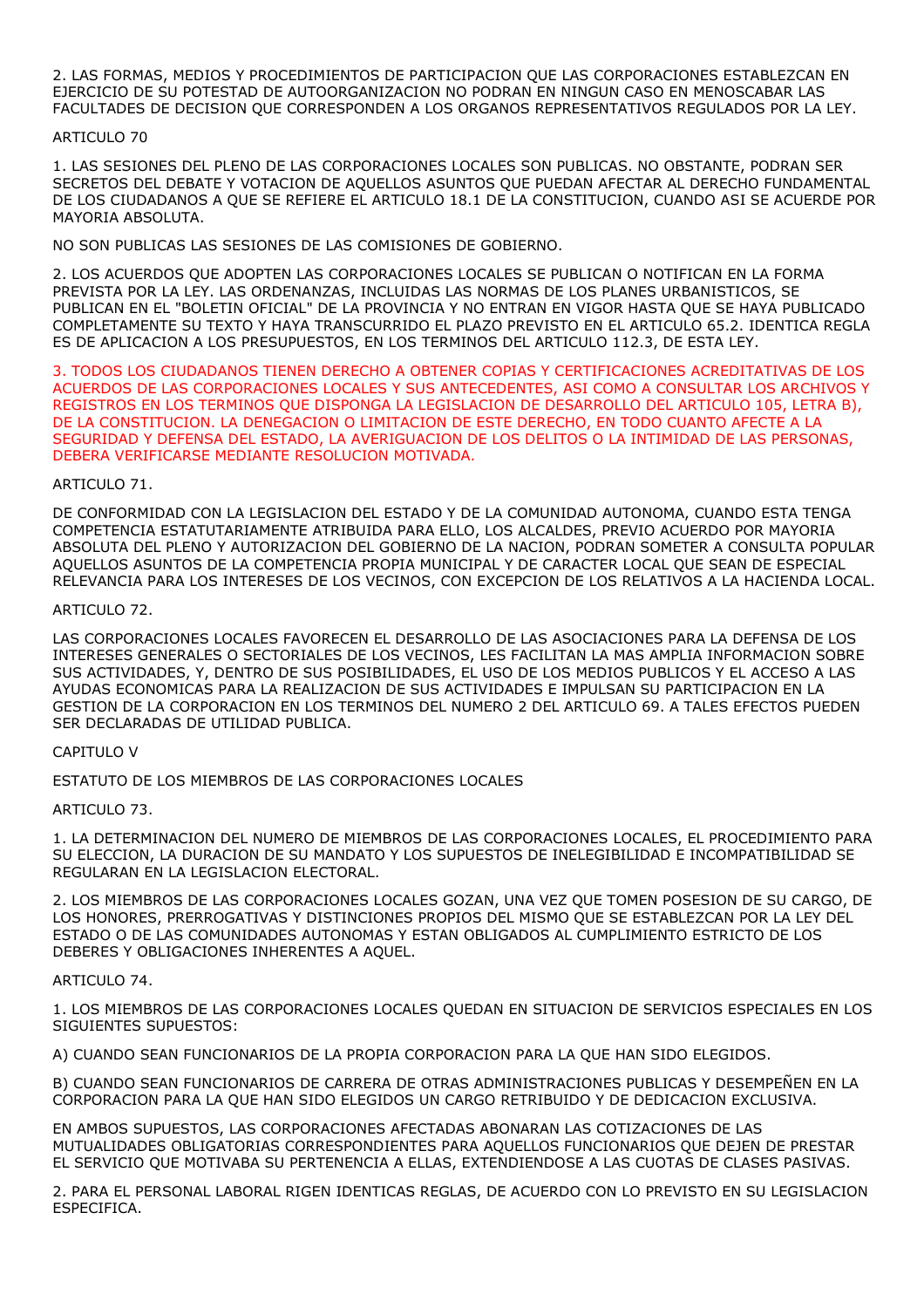2. LAS FORMAS, MEDIOS Y PROCEDIMIENTOS DE PARTICIPACION QUE LAS CORPORACIONES ESTABLEZCAN EN EJERCICIO DE SU POTESTAD DE AUTOORGANIZACION NO PODRAN EN NINGUN CASO EN MENOSCABAR LAS FACULTADES DE DECISION QUE CORRESPONDEN A LOS ORGANOS REPRESENTATIVOS REGULADOS POR LA LEY.

ARTICULO 70

1. LAS SESIONES DEL PLENO DE LAS CORPORACIONES LOCALES SON PUBLICAS. NO OBSTANTE, PODRAN SER SECRETOS DEL DEBATE Y VOTACION DE AQUELLOS ASUNTOS QUE PUEDAN AFECTAR AL DERECHO FUNDAMENTAL DE LOS CIUDADANOS A QUE SE REFIERE EL ARTICULO 18.1 DE LA CONSTITUCION, CUANDO ASI SE ACUERDE POR MAYORIA ABSOLUTA.

NO SON PUBLICAS LAS SESIONES DE LAS COMISIONES DE GOBIERNO.

2. LOS ACUERDOS QUE ADOPTEN LAS CORPORACIONES LOCALES SE PUBLICAN O NOTIFICAN EN LA FORMA PREVISTA POR LA LEY. LAS ORDENANZAS, INCLUIDAS LAS NORMAS DE LOS PLANES URBANISTICOS, SE PUBLICAN EN EL "BOLETIN OFICIAL" DE LA PROVINCIA Y NO ENTRAN EN VIGOR HASTA QUE SE HAYA PUBLICADO COMPLETAMENTE SU TEXTO Y HAYA TRANSCURRIDO EL PLAZO PREVISTO EN EL ARTICULO 65.2. IDENTICA REGLA ES DE APLICACION A LOS PRESUPUESTOS, EN LOS TERMINOS DEL ARTICULO 112.3, DE ESTA LEY.

3. TODOS LOS CIUDADANOS TIENEN DERECHO A OBTENER COPIAS Y CERTIFICACIONES ACREDITATIVAS DE LOS ACUERDOS DE LAS CORPORACIONES LOCALES Y SUS ANTECEDENTES, ASI COMO A CONSULTAR LOS ARCHIVOS Y REGISTROS EN LOS TERMINOS QUE DISPONGA LA LEGISLACION DE DESARROLLO DEL ARTICULO 105, LETRA B), DE LA CONSTITUCION. LA DENEGACION O LIMITACION DE ESTE DERECHO, EN TODO CUANTO AFECTE A LA SEGURIDAD Y DEFENSA DEL ESTADO, LA AVERIGUACION DE LOS DELITOS O LA INTIMIDAD DE LAS PERSONAS, DEBERA VERIFICARSE MEDIANTE RESOLUCION MOTIVADA.

ARTICULO 71.

DE CONFORMIDAD CON LA LEGISLACION DEL ESTADO Y DE LA COMUNIDAD AUTONOMA, CUANDO ESTA TENGA COMPETENCIA ESTATUTARIAMENTE ATRIBUIDA PARA ELLO, LOS ALCALDES, PREVIO ACUERDO POR MAYORIA ABSOLUTA DEL PLENO Y AUTORIZACION DEL GOBIERNO DE LA NACION, PODRAN SOMETER A CONSULTA POPULAR AQUELLOS ASUNTOS DE LA COMPETENCIA PROPIA MUNICIPAL Y DE CARACTER LOCAL QUE SEAN DE ESPECIAL RELEVANCIA PARA LOS INTERESES DE LOS VECINOS, CON EXCEPCION DE LOS RELATIVOS A LA HACIENDA LOCAL.

ARTICULO 72.

LAS CORPORACIONES LOCALES FAVORECEN EL DESARROLLO DE LAS ASOCIACIONES PARA LA DEFENSA DE LOS INTERESES GENERALES O SECTORIALES DE LOS VECINOS, LES FACILITAN LA MAS AMPLIA INFORMACION SOBRE SUS ACTIVIDADES, Y, DENTRO DE SUS POSIBILIDADES, EL USO DE LOS MEDIOS PUBLICOS Y EL ACCESO A LAS AYUDAS ECONOMICAS PARA LA REALIZACION DE SUS ACTIVIDADES E IMPULSAN SU PARTICIPACION EN LA GESTION DE LA CORPORACION EN LOS TERMINOS DEL NUMERO 2 DEL ARTICULO 69. A TALES EFECTOS PUEDEN SER DECLARADAS DE UTILIDAD PUBLICA.

CAPITULO V

ESTATUTO DE LOS MIEMBROS DE LAS CORPORACIONES LOCALES

ARTICULO 73.

1. LA DETERMINACION DEL NUMERO DE MIEMBROS DE LAS CORPORACIONES LOCALES, EL PROCEDIMIENTO PARA SU ELECCION, LA DURACION DE SU MANDATO Y LOS SUPUESTOS DE INELEGIBILIDAD E INCOMPATIBILIDAD SE REGULARAN EN LA LEGISLACION ELECTORAL.

2. LOS MIEMBROS DE LAS CORPORACIONES LOCALES GOZAN, UNA VEZ QUE TOMEN POSESION DE SU CARGO, DE LOS HONORES, PRERROGATIVAS Y DISTINCIONES PROPIOS DEL MISMO QUE SE ESTABLEZCAN POR LA LEY DEL ESTADO O DE LAS COMUNIDADES AUTONOMAS Y ESTAN OBLIGADOS AL CUMPLIMIENTO ESTRICTO DE LOS DEBERES Y OBLIGACIONES INHERENTES A AQUEL.

ARTICULO 74.

1. LOS MIEMBROS DE LAS CORPORACIONES LOCALES QUEDAN EN SITUACION DE SERVICIOS ESPECIALES EN LOS SIGUIENTES SUPUESTOS:

A) CUANDO SEAN FUNCIONARIOS DE LA PROPIA CORPORACION PARA LA QUE HAN SIDO ELEGIDOS.

B) CUANDO SEAN FUNCIONARIOS DE CARRERA DE OTRAS ADMINISTRACIONES PUBLICAS Y DESEMPEÑEN EN LA CORPORACION PARA LA QUE HAN SIDO ELEGIDOS UN CARGO RETRIBUIDO Y DE DEDICACION EXCLUSIVA.

EN AMBOS SUPUESTOS, LAS CORPORACIONES AFECTADAS ABONARAN LAS COTIZACIONES DE LAS MUTUALIDADES OBLIGATORIAS CORRESPONDIENTES PARA AQUELLOS FUNCIONARIOS QUE DEJEN DE PRESTAR EL SERVICIO QUE MOTIVABA SU PERTENENCIA A ELLAS, EXTENDIENDOSE A LAS CUOTAS DE CLASES PASIVAS.

2. PARA EL PERSONAL LABORAL RIGEN IDENTICAS REGLAS, DE ACUERDO CON LO PREVISTO EN SU LEGISLACION ESPECIFICA.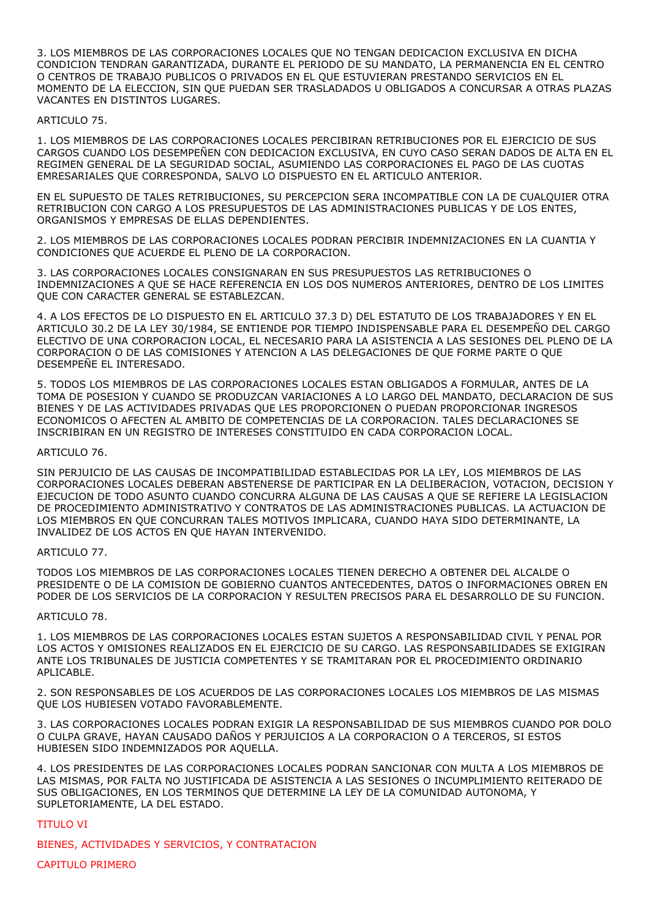3. LOS MIEMBROS DE LAS CORPORACIONES LOCALES QUE NO TENGAN DEDICACION EXCLUSIVA EN DICHA CONDICION TENDRAN GARANTIZADA, DURANTE EL PERIODO DE SU MANDATO, LA PERMANENCIA EN EL CENTRO O CENTROS DE TRABAJO PUBLICOS O PRIVADOS EN EL QUE ESTUVIERAN PRESTANDO SERVICIOS EN EL MOMENTO DE LA ELECCION, SIN QUE PUEDAN SER TRASLADADOS U OBLIGADOS A CONCURSAR A OTRAS PLAZAS VACANTES EN DISTINTOS LUGARES.

ARTICULO 75.

1. LOS MIEMBROS DE LAS CORPORACIONES LOCALES PERCIBIRAN RETRIBUCIONES POR EL EJERCICIO DE SUS CARGOS CUANDO LOS DESEMPEÑEN CON DEDICACION EXCLUSIVA, EN CUYO CASO SERAN DADOS DE ALTA EN EL REGIMEN GENERAL DE LA SEGURIDAD SOCIAL, ASUMIENDO LAS CORPORACIONES EL PAGO DE LAS CUOTAS EMRESARIALES QUE CORRESPONDA, SALVO LO DISPUESTO EN EL ARTICULO ANTERIOR.

EN EL SUPUESTO DE TALES RETRIBUCIONES, SU PERCEPCION SERA INCOMPATIBLE CON LA DE CUALQUIER OTRA RETRIBUCION CON CARGO A LOS PRESUPUESTOS DE LAS ADMINISTRACIONES PUBLICAS Y DE LOS ENTES, ORGANISMOS Y EMPRESAS DE ELLAS DEPENDIENTES.

2. LOS MIEMBROS DE LAS CORPORACIONES LOCALES PODRAN PERCIBIR INDEMNIZACIONES EN LA CUANTIA Y CONDICIONES QUE ACUERDE EL PLENO DE LA CORPORACION.

3. LAS CORPORACIONES LOCALES CONSIGNARAN EN SUS PRESUPUESTOS LAS RETRIBUCIONES O INDEMNIZACIONES A QUE SE HACE REFERENCIA EN LOS DOS NUMEROS ANTERIORES, DENTRO DE LOS LIMITES QUE CON CARACTER GENERAL SE ESTABLEZCAN.

4. A LOS EFECTOS DE LO DISPUESTO EN EL ARTICULO 37.3 D) DEL ESTATUTO DE LOS TRABAJADORES Y EN EL ARTICULO 30.2 DE LA LEY 30/1984, SE ENTIENDE POR TIEMPO INDISPENSABLE PARA EL DESEMPEÑO DEL CARGO ELECTIVO DE UNA CORPORACION LOCAL, EL NECESARIO PARA LA ASISTENCIA A LAS SESIONES DEL PLENO DE LA CORPORACION O DE LAS COMISIONES Y ATENCION A LAS DELEGACIONES DE QUE FORME PARTE O QUE DESEMPEÑE EL INTERESADO.

5. TODOS LOS MIEMBROS DE LAS CORPORACIONES LOCALES ESTAN OBLIGADOS A FORMULAR, ANTES DE LA TOMA DE POSESION Y CUANDO SE PRODUZCAN VARIACIONES A LO LARGO DEL MANDATO, DECLARACION DE SUS BIENES Y DE LAS ACTIVIDADES PRIVADAS QUE LES PROPORCIONEN O PUEDAN PROPORCIONAR INGRESOS ECONOMICOS O AFECTEN AL AMBITO DE COMPETENCIAS DE LA CORPORACION. TALES DECLARACIONES SE INSCRIBIRAN EN UN REGISTRO DE INTERESES CONSTITUIDO EN CADA CORPORACION LOCAL.

ARTICULO 76.

SIN PERJUICIO DE LAS CAUSAS DE INCOMPATIBILIDAD ESTABLECIDAS POR LA LEY, LOS MIEMBROS DE LAS CORPORACIONES LOCALES DEBERAN ABSTENERSE DE PARTICIPAR EN LA DELIBERACION, VOTACION, DECISION Y EJECUCION DE TODO ASUNTO CUANDO CONCURRA ALGUNA DE LAS CAUSAS A QUE SE REFIERE LA LEGISLACION DE PROCEDIMIENTO ADMINISTRATIVO Y CONTRATOS DE LAS ADMINISTRACIONES PUBLICAS. LA ACTUACION DE LOS MIEMBROS EN QUE CONCURRAN TALES MOTIVOS IMPLICARA, CUANDO HAYA SIDO DETERMINANTE, LA INVALIDEZ DE LOS ACTOS EN QUE HAYAN INTERVENIDO.

ARTICULO 77.

TODOS LOS MIEMBROS DE LAS CORPORACIONES LOCALES TIENEN DERECHO A OBTENER DEL ALCALDE O PRESIDENTE O DE LA COMISION DE GOBIERNO CUANTOS ANTECEDENTES, DATOS O INFORMACIONES OBREN EN PODER DE LOS SERVICIOS DE LA CORPORACION Y RESULTEN PRECISOS PARA EL DESARROLLO DE SU FUNCION.

ARTICULO 78.

1. LOS MIEMBROS DE LAS CORPORACIONES LOCALES ESTAN SUJETOS A RESPONSABILIDAD CIVIL Y PENAL POR LOS ACTOS Y OMISIONES REALIZADOS EN EL EJERCICIO DE SU CARGO. LAS RESPONSABILIDADES SE EXIGIRAN ANTE LOS TRIBUNALES DE JUSTICIA COMPETENTES Y SE TRAMITARAN POR EL PROCEDIMIENTO ORDINARIO APLICABLE.

2. SON RESPONSABLES DE LOS ACUERDOS DE LAS CORPORACIONES LOCALES LOS MIEMBROS DE LAS MISMAS QUE LOS HUBIESEN VOTADO FAVORABLEMENTE.

3. LAS CORPORACIONES LOCALES PODRAN EXIGIR LA RESPONSABILIDAD DE SUS MIEMBROS CUANDO POR DOLO O CULPA GRAVE, HAYAN CAUSADO DAÑOS Y PERJUICIOS A LA CORPORACION O A TERCEROS, SI ESTOS HUBIESEN SIDO INDEMNIZADOS POR AQUELLA.

4. LOS PRESIDENTES DE LAS CORPORACIONES LOCALES PODRAN SANCIONAR CON MULTA A LOS MIEMBROS DE LAS MISMAS, POR FALTA NO JUSTIFICADA DE ASISTENCIA A LAS SESIONES O INCUMPLIMIENTO REITERADO DE SUS OBLIGACIONES, EN LOS TERMINOS QUE DETERMINE LA LEY DE LA COMUNIDAD AUTONOMA, Y SUPLETORIAMENTE, LA DEL ESTADO.

## TITULO VI

## BIENES, ACTIVIDADES Y SERVICIOS, Y CONTRATACION

### CAPITULO PRIMERO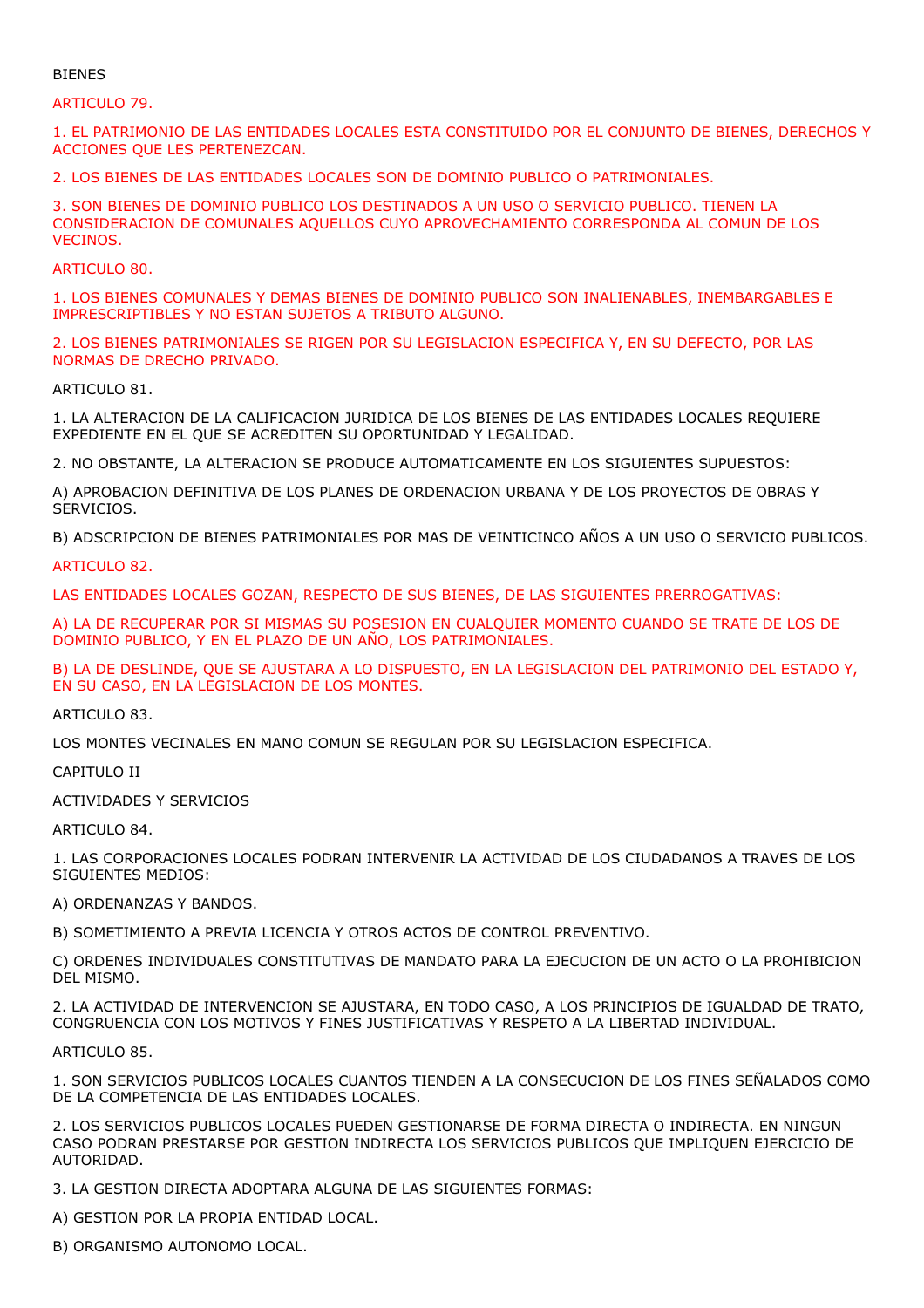BIENES

ARTICULO 79.

1. EL PATRIMONIO DE LAS ENTIDADES LOCALES ESTA CONSTITUIDO POR EL CONJUNTO DE BIENES, DERECHOS Y ACCIONES QUE LES PERTENEZCAN.

2. LOS BIENES DE LAS ENTIDADES LOCALES SON DE DOMINIO PUBLICO O PATRIMONIALES.

3. SON BIENES DE DOMINIO PUBLICO LOS DESTINADOS A UN USO O SERVICIO PUBLICO. TIENEN LA CONSIDERACION DE COMUNALES AQUELLOS CUYO APROVECHAMIENTO CORRESPONDA AL COMUN DE LOS VECINOS.

ARTICULO 80.

1. LOS BIENES COMUNALES Y DEMAS BIENES DE DOMINIO PUBLICO SON INALIENABLES, INEMBARGABLES E IMPRESCRIPTIBLES Y NO ESTAN SUJETOS A TRIBUTO ALGUNO.

2. LOS BIENES PATRIMONIALES SE RIGEN POR SU LEGISLACION ESPECIFICA Y, EN SU DEFECTO, POR LAS NORMAS DE DRECHO PRIVADO.

ARTICULO 81.

1. LA ALTERACION DE LA CALIFICACION JURIDICA DE LOS BIENES DE LAS ENTIDADES LOCALES REQUIERE EXPEDIENTE EN EL QUE SE ACREDITEN SU OPORTUNIDAD Y LEGALIDAD.

2. NO OBSTANTE, LA ALTERACION SE PRODUCE AUTOMATICAMENTE EN LOS SIGUIENTES SUPUESTOS:

A) APROBACION DEFINITIVA DE LOS PLANES DE ORDENACION URBANA Y DE LOS PROYECTOS DE OBRAS Y SERVICIOS.

B) ADSCRIPCION DE BIENES PATRIMONIALES POR MAS DE VEINTICINCO AÑOS A UN USO O SERVICIO PUBLICOS.

ARTICULO 82.

LAS ENTIDADES LOCALES GOZAN, RESPECTO DE SUS BIENES, DE LAS SIGUIENTES PRERROGATIVAS:

A) LA DE RECUPERAR POR SI MISMAS SU POSESION EN CUALQUIER MOMENTO CUANDO SE TRATE DE LOS DE DOMINIO PUBLICO, Y EN EL PLAZO DE UN AÑO, LOS PATRIMONIALES.

B) LA DE DESLINDE, QUE SE AJUSTARA A LO DISPUESTO, EN LA LEGISLACION DEL PATRIMONIO DEL ESTADO Y, EN SU CASO, EN LA LEGISLACION DE LOS MONTES.

ARTICULO 83.

LOS MONTES VECINALES EN MANO COMUN SE REGULAN POR SU LEGISLACION ESPECIFICA.

CAPITULO II

ACTIVIDADES Y SERVICIOS

ARTICULO 84.

1. LAS CORPORACIONES LOCALES PODRAN INTERVENIR LA ACTIVIDAD DE LOS CIUDADANOS A TRAVES DE LOS SIGUIENTES MEDIOS:

A) ORDENANZAS Y BANDOS.

B) SOMETIMIENTO A PREVIA LICENCIA Y OTROS ACTOS DE CONTROL PREVENTIVO.

C) ORDENES INDIVIDUALES CONSTITUTIVAS DE MANDATO PARA LA EJECUCION DE UN ACTO O LA PROHIBICION DEL MISMO.

2. LA ACTIVIDAD DE INTERVENCION SE AJUSTARA, EN TODO CASO, A LOS PRINCIPIOS DE IGUALDAD DE TRATO, CONGRUENCIA CON LOS MOTIVOS Y FINES JUSTIFICATIVAS Y RESPETO A LA LIBERTAD INDIVIDUAL.

ARTICULO 85.

1. SON SERVICIOS PUBLICOS LOCALES CUANTOS TIENDEN A LA CONSECUCION DE LOS FINES SEÑALADOS COMO DE LA COMPETENCIA DE LAS ENTIDADES LOCALES.

2. LOS SERVICIOS PUBLICOS LOCALES PUEDEN GESTIONARSE DE FORMA DIRECTA O INDIRECTA. EN NINGUN CASO PODRAN PRESTARSE POR GESTION INDIRECTA LOS SERVICIOS PUBLICOS QUE IMPLIQUEN EJERCICIO DE AUTORIDAD.

3. LA GESTION DIRECTA ADOPTARA ALGUNA DE LAS SIGUIENTES FORMAS:

A) GESTION POR LA PROPIA ENTIDAD LOCAL.

B) ORGANISMO AUTONOMO LOCAL.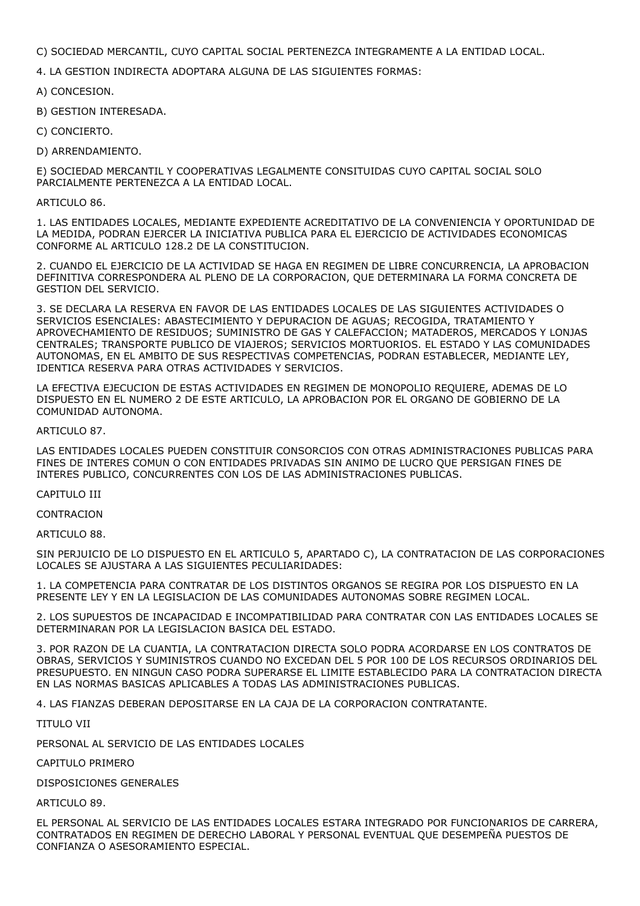C) SOCIEDAD MERCANTIL, CUYO CAPITAL SOCIAL PERTENEZCA INTEGRAMENTE A LA ENTIDAD LOCAL.

4. LA GESTION INDIRECTA ADOPTARA ALGUNA DE LAS SIGUIENTES FORMAS:

A) CONCESION.

B) GESTION INTERESADA.

C) CONCIERTO.

D) ARRENDAMIENTO.

E) SOCIEDAD MERCANTIL Y COOPERATIVAS LEGALMENTE CONSITUIDAS CUYO CAPITAL SOCIAL SOLO PARCIALMENTE PERTENEZCA A LA ENTIDAD LOCAL.

ARTICULO 86.

1. LAS ENTIDADES LOCALES, MEDIANTE EXPEDIENTE ACREDITATIVO DE LA CONVENIENCIA Y OPORTUNIDAD DE LA MEDIDA, PODRAN EJERCER LA INICIATIVA PUBLICA PARA EL EJERCICIO DE ACTIVIDADES ECONOMICAS CONFORME AL ARTICULO 128.2 DE LA CONSTITUCION.

2. CUANDO EL EJERCICIO DE LA ACTIVIDAD SE HAGA EN REGIMEN DE LIBRE CONCURRENCIA, LA APROBACION DEFINITIVA CORRESPONDERA AL PLENO DE LA CORPORACION, QUE DETERMINARA LA FORMA CONCRETA DE GESTION DEL SERVICIO.

3. SE DECLARA LA RESERVA EN FAVOR DE LAS ENTIDADES LOCALES DE LAS SIGUIENTES ACTIVIDADES O SERVICIOS ESENCIALES: ABASTECIMIENTO Y DEPURACION DE AGUAS; RECOGIDA, TRATAMIENTO Y APROVECHAMIENTO DE RESIDUOS; SUMINISTRO DE GAS Y CALEFACCION; MATADEROS, MERCADOS Y LONJAS CENTRALES; TRANSPORTE PUBLICO DE VIAJEROS; SERVICIOS MORTUORIOS. EL ESTADO Y LAS COMUNIDADES AUTONOMAS, EN EL AMBITO DE SUS RESPECTIVAS COMPETENCIAS, PODRAN ESTABLECER, MEDIANTE LEY, IDENTICA RESERVA PARA OTRAS ACTIVIDADES Y SERVICIOS.

LA EFECTIVA EJECUCION DE ESTAS ACTIVIDADES EN REGIMEN DE MONOPOLIO REQUIERE, ADEMAS DE LO DISPUESTO EN EL NUMERO 2 DE ESTE ARTICULO, LA APROBACION POR EL ORGANO DE GOBIERNO DE LA COMUNIDAD AUTONOMA.

ARTICULO 87.

LAS ENTIDADES LOCALES PUEDEN CONSTITUIR CONSORCIOS CON OTRAS ADMINISTRACIONES PUBLICAS PARA FINES DE INTERES COMUN O CON ENTIDADES PRIVADAS SIN ANIMO DE LUCRO QUE PERSIGAN FINES DE INTERES PUBLICO, CONCURRENTES CON LOS DE LAS ADMINISTRACIONES PUBLICAS.

CAPITULO III

CONTRACION

ARTICULO 88.

SIN PERJUICIO DE LO DISPUESTO EN EL ARTICULO 5, APARTADO C), LA CONTRATACION DE LAS CORPORACIONES LOCALES SE AJUSTARA A LAS SIGUIENTES PECULIARIDADES:

1. LA COMPETENCIA PARA CONTRATAR DE LOS DISTINTOS ORGANOS SE REGIRA POR LOS DISPUESTO EN LA PRESENTE LEY Y EN LA LEGISLACION DE LAS COMUNIDADES AUTONOMAS SOBRE REGIMEN LOCAL.

2. LOS SUPUESTOS DE INCAPACIDAD E INCOMPATIBILIDAD PARA CONTRATAR CON LAS ENTIDADES LOCALES SE DETERMINARAN POR LA LEGISLACION BASICA DEL ESTADO.

3. POR RAZON DE LA CUANTIA, LA CONTRATACION DIRECTA SOLO PODRA ACORDARSE EN LOS CONTRATOS DE OBRAS, SERVICIOS Y SUMINISTROS CUANDO NO EXCEDAN DEL 5 POR 100 DE LOS RECURSOS ORDINARIOS DEL PRESUPUESTO. EN NINGUN CASO PODRA SUPERARSE EL LIMITE ESTABLECIDO PARA LA CONTRATACION DIRECTA EN LAS NORMAS BASICAS APLICABLES A TODAS LAS ADMINISTRACIONES PUBLICAS.

4. LAS FIANZAS DEBERAN DEPOSITARSE EN LA CAJA DE LA CORPORACION CONTRATANTE.

TITULO VII

PERSONAL AL SERVICIO DE LAS ENTIDADES LOCALES

CAPITULO PRIMERO

DISPOSICIONES GENERALES

ARTICULO 89.

EL PERSONAL AL SERVICIO DE LAS ENTIDADES LOCALES ESTARA INTEGRADO POR FUNCIONARIOS DE CARRERA, CONTRATADOS EN REGIMEN DE DERECHO LABORAL Y PERSONAL EVENTUAL QUE DESEMPEÑA PUESTOS DE CONFIANZA O ASESORAMIENTO ESPECIAL.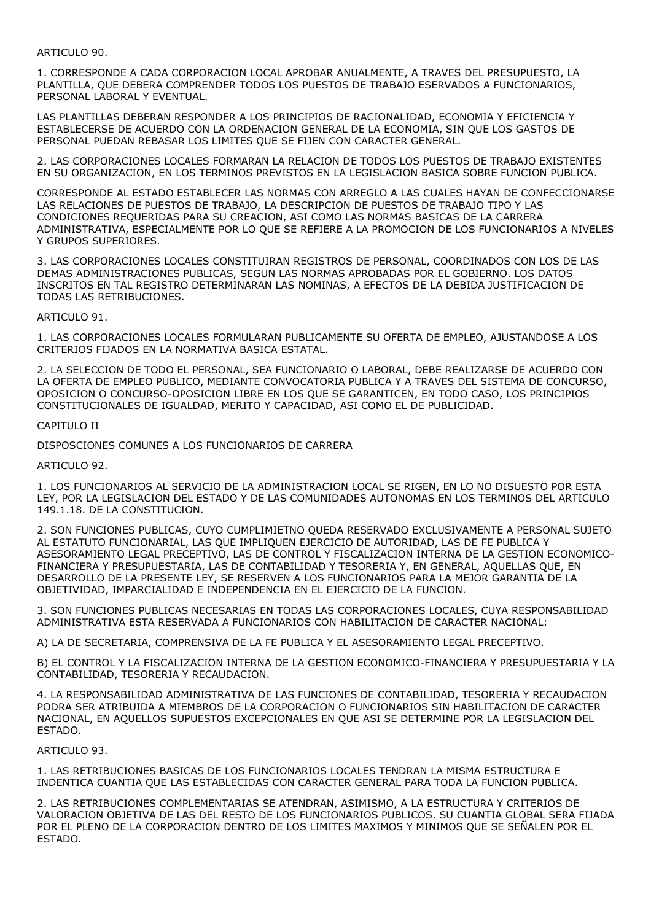ARTICULO 90.

1. CORRESPONDE A CADA CORPORACION LOCAL APROBAR ANUALMENTE, A TRAVES DEL PRESUPUESTO, LA PLANTILLA, QUE DEBERA COMPRENDER TODOS LOS PUESTOS DE TRABAJO ESERVADOS A FUNCIONARIOS, PERSONAL LABORAL Y EVENTUAL.

LAS PLANTILLAS DEBERAN RESPONDER A LOS PRINCIPIOS DE RACIONALIDAD, ECONOMIA Y EFICIENCIA Y ESTABLECERSE DE ACUERDO CON LA ORDENACION GENERAL DE LA ECONOMIA, SIN QUE LOS GASTOS DE PERSONAL PUEDAN REBASAR LOS LIMITES QUE SE FIJEN CON CARACTER GENERAL.

2. LAS CORPORACIONES LOCALES FORMARAN LA RELACION DE TODOS LOS PUESTOS DE TRABAJO EXISTENTES EN SU ORGANIZACION, EN LOS TERMINOS PREVISTOS EN LA LEGISLACION BASICA SOBRE FUNCION PUBLICA.

CORRESPONDE AL ESTADO ESTABLECER LAS NORMAS CON ARREGLO A LAS CUALES HAYAN DE CONFECCIONARSE LAS RELACIONES DE PUESTOS DE TRABAJO, LA DESCRIPCION DE PUESTOS DE TRABAJO TIPO Y LAS CONDICIONES REQUERIDAS PARA SU CREACION, ASI COMO LAS NORMAS BASICAS DE LA CARRERA ADMINISTRATIVA, ESPECIALMENTE POR LO QUE SE REFIERE A LA PROMOCION DE LOS FUNCIONARIOS A NIVELES Y GRUPOS SUPERIORES.

3. LAS CORPORACIONES LOCALES CONSTITUIRAN REGISTROS DE PERSONAL, COORDINADOS CON LOS DE LAS DEMAS ADMINISTRACIONES PUBLICAS, SEGUN LAS NORMAS APROBADAS POR EL GOBIERNO. LOS DATOS INSCRITOS EN TAL REGISTRO DETERMINARAN LAS NOMINAS, A EFECTOS DE LA DEBIDA JUSTIFICACION DE TODAS LAS RETRIBUCIONES.

ARTICULO 91.

1. LAS CORPORACIONES LOCALES FORMULARAN PUBLICAMENTE SU OFERTA DE EMPLEO, AJUSTANDOSE A LOS CRITERIOS FIJADOS EN LA NORMATIVA BASICA ESTATAL.

2. LA SELECCION DE TODO EL PERSONAL, SEA FUNCIONARIO O LABORAL, DEBE REALIZARSE DE ACUERDO CON LA OFERTA DE EMPLEO PUBLICO, MEDIANTE CONVOCATORIA PUBLICA Y A TRAVES DEL SISTEMA DE CONCURSO, OPOSICION O CONCURSO-OPOSICION LIBRE EN LOS QUE SE GARANTICEN, EN TODO CASO, LOS PRINCIPIOS CONSTITUCIONALES DE IGUALDAD, MERITO Y CAPACIDAD, ASI COMO EL DE PUBLICIDAD.

CAPITULO II

DISPOSCIONES COMUNES A LOS FUNCIONARIOS DE CARRERA

ARTICULO 92.

1. LOS FUNCIONARIOS AL SERVICIO DE LA ADMINISTRACION LOCAL SE RIGEN, EN LO NO DISUESTO POR ESTA LEY, POR LA LEGISLACION DEL ESTADO Y DE LAS COMUNIDADES AUTONOMAS EN LOS TERMINOS DEL ARTICULO 149.1.18. DE LA CONSTITUCION.

2. SON FUNCIONES PUBLICAS, CUYO CUMPLIMIETNO QUEDA RESERVADO EXCLUSIVAMENTE A PERSONAL SUJETO AL ESTATUTO FUNCIONARIAL, LAS QUE IMPLIQUEN EJERCICIO DE AUTORIDAD, LAS DE FE PUBLICA Y ASESORAMIENTO LEGAL PRECEPTIVO, LAS DE CONTROL Y FISCALIZACION INTERNA DE LA GESTION ECONOMICO-FINANCIERA Y PRESUPUESTARIA, LAS DE CONTABILIDAD Y TESORERIA Y, EN GENERAL, AQUELLAS QUE, EN DESARROLLO DE LA PRESENTE LEY, SE RESERVEN A LOS FUNCIONARIOS PARA LA MEJOR GARANTIA DE LA OBJETIVIDAD, IMPARCIALIDAD E INDEPENDENCIA EN EL EJERCICIO DE LA FUNCION.

3. SON FUNCIONES PUBLICAS NECESARIAS EN TODAS LAS CORPORACIONES LOCALES, CUYA RESPONSABILIDAD ADMINISTRATIVA ESTA RESERVADA A FUNCIONARIOS CON HABILITACION DE CARACTER NACIONAL:

A) LA DE SECRETARIA, COMPRENSIVA DE LA FE PUBLICA Y EL ASESORAMIENTO LEGAL PRECEPTIVO.

B) EL CONTROL Y LA FISCALIZACION INTERNA DE LA GESTION ECONOMICO-FINANCIERA Y PRESUPUESTARIA Y LA CONTABILIDAD, TESORERIA Y RECAUDACION.

4. LA RESPONSABILIDAD ADMINISTRATIVA DE LAS FUNCIONES DE CONTABILIDAD, TESORERIA Y RECAUDACION PODRA SER ATRIBUIDA A MIEMBROS DE LA CORPORACION O FUNCIONARIOS SIN HABILITACION DE CARACTER NACIONAL, EN AQUELLOS SUPUESTOS EXCEPCIONALES EN QUE ASI SE DETERMINE POR LA LEGISLACION DEL ESTADO.

ARTICULO 93.

1. LAS RETRIBUCIONES BASICAS DE LOS FUNCIONARIOS LOCALES TENDRAN LA MISMA ESTRUCTURA E INDENTICA CUANTIA QUE LAS ESTABLECIDAS CON CARACTER GENERAL PARA TODA LA FUNCION PUBLICA.

2. LAS RETRIBUCIONES COMPLEMENTARIAS SE ATENDRAN, ASIMISMO, A LA ESTRUCTURA Y CRITERIOS DE VALORACION OBJETIVA DE LAS DEL RESTO DE LOS FUNCIONARIOS PUBLICOS. SU CUANTIA GLOBAL SERA FIJADA POR EL PLENO DE LA CORPORACION DENTRO DE LOS LIMITES MAXIMOS Y MINIMOS QUE SE SEÑALEN POR EL ESTADO.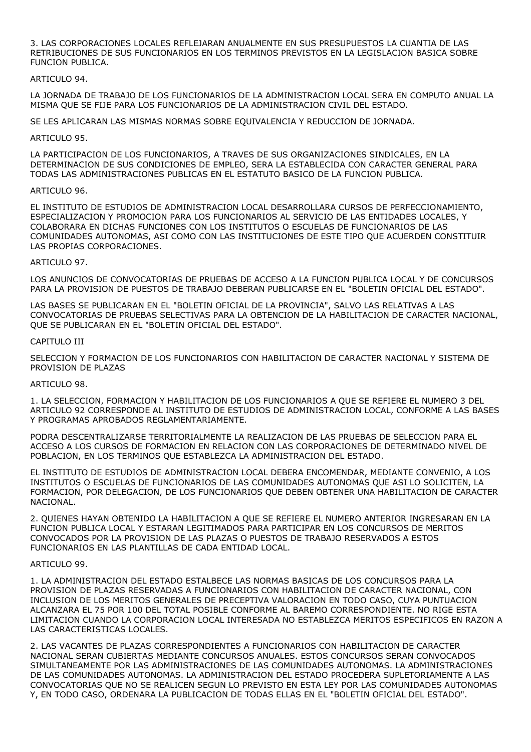3. LAS CORPORACIONES LOCALES REFLEJARAN ANUALMENTE EN SUS PRESUPUESTOS LA CUANTIA DE LAS RETRIBUCIONES DE SUS FUNCIONARIOS EN LOS TERMINOS PREVISTOS EN LA LEGISLACION BASICA SOBRE FUNCION PUBLICA.

ARTICULO 94.

LA JORNADA DE TRABAJO DE LOS FUNCIONARIOS DE LA ADMINISTRACION LOCAL SERA EN COMPUTO ANUAL LA MISMA QUE SE FIJE PARA LOS FUNCIONARIOS DE LA ADMINISTRACION CIVIL DEL ESTADO.

SE LES APLICARAN LAS MISMAS NORMAS SOBRE EQUIVALENCIA Y REDUCCION DE JORNADA.

ARTICULO 95.

LA PARTICIPACION DE LOS FUNCIONARIOS, A TRAVES DE SUS ORGANIZACIONES SINDICALES, EN LA DETERMINACION DE SUS CONDICIONES DE EMPLEO, SERA LA ESTABLECIDA CON CARACTER GENERAL PARA TODAS LAS ADMINISTRACIONES PUBLICAS EN EL ESTATUTO BASICO DE LA FUNCION PUBLICA.

ARTICULO 96.

EL INSTITUTO DE ESTUDIOS DE ADMINISTRACION LOCAL DESARROLLARA CURSOS DE PERFECCIONAMIENTO, ESPECIALIZACION Y PROMOCION PARA LOS FUNCIONARIOS AL SERVICIO DE LAS ENTIDADES LOCALES, Y COLABORARA EN DICHAS FUNCIONES CON LOS INSTITUTOS O ESCUELAS DE FUNCIONARIOS DE LAS COMUNIDADES AUTONOMAS, ASI COMO CON LAS INSTITUCIONES DE ESTE TIPO QUE ACUERDEN CONSTITUIR LAS PROPIAS CORPORACIONES.

ARTICULO 97.

LOS ANUNCIOS DE CONVOCATORIAS DE PRUEBAS DE ACCESO A LA FUNCION PUBLICA LOCAL Y DE CONCURSOS PARA LA PROVISION DE PUESTOS DE TRABAJO DEBERAN PUBLICARSE EN EL "BOLETIN OFICIAL DEL ESTADO".

LAS BASES SE PUBLICARAN EN EL "BOLETIN OFICIAL DE LA PROVINCIA", SALVO LAS RELATIVAS A LAS CONVOCATORIAS DE PRUEBAS SELECTIVAS PARA LA OBTENCION DE LA HABILITACION DE CARACTER NACIONAL, QUE SE PUBLICARAN EN EL "BOLETIN OFICIAL DEL ESTADO".

CAPITULO III

SELECCION Y FORMACION DE LOS FUNCIONARIOS CON HABILITACION DE CARACTER NACIONAL Y SISTEMA DE PROVISION DE PLAZAS

ARTICULO 98.

1. LA SELECCION, FORMACION Y HABILITACION DE LOS FUNCIONARIOS A QUE SE REFIERE EL NUMERO 3 DEL ARTICULO 92 CORRESPONDE AL INSTITUTO DE ESTUDIOS DE ADMINISTRACION LOCAL, CONFORME A LAS BASES Y PROGRAMAS APROBADOS REGLAMENTARIAMENTE.

PODRA DESCENTRALIZARSE TERRITORIALMENTE LA REALIZACION DE LAS PRUEBAS DE SELECCION PARA EL ACCESO A LOS CURSOS DE FORMACION EN RELACION CON LAS CORPORACIONES DE DETERMINADO NIVEL DE POBLACION, EN LOS TERMINOS QUE ESTABLEZCA LA ADMINISTRACION DEL ESTADO.

EL INSTITUTO DE ESTUDIOS DE ADMINISTRACION LOCAL DEBERA ENCOMENDAR, MEDIANTE CONVENIO, A LOS INSTITUTOS O ESCUELAS DE FUNCIONARIOS DE LAS COMUNIDADES AUTONOMAS QUE ASI LO SOLICITEN, LA FORMACION, POR DELEGACION, DE LOS FUNCIONARIOS QUE DEBEN OBTENER UNA HABILITACION DE CARACTER NACIONAL.

2. QUIENES HAYAN OBTENIDO LA HABILITACION A QUE SE REFIERE EL NUMERO ANTERIOR INGRESARAN EN LA FUNCION PUBLICA LOCAL Y ESTARAN LEGITIMADOS PARA PARTICIPAR EN LOS CONCURSOS DE MERITOS CONVOCADOS POR LA PROVISION DE LAS PLAZAS O PUESTOS DE TRABAJO RESERVADOS A ESTOS FUNCIONARIOS EN LAS PLANTILLAS DE CADA ENTIDAD LOCAL.

ARTICULO 99.

1. LA ADMINISTRACION DEL ESTADO ESTALBECE LAS NORMAS BASICAS DE LOS CONCURSOS PARA LA PROVISION DE PLAZAS RESERVADAS A FUNCIONARIOS CON HABILITACION DE CARACTER NACIONAL, CON INCLUSION DE LOS MERITOS GENERALES DE PRECEPTIVA VALORACION EN TODO CASO, CUYA PUNTUACION ALCANZARA EL 75 POR 100 DEL TOTAL POSIBLE CONFORME AL BAREMO CORRESPONDIENTE. NO RIGE ESTA LIMITACION CUANDO LA CORPORACION LOCAL INTERESADA NO ESTABLEZCA MERITOS ESPECIFICOS EN RAZON A LAS CARACTERISTICAS LOCALES.

2. LAS VACANTES DE PLAZAS CORRESPONDIENTES A FUNCIONARIOS CON HABILITACION DE CARACTER NACIONAL SERAN CUBIERTAS MEDIANTE CONCURSOS ANUALES. ESTOS CONCURSOS SERAN CONVOCADOS SIMULTANEAMENTE POR LAS ADMINISTRACIONES DE LAS COMUNIDADES AUTONOMAS. LA ADMINISTRACIONES DE LAS COMUNIDADES AUTONOMAS. LA ADMINISTRACION DEL ESTADO PROCEDERA SUPLETORIAMENTE A LAS CONVOCATORIAS QUE NO SE REALICEN SEGUN LO PREVISTO EN ESTA LEY POR LAS COMUNIDADES AUTONOMAS Y, EN TODO CASO, ORDENARA LA PUBLICACION DE TODAS ELLAS EN EL "BOLETIN OFICIAL DEL ESTADO".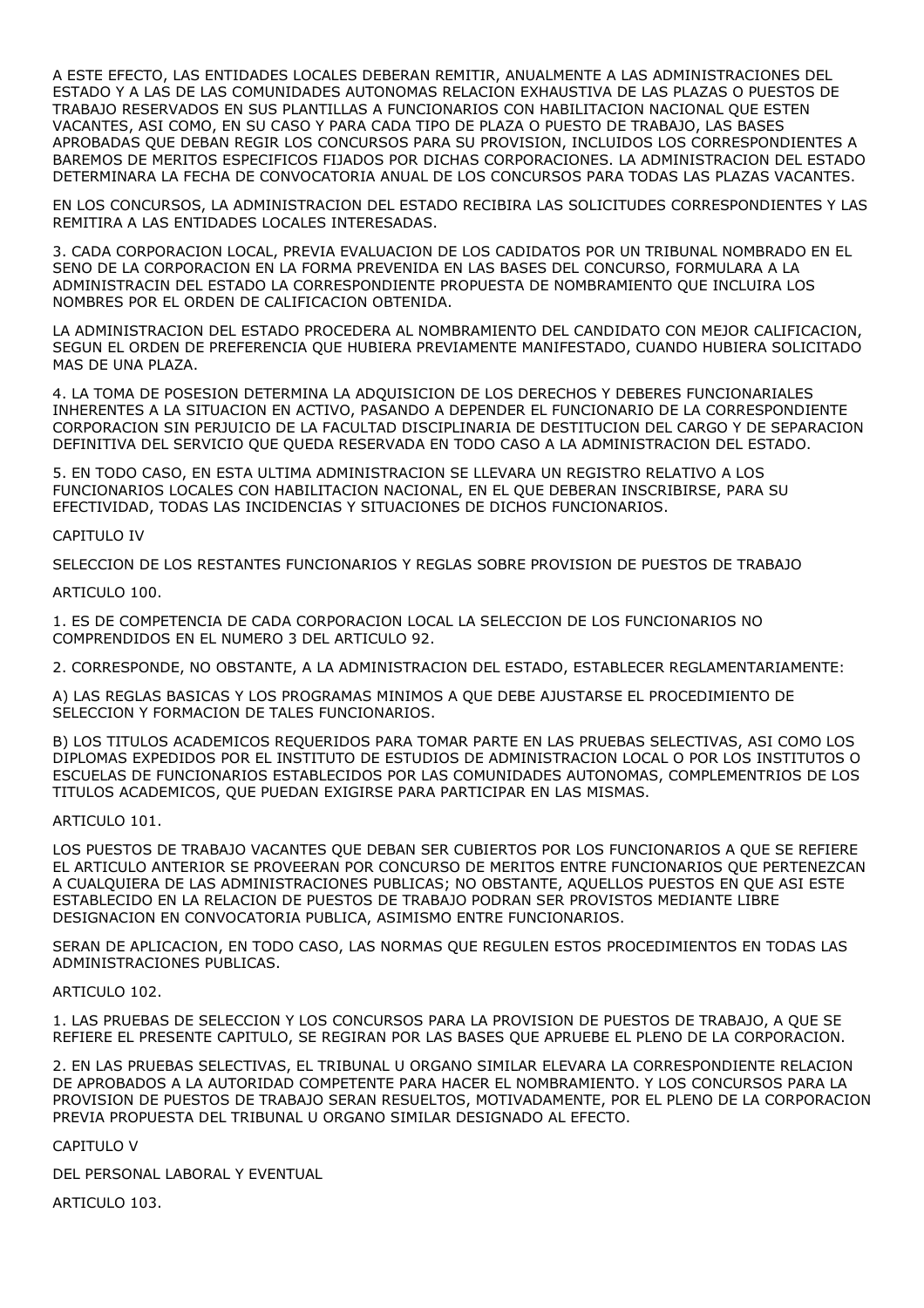A ESTE EFECTO, LAS ENTIDADES LOCALES DEBERAN REMITIR, ANUALMENTE A LAS ADMINISTRACIONES DEL ESTADO Y A LAS DE LAS COMUNIDADES AUTONOMAS RELACION EXHAUSTIVA DE LAS PLAZAS O PUESTOS DE TRABAJO RESERVADOS EN SUS PLANTILLAS A FUNCIONARIOS CON HABILITACION NACIONAL QUE ESTEN VACANTES, ASI COMO, EN SU CASO Y PARA CADA TIPO DE PLAZA O PUESTO DE TRABAJO, LAS BASES APROBADAS QUE DEBAN REGIR LOS CONCURSOS PARA SU PROVISION, INCLUIDOS LOS CORRESPONDIENTES A BAREMOS DE MERITOS ESPECIFICOS FIJADOS POR DICHAS CORPORACIONES. LA ADMINISTRACION DEL ESTADO DETERMINARA LA FECHA DE CONVOCATORIA ANUAL DE LOS CONCURSOS PARA TODAS LAS PLAZAS VACANTES.

EN LOS CONCURSOS, LA ADMINISTRACION DEL ESTADO RECIBIRA LAS SOLICITUDES CORRESPONDIENTES Y LAS REMITIRA A LAS ENTIDADES LOCALES INTERESADAS.

3. CADA CORPORACION LOCAL, PREVIA EVALUACION DE LOS CADIDATOS POR UN TRIBUNAL NOMBRADO EN EL SENO DE LA CORPORACION EN LA FORMA PREVENIDA EN LAS BASES DEL CONCURSO, FORMULARA A LA ADMINISTRACIN DEL ESTADO LA CORRESPONDIENTE PROPUESTA DE NOMBRAMIENTO QUE INCLUIRA LOS NOMBRES POR EL ORDEN DE CALIFICACION OBTENIDA.

LA ADMINISTRACION DEL ESTADO PROCEDERA AL NOMBRAMIENTO DEL CANDIDATO CON MEJOR CALIFICACION, SEGUN EL ORDEN DE PREFERENCIA QUE HUBIERA PREVIAMENTE MANIFESTADO, CUANDO HUBIERA SOLICITADO MAS DE UNA PLAZA.

4. LA TOMA DE POSESION DETERMINA LA ADQUISICION DE LOS DERECHOS Y DEBERES FUNCIONARIALES INHERENTES A LA SITUACION EN ACTIVO, PASANDO A DEPENDER EL FUNCIONARIO DE LA CORRESPONDIENTE CORPORACION SIN PERJUICIO DE LA FACULTAD DISCIPLINARIA DE DESTITUCION DEL CARGO Y DE SEPARACION DEFINITIVA DEL SERVICIO QUE QUEDA RESERVADA EN TODO CASO A LA ADMINISTRACION DEL ESTADO.

5. EN TODO CASO, EN ESTA ULTIMA ADMINISTRACION SE LLEVARA UN REGISTRO RELATIVO A LOS FUNCIONARIOS LOCALES CON HABILITACION NACIONAL, EN EL QUE DEBERAN INSCRIBIRSE, PARA SU EFECTIVIDAD, TODAS LAS INCIDENCIAS Y SITUACIONES DE DICHOS FUNCIONARIOS.

CAPITULO IV

SELECCION DE LOS RESTANTES FUNCIONARIOS Y REGLAS SOBRE PROVISION DE PUESTOS DE TRABAJO

ARTICULO 100.

1. ES DE COMPETENCIA DE CADA CORPORACION LOCAL LA SELECCION DE LOS FUNCIONARIOS NO COMPRENDIDOS EN EL NUMERO 3 DEL ARTICULO 92.

2. CORRESPONDE, NO OBSTANTE, A LA ADMINISTRACION DEL ESTADO, ESTABLECER REGLAMENTARIAMENTE:

A) LAS REGLAS BASICAS Y LOS PROGRAMAS MINIMOS A QUE DEBE AJUSTARSE EL PROCEDIMIENTO DE SELECCION Y FORMACION DE TALES FUNCIONARIOS.

B) LOS TITULOS ACADEMICOS REQUERIDOS PARA TOMAR PARTE EN LAS PRUEBAS SELECTIVAS, ASI COMO LOS DIPLOMAS EXPEDIDOS POR EL INSTITUTO DE ESTUDIOS DE ADMINISTRACION LOCAL O POR LOS INSTITUTOS O ESCUELAS DE FUNCIONARIOS ESTABLECIDOS POR LAS COMUNIDADES AUTONOMAS, COMPLEMENTRIOS DE LOS TITULOS ACADEMICOS, QUE PUEDAN EXIGIRSE PARA PARTICIPAR EN LAS MISMAS.

ARTICULO 101.

LOS PUESTOS DE TRABAJO VACANTES QUE DEBAN SER CUBIERTOS POR LOS FUNCIONARIOS A QUE SE REFIERE EL ARTICULO ANTERIOR SE PROVEERAN POR CONCURSO DE MERITOS ENTRE FUNCIONARIOS QUE PERTENEZCAN A CUALQUIERA DE LAS ADMINISTRACIONES PUBLICAS; NO OBSTANTE, AQUELLOS PUESTOS EN QUE ASI ESTE ESTABLECIDO EN LA RELACION DE PUESTOS DE TRABAJO PODRAN SER PROVISTOS MEDIANTE LIBRE DESIGNACION EN CONVOCATORIA PUBLICA, ASIMISMO ENTRE FUNCIONARIOS.

SERAN DE APLICACION, EN TODO CASO, LAS NORMAS QUE REGULEN ESTOS PROCEDIMIENTOS EN TODAS LAS ADMINISTRACIONES PUBLICAS.

ARTICULO 102.

1. LAS PRUEBAS DE SELECCION Y LOS CONCURSOS PARA LA PROVISION DE PUESTOS DE TRABAJO, A QUE SE REFIERE EL PRESENTE CAPITULO, SE REGIRAN POR LAS BASES QUE APRUEBE EL PLENO DE LA CORPORACION.

2. EN LAS PRUEBAS SELECTIVAS, EL TRIBUNAL U ORGANO SIMILAR ELEVARA LA CORRESPONDIENTE RELACION DE APROBADOS A LA AUTORIDAD COMPETENTE PARA HACER EL NOMBRAMIENTO. Y LOS CONCURSOS PARA LA PROVISION DE PUESTOS DE TRABAJO SERAN RESUELTOS, MOTIVADAMENTE, POR EL PLENO DE LA CORPORACION PREVIA PROPUESTA DEL TRIBUNAL U ORGANO SIMILAR DESIGNADO AL EFECTO.

CAPITULO V

DEL PERSONAL LABORAL Y EVENTUAL

ARTICULO 103.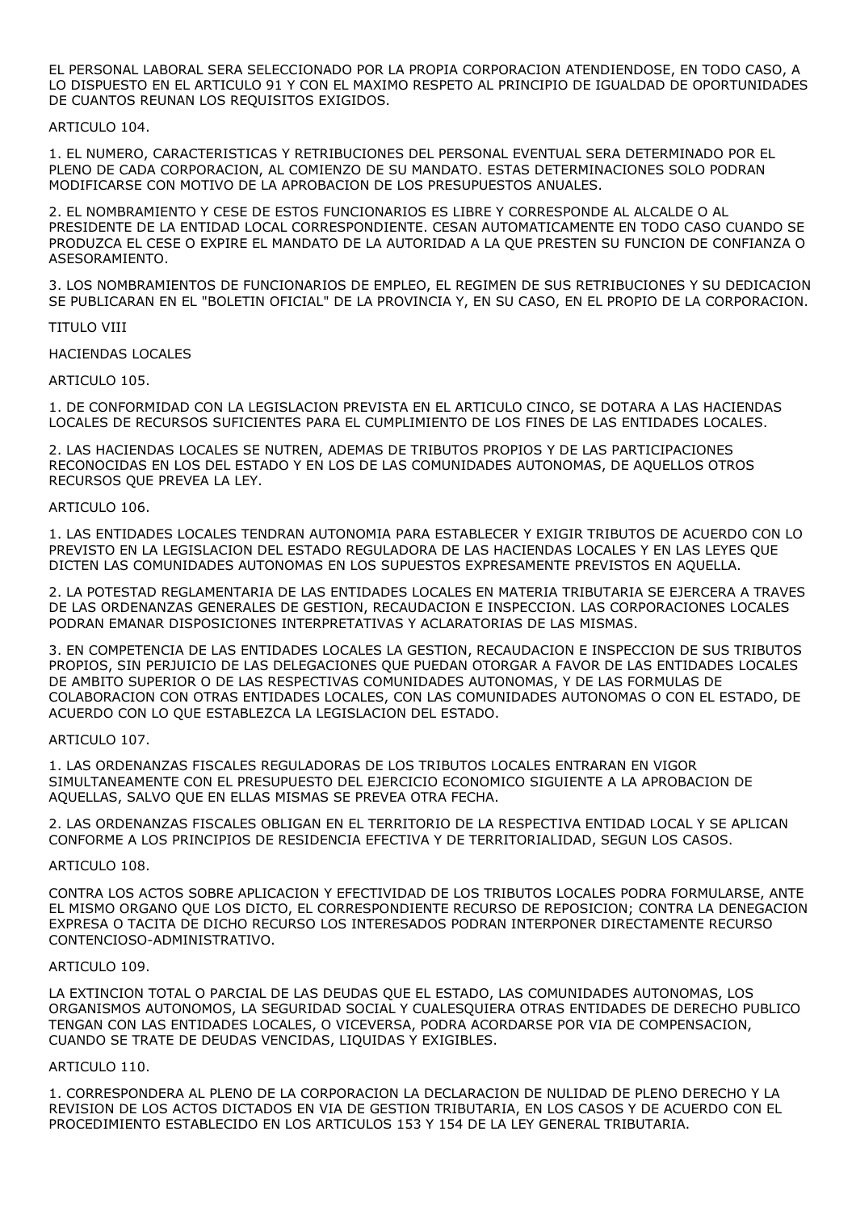EL PERSONAL LABORAL SERA SELECCIONADO POR LA PROPIA CORPORACION ATENDIENDOSE, EN TODO CASO, A LO DISPUESTO EN EL ARTICULO 91 Y CON EL MAXIMO RESPETO AL PRINCIPIO DE IGUALDAD DE OPORTUNIDADES DE CUANTOS REUNAN LOS REQUISITOS EXIGIDOS.

ARTICULO 104.

1. EL NUMERO, CARACTERISTICAS Y RETRIBUCIONES DEL PERSONAL EVENTUAL SERA DETERMINADO POR EL PLENO DE CADA CORPORACION, AL COMIENZO DE SU MANDATO. ESTAS DETERMINACIONES SOLO PODRAN MODIFICARSE CON MOTIVO DE LA APROBACION DE LOS PRESUPUESTOS ANUALES.

2. EL NOMBRAMIENTO Y CESE DE ESTOS FUNCIONARIOS ES LIBRE Y CORRESPONDE AL ALCALDE O AL PRESIDENTE DE LA ENTIDAD LOCAL CORRESPONDIENTE. CESAN AUTOMATICAMENTE EN TODO CASO CUANDO SE PRODUZCA EL CESE O EXPIRE EL MANDATO DE LA AUTORIDAD A LA QUE PRESTEN SU FUNCION DE CONFIANZA O ASESORAMIENTO.

3. LOS NOMBRAMIENTOS DE FUNCIONARIOS DE EMPLEO, EL REGIMEN DE SUS RETRIBUCIONES Y SU DEDICACION SE PUBLICARAN EN EL "BOLETIN OFICIAL" DE LA PROVINCIA Y, EN SU CASO, EN EL PROPIO DE LA CORPORACION.

TITULO VIII

HACIENDAS LOCALES

ARTICULO 105.

1. DE CONFORMIDAD CON LA LEGISLACION PREVISTA EN EL ARTICULO CINCO, SE DOTARA A LAS HACIENDAS LOCALES DE RECURSOS SUFICIENTES PARA EL CUMPLIMIENTO DE LOS FINES DE LAS ENTIDADES LOCALES.

2. LAS HACIENDAS LOCALES SE NUTREN, ADEMAS DE TRIBUTOS PROPIOS Y DE LAS PARTICIPACIONES RECONOCIDAS EN LOS DEL ESTADO Y EN LOS DE LAS COMUNIDADES AUTONOMAS, DE AQUELLOS OTROS RECURSOS QUE PREVEA LA LEY.

ARTICULO 106.

1. LAS ENTIDADES LOCALES TENDRAN AUTONOMIA PARA ESTABLECER Y EXIGIR TRIBUTOS DE ACUERDO CON LO PREVISTO EN LA LEGISLACION DEL ESTADO REGULADORA DE LAS HACIENDAS LOCALES Y EN LAS LEYES QUE DICTEN LAS COMUNIDADES AUTONOMAS EN LOS SUPUESTOS EXPRESAMENTE PREVISTOS EN AQUELLA.

2. LA POTESTAD REGLAMENTARIA DE LAS ENTIDADES LOCALES EN MATERIA TRIBUTARIA SE EJERCERA A TRAVES DE LAS ORDENANZAS GENERALES DE GESTION, RECAUDACION E INSPECCION. LAS CORPORACIONES LOCALES PODRAN EMANAR DISPOSICIONES INTERPRETATIVAS Y ACLARATORIAS DE LAS MISMAS.

3. EN COMPETENCIA DE LAS ENTIDADES LOCALES LA GESTION, RECAUDACION E INSPECCION DE SUS TRIBUTOS PROPIOS, SIN PERJUICIO DE LAS DELEGACIONES QUE PUEDAN OTORGAR A FAVOR DE LAS ENTIDADES LOCALES DE AMBITO SUPERIOR O DE LAS RESPECTIVAS COMUNIDADES AUTONOMAS, Y DE LAS FORMULAS DE COLABORACION CON OTRAS ENTIDADES LOCALES, CON LAS COMUNIDADES AUTONOMAS O CON EL ESTADO, DE ACUERDO CON LO QUE ESTABLEZCA LA LEGISLACION DEL ESTADO.

ARTICULO 107.

1. LAS ORDENANZAS FISCALES REGULADORAS DE LOS TRIBUTOS LOCALES ENTRARAN EN VIGOR SIMULTANEAMENTE CON EL PRESUPUESTO DEL EJERCICIO ECONOMICO SIGUIENTE A LA APROBACION DE AQUELLAS, SALVO QUE EN ELLAS MISMAS SE PREVEA OTRA FECHA.

2. LAS ORDENANZAS FISCALES OBLIGAN EN EL TERRITORIO DE LA RESPECTIVA ENTIDAD LOCAL Y SE APLICAN CONFORME A LOS PRINCIPIOS DE RESIDENCIA EFECTIVA Y DE TERRITORIALIDAD, SEGUN LOS CASOS.

ARTICULO 108.

CONTRA LOS ACTOS SOBRE APLICACION Y EFECTIVIDAD DE LOS TRIBUTOS LOCALES PODRA FORMULARSE, ANTE EL MISMO ORGANO QUE LOS DICTO, EL CORRESPONDIENTE RECURSO DE REPOSICION; CONTRA LA DENEGACION EXPRESA O TACITA DE DICHO RECURSO LOS INTERESADOS PODRAN INTERPONER DIRECTAMENTE RECURSO CONTENCIOSO-ADMINISTRATIVO.

ARTICULO 109.

LA EXTINCION TOTAL O PARCIAL DE LAS DEUDAS QUE EL ESTADO, LAS COMUNIDADES AUTONOMAS, LOS ORGANISMOS AUTONOMOS, LA SEGURIDAD SOCIAL Y CUALESQUIERA OTRAS ENTIDADES DE DERECHO PUBLICO TENGAN CON LAS ENTIDADES LOCALES, O VICEVERSA, PODRA ACORDARSE POR VIA DE COMPENSACION, CUANDO SE TRATE DE DEUDAS VENCIDAS, LIQUIDAS Y EXIGIBLES.

ARTICULO 110.

1. CORRESPONDERA AL PLENO DE LA CORPORACION LA DECLARACION DE NULIDAD DE PLENO DERECHO Y LA REVISION DE LOS ACTOS DICTADOS EN VIA DE GESTION TRIBUTARIA, EN LOS CASOS Y DE ACUERDO CON EL PROCEDIMIENTO ESTABLECIDO EN LOS ARTICULOS 153 Y 154 DE LA LEY GENERAL TRIBUTARIA.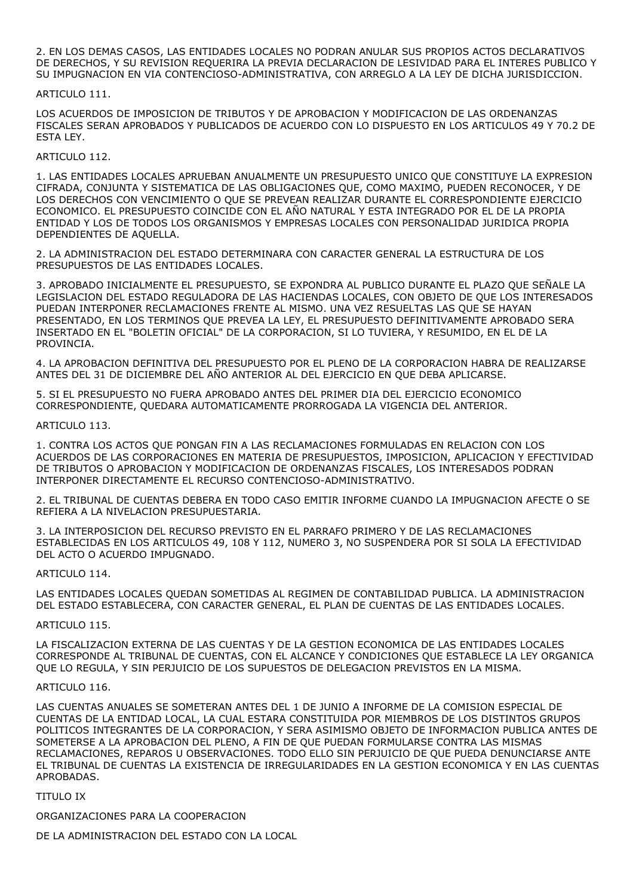2. EN LOS DEMAS CASOS, LAS ENTIDADES LOCALES NO PODRAN ANULAR SUS PROPIOS ACTOS DECLARATIVOS DE DERECHOS, Y SU REVISION REQUERIRA LA PREVIA DECLARACION DE LESIVIDAD PARA EL INTERES PUBLICO Y SU IMPUGNACION EN VIA CONTENCIOSO-ADMINISTRATIVA, CON ARREGLO A LA LEY DE DICHA JURISDICCION.

ARTICULO 111.

LOS ACUERDOS DE IMPOSICION DE TRIBUTOS Y DE APROBACION Y MODIFICACION DE LAS ORDENANZAS FISCALES SERAN APROBADOS Y PUBLICADOS DE ACUERDO CON LO DISPUESTO EN LOS ARTICULOS 49 Y 70.2 DE ESTA LEY.

ARTICULO 112.

1. LAS ENTIDADES LOCALES APRUEBAN ANUALMENTE UN PRESUPUESTO UNICO QUE CONSTITUYE LA EXPRESION CIFRADA, CONJUNTA Y SISTEMATICA DE LAS OBLIGACIONES QUE, COMO MAXIMO, PUEDEN RECONOCER, Y DE LOS DERECHOS CON VENCIMIENTO O QUE SE PREVEAN REALIZAR DURANTE EL CORRESPONDIENTE EJERCICIO ECONOMICO. EL PRESUPUESTO COINCIDE CON EL AÑO NATURAL Y ESTA INTEGRADO POR EL DE LA PROPIA ENTIDAD Y LOS DE TODOS LOS ORGANISMOS Y EMPRESAS LOCALES CON PERSONALIDAD JURIDICA PROPIA DEPENDIENTES DE AQUELLA.

2. LA ADMINISTRACION DEL ESTADO DETERMINARA CON CARACTER GENERAL LA ESTRUCTURA DE LOS PRESUPUESTOS DE LAS ENTIDADES LOCALES.

3. APROBADO INICIALMENTE EL PRESUPUESTO, SE EXPONDRA AL PUBLICO DURANTE EL PLAZO QUE SEÑALE LA LEGISLACION DEL ESTADO REGULADORA DE LAS HACIENDAS LOCALES, CON OBJETO DE QUE LOS INTERESADOS PUEDAN INTERPONER RECLAMACIONES FRENTE AL MISMO. UNA VEZ RESUELTAS LAS QUE SE HAYAN PRESENTADO, EN LOS TERMINOS QUE PREVEA LA LEY, EL PRESUPUESTO DEFINITIVAMENTE APROBADO SERA INSERTADO EN EL "BOLETIN OFICIAL" DE LA CORPORACION, SI LO TUVIERA, Y RESUMIDO, EN EL DE LA PROVINCIA.

4. LA APROBACION DEFINITIVA DEL PRESUPUESTO POR EL PLENO DE LA CORPORACION HABRA DE REALIZARSE ANTES DEL 31 DE DICIEMBRE DEL AÑO ANTERIOR AL DEL EJERCICIO EN QUE DEBA APLICARSE.

5. SI EL PRESUPUESTO NO FUERA APROBADO ANTES DEL PRIMER DIA DEL EJERCICIO ECONOMICO CORRESPONDIENTE, QUEDARA AUTOMATICAMENTE PRORROGADA LA VIGENCIA DEL ANTERIOR.

ARTICULO 113.

1. CONTRA LOS ACTOS QUE PONGAN FIN A LAS RECLAMACIONES FORMULADAS EN RELACION CON LOS ACUERDOS DE LAS CORPORACIONES EN MATERIA DE PRESUPUESTOS, IMPOSICION, APLICACION Y EFECTIVIDAD DE TRIBUTOS O APROBACION Y MODIFICACION DE ORDENANZAS FISCALES, LOS INTERESADOS PODRAN INTERPONER DIRECTAMENTE EL RECURSO CONTENCIOSO-ADMINISTRATIVO.

2. EL TRIBUNAL DE CUENTAS DEBERA EN TODO CASO EMITIR INFORME CUANDO LA IMPUGNACION AFECTE O SE REFIERA A LA NIVELACION PRESUPUESTARIA.

3. LA INTERPOSICION DEL RECURSO PREVISTO EN EL PARRAFO PRIMERO Y DE LAS RECLAMACIONES ESTABLECIDAS EN LOS ARTICULOS 49, 108 Y 112, NUMERO 3, NO SUSPENDERA POR SI SOLA LA EFECTIVIDAD DEL ACTO O ACUERDO IMPUGNADO.

ARTICULO 114.

LAS ENTIDADES LOCALES QUEDAN SOMETIDAS AL REGIMEN DE CONTABILIDAD PUBLICA. LA ADMINISTRACION DEL ESTADO ESTABLECERA, CON CARACTER GENERAL, EL PLAN DE CUENTAS DE LAS ENTIDADES LOCALES.

ARTICULO 115.

LA FISCALIZACION EXTERNA DE LAS CUENTAS Y DE LA GESTION ECONOMICA DE LAS ENTIDADES LOCALES CORRESPONDE AL TRIBUNAL DE CUENTAS, CON EL ALCANCE Y CONDICIONES QUE ESTABLECE LA LEY ORGANICA QUE LO REGULA, Y SIN PERJUICIO DE LOS SUPUESTOS DE DELEGACION PREVISTOS EN LA MISMA.

ARTICULO 116.

LAS CUENTAS ANUALES SE SOMETERAN ANTES DEL 1 DE JUNIO A INFORME DE LA COMISION ESPECIAL DE CUENTAS DE LA ENTIDAD LOCAL, LA CUAL ESTARA CONSTITUIDA POR MIEMBROS DE LOS DISTINTOS GRUPOS POLITICOS INTEGRANTES DE LA CORPORACION, Y SERA ASIMISMO OBJETO DE INFORMACION PUBLICA ANTES DE SOMETERSE A LA APROBACION DEL PLENO, A FIN DE QUE PUEDAN FORMULARSE CONTRA LAS MISMAS RECLAMACIONES, REPAROS U OBSERVACIONES. TODO ELLO SIN PERJUICIO DE QUE PUEDA DENUNCIARSE ANTE EL TRIBUNAL DE CUENTAS LA EXISTENCIA DE IRREGULARIDADES EN LA GESTION ECONOMICA Y EN LAS CUENTAS APROBADAS.

TITULO IX

ORGANIZACIONES PARA LA COOPERACION

DE LA ADMINISTRACION DEL ESTADO CON LA LOCAL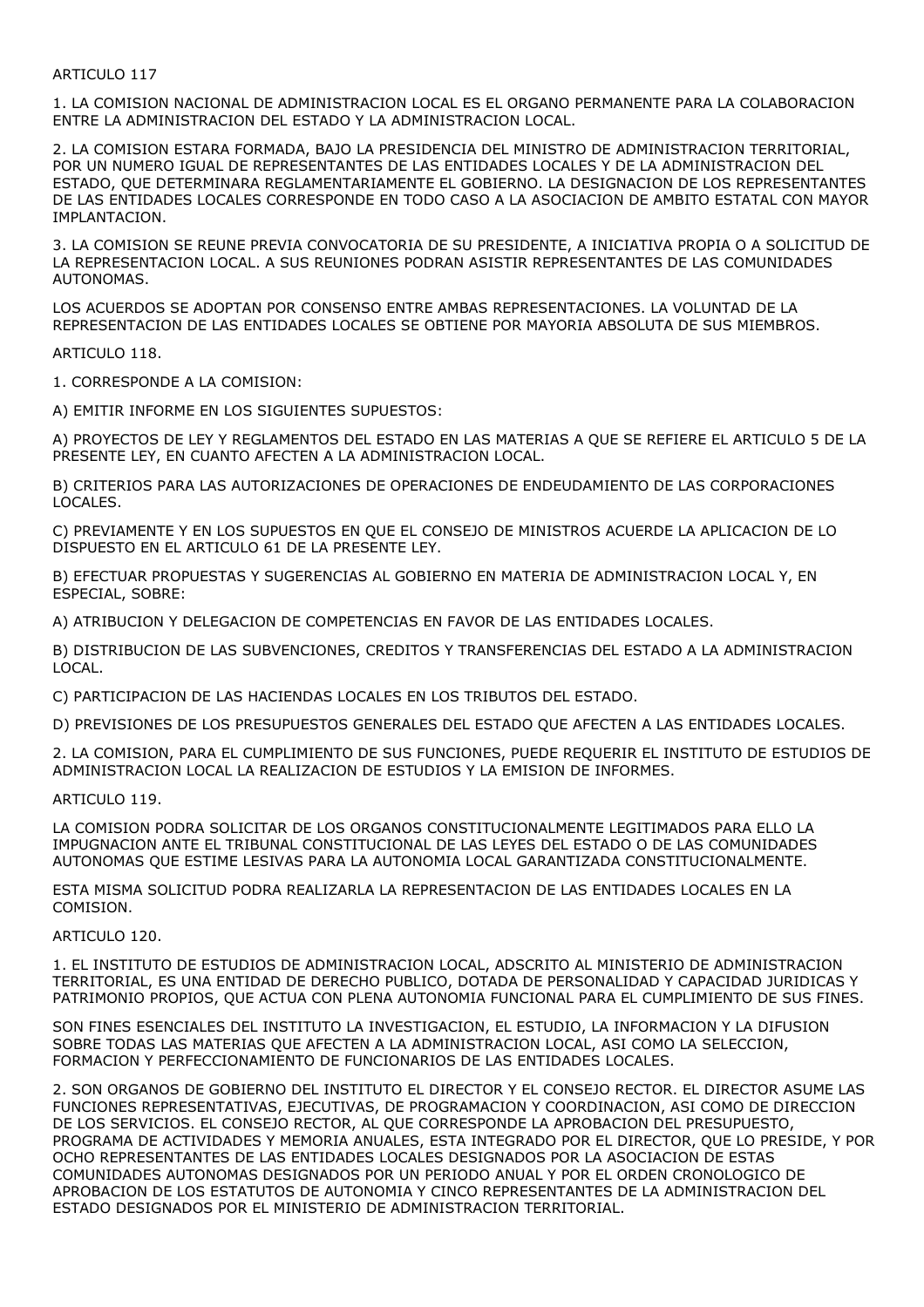ARTICULO 117

1. LA COMISION NACIONAL DE ADMINISTRACION LOCAL ES EL ORGANO PERMANENTE PARA LA COLABORACION ENTRE LA ADMINISTRACION DEL ESTADO Y LA ADMINISTRACION LOCAL.

2. LA COMISION ESTARA FORMADA, BAJO LA PRESIDENCIA DEL MINISTRO DE ADMINISTRACION TERRITORIAL, POR UN NUMERO IGUAL DE REPRESENTANTES DE LAS ENTIDADES LOCALES Y DE LA ADMINISTRACION DEL ESTADO, QUE DETERMINARA REGLAMENTARIAMENTE EL GOBIERNO. LA DESIGNACION DE LOS REPRESENTANTES DE LAS ENTIDADES LOCALES CORRESPONDE EN TODO CASO A LA ASOCIACION DE AMBITO ESTATAL CON MAYOR IMPLANTACION.

3. LA COMISION SE REUNE PREVIA CONVOCATORIA DE SU PRESIDENTE, A INICIATIVA PROPIA O A SOLICITUD DE LA REPRESENTACION LOCAL. A SUS REUNIONES PODRAN ASISTIR REPRESENTANTES DE LAS COMUNIDADES AUTONOMAS.

LOS ACUERDOS SE ADOPTAN POR CONSENSO ENTRE AMBAS REPRESENTACIONES. LA VOLUNTAD DE LA REPRESENTACION DE LAS ENTIDADES LOCALES SE OBTIENE POR MAYORIA ABSOLUTA DE SUS MIEMBROS.

ARTICULO 118.

1. CORRESPONDE A LA COMISION:

A) EMITIR INFORME EN LOS SIGUIENTES SUPUESTOS:

A) PROYECTOS DE LEY Y REGLAMENTOS DEL ESTADO EN LAS MATERIAS A QUE SE REFIERE EL ARTICULO 5 DE LA PRESENTE LEY, EN CUANTO AFECTEN A LA ADMINISTRACION LOCAL.

B) CRITERIOS PARA LAS AUTORIZACIONES DE OPERACIONES DE ENDEUDAMIENTO DE LAS CORPORACIONES LOCALES.

C) PREVIAMENTE Y EN LOS SUPUESTOS EN QUE EL CONSEJO DE MINISTROS ACUERDE LA APLICACION DE LO DISPUESTO EN EL ARTICULO 61 DE LA PRESENTE LEY.

B) EFECTUAR PROPUESTAS Y SUGERENCIAS AL GOBIERNO EN MATERIA DE ADMINISTRACION LOCAL Y, EN ESPECIAL, SOBRE:

A) ATRIBUCION Y DELEGACION DE COMPETENCIAS EN FAVOR DE LAS ENTIDADES LOCALES.

B) DISTRIBUCION DE LAS SUBVENCIONES, CREDITOS Y TRANSFERENCIAS DEL ESTADO A LA ADMINISTRACION LOCAL.

C) PARTICIPACION DE LAS HACIENDAS LOCALES EN LOS TRIBUTOS DEL ESTADO.

D) PREVISIONES DE LOS PRESUPUESTOS GENERALES DEL ESTADO QUE AFECTEN A LAS ENTIDADES LOCALES.

2. LA COMISION, PARA EL CUMPLIMIENTO DE SUS FUNCIONES, PUEDE REQUERIR EL INSTITUTO DE ESTUDIOS DE ADMINISTRACION LOCAL LA REALIZACION DE ESTUDIOS Y LA EMISION DE INFORMES.

ARTICULO 119.

LA COMISION PODRA SOLICITAR DE LOS ORGANOS CONSTITUCIONALMENTE LEGITIMADOS PARA ELLO LA IMPUGNACION ANTE EL TRIBUNAL CONSTITUCIONAL DE LAS LEYES DEL ESTADO O DE LAS COMUNIDADES AUTONOMAS QUE ESTIME LESIVAS PARA LA AUTONOMIA LOCAL GARANTIZADA CONSTITUCIONALMENTE.

ESTA MISMA SOLICITUD PODRA REALIZARLA LA REPRESENTACION DE LAS ENTIDADES LOCALES EN LA COMISION.

ARTICULO 120.

1. EL INSTITUTO DE ESTUDIOS DE ADMINISTRACION LOCAL, ADSCRITO AL MINISTERIO DE ADMINISTRACION TERRITORIAL, ES UNA ENTIDAD DE DERECHO PUBLICO, DOTADA DE PERSONALIDAD Y CAPACIDAD JURIDICAS Y PATRIMONIO PROPIOS, QUE ACTUA CON PLENA AUTONOMIA FUNCIONAL PARA EL CUMPLIMIENTO DE SUS FINES.

SON FINES ESENCIALES DEL INSTITUTO LA INVESTIGACION, EL ESTUDIO, LA INFORMACION Y LA DIFUSION SOBRE TODAS LAS MATERIAS QUE AFECTEN A LA ADMINISTRACION LOCAL, ASI COMO LA SELECCION, FORMACION Y PERFECCIONAMIENTO DE FUNCIONARIOS DE LAS ENTIDADES LOCALES.

2. SON ORGANOS DE GOBIERNO DEL INSTITUTO EL DIRECTOR Y EL CONSEJO RECTOR. EL DIRECTOR ASUME LAS FUNCIONES REPRESENTATIVAS, EJECUTIVAS, DE PROGRAMACION Y COORDINACION, ASI COMO DE DIRECCION DE LOS SERVICIOS. EL CONSEJO RECTOR, AL QUE CORRESPONDE LA APROBACION DEL PRESUPUESTO, PROGRAMA DE ACTIVIDADES Y MEMORIA ANUALES, ESTA INTEGRADO POR EL DIRECTOR, QUE LO PRESIDE, Y POR OCHO REPRESENTANTES DE LAS ENTIDADES LOCALES DESIGNADOS POR LA ASOCIACION DE ESTAS COMUNIDADES AUTONOMAS DESIGNADOS POR UN PERIODO ANUAL Y POR EL ORDEN CRONOLOGICO DE APROBACION DE LOS ESTATUTOS DE AUTONOMIA Y CINCO REPRESENTANTES DE LA ADMINISTRACION DEL ESTADO DESIGNADOS POR EL MINISTERIO DE ADMINISTRACION TERRITORIAL.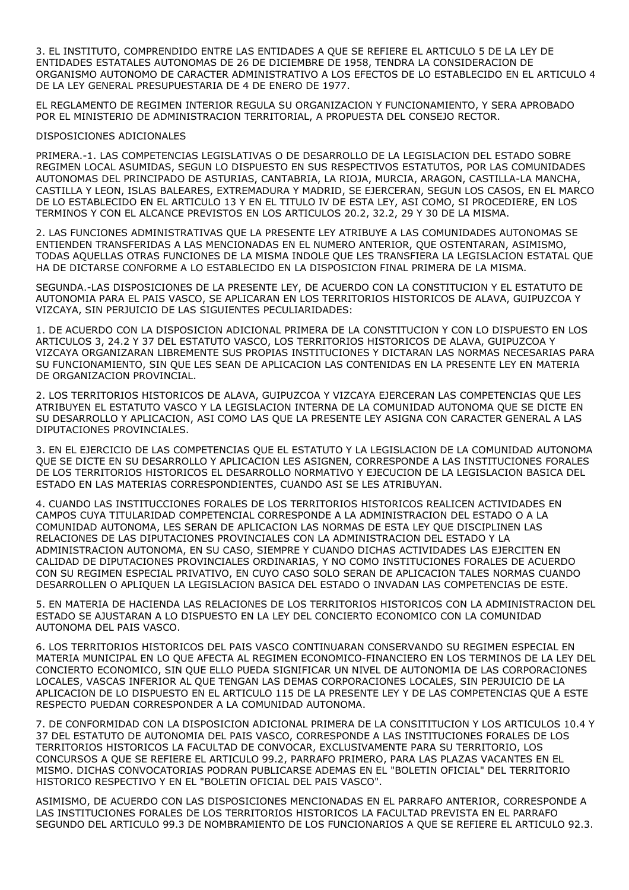3. EL INSTITUTO, COMPRENDIDO ENTRE LAS ENTIDADES A QUE SE REFIERE EL ARTICULO 5 DE LA LEY DE ENTIDADES ESTATALES AUTONOMAS DE 26 DE DICIEMBRE DE 1958, TENDRA LA CONSIDERACION DE ORGANISMO AUTONOMO DE CARACTER ADMINISTRATIVO A LOS EFECTOS DE LO ESTABLECIDO EN EL ARTICULO 4 DE LA LEY GENERAL PRESUPUESTARIA DE 4 DE ENERO DE 1977.

EL REGLAMENTO DE REGIMEN INTERIOR REGULA SU ORGANIZACION Y FUNCIONAMIENTO, Y SERA APROBADO POR EL MINISTERIO DE ADMINISTRACION TERRITORIAL, A PROPUESTA DEL CONSEJO RECTOR.

DISPOSICIONES ADICIONALES

PRIMERA.-1. LAS COMPETENCIAS LEGISLATIVAS O DE DESARROLLO DE LA LEGISLACION DEL ESTADO SOBRE REGIMEN LOCAL ASUMIDAS, SEGUN LO DISPUESTO EN SUS RESPECTIVOS ESTATUTOS, POR LAS COMUNIDADES AUTONOMAS DEL PRINCIPADO DE ASTURIAS, CANTABRIA, LA RIOJA, MURCIA, ARAGON, CASTILLA-LA MANCHA, CASTILLA Y LEON, ISLAS BALEARES, EXTREMADURA Y MADRID, SE EJERCERAN, SEGUN LOS CASOS, EN EL MARCO DE LO ESTABLECIDO EN EL ARTICULO 13 Y EN EL TITULO IV DE ESTA LEY, ASI COMO, SI PROCEDIERE, EN LOS TERMINOS Y CON EL ALCANCE PREVISTOS EN LOS ARTICULOS 20.2, 32.2, 29 Y 30 DE LA MISMA.

2. LAS FUNCIONES ADMINISTRATIVAS QUE LA PRESENTE LEY ATRIBUYE A LAS COMUNIDADES AUTONOMAS SE ENTIENDEN TRANSFERIDAS A LAS MENCIONADAS EN EL NUMERO ANTERIOR, QUE OSTENTARAN, ASIMISMO, TODAS AQUELLAS OTRAS FUNCIONES DE LA MISMA INDOLE QUE LES TRANSFIERA LA LEGISLACION ESTATAL QUE HA DE DICTARSE CONFORME A LO ESTABLECIDO EN LA DISPOSICION FINAL PRIMERA DE LA MISMA.

SEGUNDA.-LAS DISPOSICIONES DE LA PRESENTE LEY, DE ACUERDO CON LA CONSTITUCION Y EL ESTATUTO DE AUTONOMIA PARA EL PAIS VASCO, SE APLICARAN EN LOS TERRITORIOS HISTORICOS DE ALAVA, GUIPUZCOA Y VIZCAYA, SIN PERJUICIO DE LAS SIGUIENTES PECULIARIDADES:

1. DE ACUERDO CON LA DISPOSICION ADICIONAL PRIMERA DE LA CONSTITUCION Y CON LO DISPUESTO EN LOS ARTICULOS 3, 24.2 Y 37 DEL ESTATUTO VASCO, LOS TERRITORIOS HISTORICOS DE ALAVA, GUIPUZCOA Y VIZCAYA ORGANIZARAN LIBREMENTE SUS PROPIAS INSTITUCIONES Y DICTARAN LAS NORMAS NECESARIAS PARA SU FUNCIONAMIENTO, SIN QUE LES SEAN DE APLICACION LAS CONTENIDAS EN LA PRESENTE LEY EN MATERIA DE ORGANIZACION PROVINCIAL.

2. LOS TERRITORIOS HISTORICOS DE ALAVA, GUIPUZCOA Y VIZCAYA EJERCERAN LAS COMPETENCIAS QUE LES ATRIBUYEN EL ESTATUTO VASCO Y LA LEGISLACION INTERNA DE LA COMUNIDAD AUTONOMA QUE SE DICTE EN SU DESARROLLO Y APLICACION, ASI COMO LAS QUE LA PRESENTE LEY ASIGNA CON CARACTER GENERAL A LAS DIPUTACIONES PROVINCIALES.

3. EN EL EJERCICIO DE LAS COMPETENCIAS QUE EL ESTATUTO Y LA LEGISLACION DE LA COMUNIDAD AUTONOMA QUE SE DICTE EN SU DESARROLLO Y APLICACION LES ASIGNEN, CORRESPONDE A LAS INSTITUCIONES FORALES DE LOS TERRITORIOS HISTORICOS EL DESARROLLO NORMATIVO Y EJECUCION DE LA LEGISLACION BASICA DEL ESTADO EN LAS MATERIAS CORRESPONDIENTES, CUANDO ASI SE LES ATRIBUYAN.

4. CUANDO LAS INSTITUCCIONES FORALES DE LOS TERRITORIOS HISTORICOS REALICEN ACTIVIDADES EN CAMPOS CUYA TITULARIDAD COMPETENCIAL CORRESPONDE A LA ADMINISTRACION DEL ESTADO O A LA COMUNIDAD AUTONOMA, LES SERAN DE APLICACION LAS NORMAS DE ESTA LEY QUE DISCIPLINEN LAS RELACIONES DE LAS DIPUTACIONES PROVINCIALES CON LA ADMINISTRACION DEL ESTADO Y LA ADMINISTRACION AUTONOMA, EN SU CASO, SIEMPRE Y CUANDO DICHAS ACTIVIDADES LAS EJERCITEN EN CALIDAD DE DIPUTACIONES PROVINCIALES ORDINARIAS, Y NO COMO INSTITUCIONES FORALES DE ACUERDO CON SU REGIMEN ESPECIAL PRIVATIVO, EN CUYO CASO SOLO SERAN DE APLICACION TALES NORMAS CUANDO DESARROLLEN O APLIQUEN LA LEGISLACION BASICA DEL ESTADO O INVADAN LAS COMPETENCIAS DE ESTE.

5. EN MATERIA DE HACIENDA LAS RELACIONES DE LOS TERRITORIOS HISTORICOS CON LA ADMINISTRACION DEL ESTADO SE AJUSTARAN A LO DISPUESTO EN LA LEY DEL CONCIERTO ECONOMICO CON LA COMUNIDAD AUTONOMA DEL PAIS VASCO.

6. LOS TERRITORIOS HISTORICOS DEL PAIS VASCO CONTINUARAN CONSERVANDO SU REGIMEN ESPECIAL EN MATERIA MUNICIPAL EN LO QUE AFECTA AL REGIMEN ECONOMICO-FINANCIERO EN LOS TERMINOS DE LA LEY DEL CONCIERTO ECONOMICO, SIN QUE ELLO PUEDA SIGNIFICAR UN NIVEL DE AUTONOMIA DE LAS CORPORACIONES LOCALES, VASCAS INFERIOR AL QUE TENGAN LAS DEMAS CORPORACIONES LOCALES, SIN PERJUICIO DE LA APLICACION DE LO DISPUESTO EN EL ARTICULO 115 DE LA PRESENTE LEY Y DE LAS COMPETENCIAS QUE A ESTE RESPECTO PUEDAN CORRESPONDER A LA COMUNIDAD AUTONOMA.

7. DE CONFORMIDAD CON LA DISPOSICION ADICIONAL PRIMERA DE LA CONSITITUCION Y LOS ARTICULOS 10.4 Y 37 DEL ESTATUTO DE AUTONOMIA DEL PAIS VASCO, CORRESPONDE A LAS INSTITUCIONES FORALES DE LOS TERRITORIOS HISTORICOS LA FACULTAD DE CONVOCAR, EXCLUSIVAMENTE PARA SU TERRITORIO, LOS CONCURSOS A QUE SE REFIERE EL ARTICULO 99.2, PARRAFO PRIMERO, PARA LAS PLAZAS VACANTES EN EL MISMO. DICHAS CONVOCATORIAS PODRAN PUBLICARSE ADEMAS EN EL "BOLETIN OFICIAL" DEL TERRITORIO HISTORICO RESPECTIVO Y EN EL "BOLETIN OFICIAL DEL PAIS VASCO".

ASIMISMO, DE ACUERDO CON LAS DISPOSICIONES MENCIONADAS EN EL PARRAFO ANTERIOR, CORRESPONDE A LAS INSTITUCIONES FORALES DE LOS TERRITORIOS HISTORICOS LA FACULTAD PREVISTA EN EL PARRAFO SEGUNDO DEL ARTICULO 99.3 DE NOMBRAMIENTO DE LOS FUNCIONARIOS A QUE SE REFIERE EL ARTICULO 92.3.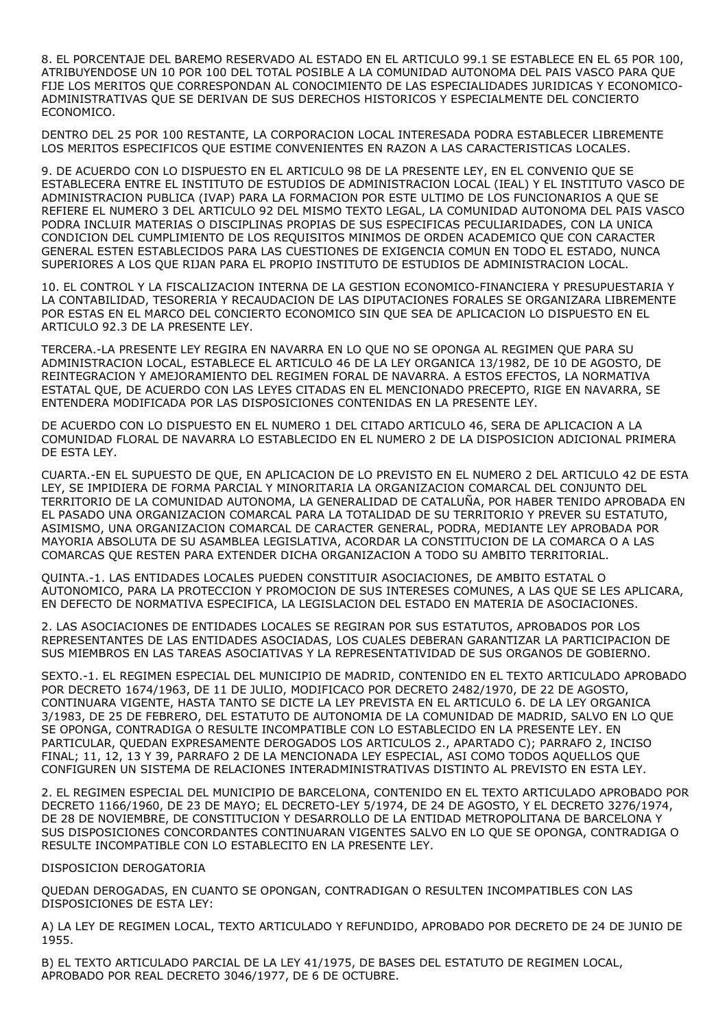8. EL PORCENTAJE DEL BAREMO RESERVADO AL ESTADO EN EL ARTICULO 99.1 SE ESTABLECE EN EL 65 POR 100, ATRIBUYENDOSE UN 10 POR 100 DEL TOTAL POSIBLE A LA COMUNIDAD AUTONOMA DEL PAIS VASCO PARA QUE FIJE LOS MERITOS QUE CORRESPONDAN AL CONOCIMIENTO DE LAS ESPECIALIDADES JURIDICAS Y ECONOMICO-ADMINISTRATIVAS QUE SE DERIVAN DE SUS DERECHOS HISTORICOS Y ESPECIALMENTE DEL CONCIERTO ECONOMICO.

DENTRO DEL 25 POR 100 RESTANTE, LA CORPORACION LOCAL INTERESADA PODRA ESTABLECER LIBREMENTE LOS MERITOS ESPECIFICOS QUE ESTIME CONVENIENTES EN RAZON A LAS CARACTERISTICAS LOCALES.

9. DE ACUERDO CON LO DISPUESTO EN EL ARTICULO 98 DE LA PRESENTE LEY, EN EL CONVENIO QUE SE ESTABLECERA ENTRE EL INSTITUTO DE ESTUDIOS DE ADMINISTRACION LOCAL (IEAL) Y EL INSTITUTO VASCO DE ADMINISTRACION PUBLICA (IVAP) PARA LA FORMACION POR ESTE ULTIMO DE LOS FUNCIONARIOS A QUE SE REFIERE EL NUMERO 3 DEL ARTICULO 92 DEL MISMO TEXTO LEGAL, LA COMUNIDAD AUTONOMA DEL PAIS VASCO PODRA INCLUIR MATERIAS O DISCIPLINAS PROPIAS DE SUS ESPECIFICAS PECULIARIDADES, CON LA UNICA CONDICION DEL CUMPLIMIENTO DE LOS REQUISITOS MINIMOS DE ORDEN ACADEMICO QUE CON CARACTER GENERAL ESTEN ESTABLECIDOS PARA LAS CUESTIONES DE EXIGENCIA COMUN EN TODO EL ESTADO, NUNCA SUPERIORES A LOS QUE RIJAN PARA EL PROPIO INSTITUTO DE ESTUDIOS DE ADMINISTRACION LOCAL.

10. EL CONTROL Y LA FISCALIZACION INTERNA DE LA GESTION ECONOMICO-FINANCIERA Y PRESUPUESTARIA Y LA CONTABILIDAD, TESORERIA Y RECAUDACION DE LAS DIPUTACIONES FORALES SE ORGANIZARA LIBREMENTE POR ESTAS EN EL MARCO DEL CONCIERTO ECONOMICO SIN QUE SEA DE APLICACION LO DISPUESTO EN EL ARTICULO 92.3 DE LA PRESENTE LEY.

TERCERA.-LA PRESENTE LEY REGIRA EN NAVARRA EN LO QUE NO SE OPONGA AL REGIMEN QUE PARA SU ADMINISTRACION LOCAL, ESTABLECE EL ARTICULO 46 DE LA LEY ORGANICA 13/1982, DE 10 DE AGOSTO, DE REINTEGRACION Y AMEJORAMIENTO DEL REGIMEN FORAL DE NAVARRA. A ESTOS EFECTOS, LA NORMATIVA ESTATAL QUE, DE ACUERDO CON LAS LEYES CITADAS EN EL MENCIONADO PRECEPTO, RIGE EN NAVARRA, SE ENTENDERA MODIFICADA POR LAS DISPOSICIONES CONTENIDAS EN LA PRESENTE LEY.

DE ACUERDO CON LO DISPUESTO EN EL NUMERO 1 DEL CITADO ARTICULO 46, SERA DE APLICACION A LA COMUNIDAD FLORAL DE NAVARRA LO ESTABLECIDO EN EL NUMERO 2 DE LA DISPOSICION ADICIONAL PRIMERA DE ESTA LEY.

CUARTA.-EN EL SUPUESTO DE QUE, EN APLICACION DE LO PREVISTO EN EL NUMERO 2 DEL ARTICULO 42 DE ESTA LEY, SE IMPIDIERA DE FORMA PARCIAL Y MINORITARIA LA ORGANIZACION COMARCAL DEL CONJUNTO DEL TERRITORIO DE LA COMUNIDAD AUTONOMA, LA GENERALIDAD DE CATALUÑA, POR HABER TENIDO APROBADA EN EL PASADO UNA ORGANIZACION COMARCAL PARA LA TOTALIDAD DE SU TERRITORIO Y PREVER SU ESTATUTO, ASIMISMO, UNA ORGANIZACION COMARCAL DE CARACTER GENERAL, PODRA, MEDIANTE LEY APROBADA POR MAYORIA ABSOLUTA DE SU ASAMBLEA LEGISLATIVA, ACORDAR LA CONSTITUCION DE LA COMARCA O A LAS COMARCAS QUE RESTEN PARA EXTENDER DICHA ORGANIZACION A TODO SU AMBITO TERRITORIAL.

QUINTA.-1. LAS ENTIDADES LOCALES PUEDEN CONSTITUIR ASOCIACIONES, DE AMBITO ESTATAL O AUTONOMICO, PARA LA PROTECCION Y PROMOCION DE SUS INTERESES COMUNES, A LAS QUE SE LES APLICARA, EN DEFECTO DE NORMATIVA ESPECIFICA, LA LEGISLACION DEL ESTADO EN MATERIA DE ASOCIACIONES.

2. LAS ASOCIACIONES DE ENTIDADES LOCALES SE REGIRAN POR SUS ESTATUTOS, APROBADOS POR LOS REPRESENTANTES DE LAS ENTIDADES ASOCIADAS, LOS CUALES DEBERAN GARANTIZAR LA PARTICIPACION DE SUS MIEMBROS EN LAS TAREAS ASOCIATIVAS Y LA REPRESENTATIVIDAD DE SUS ORGANOS DE GOBIERNO.

SEXTO.-1. EL REGIMEN ESPECIAL DEL MUNICIPIO DE MADRID, CONTENIDO EN EL TEXTO ARTICULADO APROBADO POR DECRETO 1674/1963, DE 11 DE JULIO, MODIFICACO POR DECRETO 2482/1970, DE 22 DE AGOSTO, CONTINUARA VIGENTE, HASTA TANTO SE DICTE LA LEY PREVISTA EN EL ARTICULO 6. DE LA LEY ORGANICA 3/1983, DE 25 DE FEBRERO, DEL ESTATUTO DE AUTONOMIA DE LA COMUNIDAD DE MADRID, SALVO EN LO QUE SE OPONGA, CONTRADIGA O RESULTE INCOMPATIBLE CON LO ESTABLECIDO EN LA PRESENTE LEY. EN PARTICULAR, QUEDAN EXPRESAMENTE DEROGADOS LOS ARTICULOS 2., APARTADO C); PARRAFO 2, INCISO FINAL; 11, 12, 13 Y 39, PARRAFO 2 DE LA MENCIONADA LEY ESPECIAL, ASI COMO TODOS AQUELLOS QUE CONFIGUREN UN SISTEMA DE RELACIONES INTERADMINISTRATIVAS DISTINTO AL PREVISTO EN ESTA LEY.

2. EL REGIMEN ESPECIAL DEL MUNICIPIO DE BARCELONA, CONTENIDO EN EL TEXTO ARTICULADO APROBADO POR DECRETO 1166/1960, DE 23 DE MAYO; EL DECRETO-LEY 5/1974, DE 24 DE AGOSTO, Y EL DECRETO 3276/1974, DE 28 DE NOVIEMBRE, DE CONSTITUCION Y DESARROLLO DE LA ENTIDAD METROPOLITANA DE BARCELONA Y SUS DISPOSICIONES CONCORDANTES CONTINUARAN VIGENTES SALVO EN LO QUE SE OPONGA, CONTRADIGA O RESULTE INCOMPATIBLE CON LO ESTABLECITO EN LA PRESENTE LEY.

DISPOSICION DEROGATORIA

QUEDAN DEROGADAS, EN CUANTO SE OPONGAN, CONTRADIGAN O RESULTEN INCOMPATIBLES CON LAS DISPOSICIONES DE ESTA LEY:

A) LA LEY DE REGIMEN LOCAL, TEXTO ARTICULADO Y REFUNDIDO, APROBADO POR DECRETO DE 24 DE JUNIO DE 1955.

B) EL TEXTO ARTICULADO PARCIAL DE LA LEY 41/1975, DE BASES DEL ESTATUTO DE REGIMEN LOCAL, APROBADO POR REAL DECRETO 3046/1977, DE 6 DE OCTUBRE.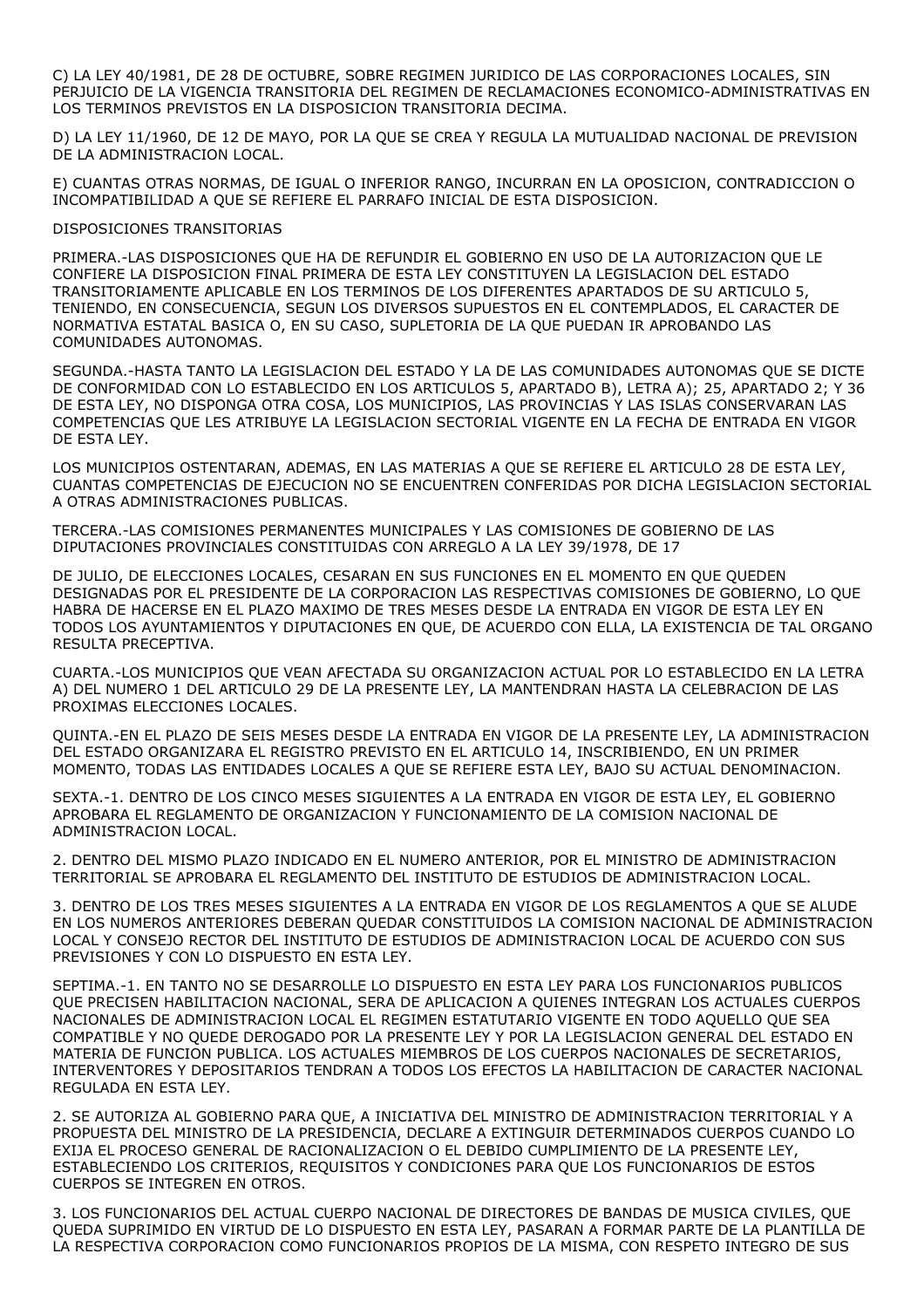C) LA LEY 40/1981, DE 28 DE OCTUBRE, SOBRE REGIMEN JURIDICO DE LAS CORPORACIONES LOCALES, SIN PERJUICIO DE LA VIGENCIA TRANSITORIA DEL REGIMEN DE RECLAMACIONES ECONOMICO-ADMINISTRATIVAS EN LOS TERMINOS PREVISTOS EN LA DISPOSICION TRANSITORIA DECIMA.

D) LA LEY 11/1960, DE 12 DE MAYO, POR LA QUE SE CREA Y REGULA LA MUTUALIDAD NACIONAL DE PREVISION DE LA ADMINISTRACION LOCAL.

E) CUANTAS OTRAS NORMAS, DE IGUAL O INFERIOR RANGO, INCURRAN EN LA OPOSICION, CONTRADICCION O INCOMPATIBILIDAD A QUE SE REFIERE EL PARRAFO INICIAL DE ESTA DISPOSICION.

DISPOSICIONES TRANSITORIAS

PRIMERA.-LAS DISPOSICIONES QUE HA DE REFUNDIR EL GOBIERNO EN USO DE LA AUTORIZACION QUE LE CONFIERE LA DISPOSICION FINAL PRIMERA DE ESTA LEY CONSTITUYEN LA LEGISLACION DEL ESTADO TRANSITORIAMENTE APLICABLE EN LOS TERMINOS DE LOS DIFERENTES APARTADOS DE SU ARTICULO 5, TENIENDO, EN CONSECUENCIA, SEGUN LOS DIVERSOS SUPUESTOS EN EL CONTEMPLADOS, EL CARACTER DE NORMATIVA ESTATAL BASICA O, EN SU CASO, SUPLETORIA DE LA QUE PUEDAN IR APROBANDO LAS COMUNIDADES AUTONOMAS.

SEGUNDA.-HASTA TANTO LA LEGISLACION DEL ESTADO Y LA DE LAS COMUNIDADES AUTONOMAS QUE SE DICTE DE CONFORMIDAD CON LO ESTABLECIDO EN LOS ARTICULOS 5, APARTADO B), LETRA A); 25, APARTADO 2; Y 36 DE ESTA LEY, NO DISPONGA OTRA COSA, LOS MUNICIPIOS, LAS PROVINCIAS Y LAS ISLAS CONSERVARAN LAS COMPETENCIAS QUE LES ATRIBUYE LA LEGISLACION SECTORIAL VIGENTE EN LA FECHA DE ENTRADA EN VIGOR DE ESTA LEY.

LOS MUNICIPIOS OSTENTARAN, ADEMAS, EN LAS MATERIAS A QUE SE REFIERE EL ARTICULO 28 DE ESTA LEY, CUANTAS COMPETENCIAS DE EJECUCION NO SE ENCUENTREN CONFERIDAS POR DICHA LEGISLACION SECTORIAL A OTRAS ADMINISTRACIONES PUBLICAS.

TERCERA.-LAS COMISIONES PERMANENTES MUNICIPALES Y LAS COMISIONES DE GOBIERNO DE LAS DIPUTACIONES PROVINCIALES CONSTITUIDAS CON ARREGLO A LA LEY 39/1978, DE 17

DE JULIO, DE ELECCIONES LOCALES, CESARAN EN SUS FUNCIONES EN EL MOMENTO EN QUE QUEDEN DESIGNADAS POR EL PRESIDENTE DE LA CORPORACION LAS RESPECTIVAS COMISIONES DE GOBIERNO, LO QUE HABRA DE HACERSE EN EL PLAZO MAXIMO DE TRES MESES DESDE LA ENTRADA EN VIGOR DE ESTA LEY EN TODOS LOS AYUNTAMIENTOS Y DIPUTACIONES EN QUE, DE ACUERDO CON ELLA, LA EXISTENCIA DE TAL ORGANO RESULTA PRECEPTIVA.

CUARTA.-LOS MUNICIPIOS QUE VEAN AFECTADA SU ORGANIZACION ACTUAL POR LO ESTABLECIDO EN LA LETRA A) DEL NUMERO 1 DEL ARTICULO 29 DE LA PRESENTE LEY, LA MANTENDRAN HASTA LA CELEBRACION DE LAS PROXIMAS ELECCIONES LOCALES.

QUINTA.-EN EL PLAZO DE SEIS MESES DESDE LA ENTRADA EN VIGOR DE LA PRESENTE LEY, LA ADMINISTRACION DEL ESTADO ORGANIZARA EL REGISTRO PREVISTO EN EL ARTICULO 14, INSCRIBIENDO, EN UN PRIMER MOMENTO, TODAS LAS ENTIDADES LOCALES A QUE SE REFIERE ESTA LEY, BAJO SU ACTUAL DENOMINACION.

SEXTA.-1. DENTRO DE LOS CINCO MESES SIGUIENTES A LA ENTRADA EN VIGOR DE ESTA LEY, EL GOBIERNO APROBARA EL REGLAMENTO DE ORGANIZACION Y FUNCIONAMIENTO DE LA COMISION NACIONAL DE ADMINISTRACION LOCAL.

2. DENTRO DEL MISMO PLAZO INDICADO EN EL NUMERO ANTERIOR, POR EL MINISTRO DE ADMINISTRACION TERRITORIAL SE APROBARA EL REGLAMENTO DEL INSTITUTO DE ESTUDIOS DE ADMINISTRACION LOCAL.

3. DENTRO DE LOS TRES MESES SIGUIENTES A LA ENTRADA EN VIGOR DE LOS REGLAMENTOS A QUE SE ALUDE EN LOS NUMEROS ANTERIORES DEBERAN QUEDAR CONSTITUIDOS LA COMISION NACIONAL DE ADMINISTRACION LOCAL Y CONSEJO RECTOR DEL INSTITUTO DE ESTUDIOS DE ADMINISTRACION LOCAL DE ACUERDO CON SUS PREVISIONES Y CON LO DISPUESTO EN ESTA LEY.

SEPTIMA.-1. EN TANTO NO SE DESARROLLE LO DISPUESTO EN ESTA LEY PARA LOS FUNCIONARIOS PUBLICOS QUE PRECISEN HABILITACION NACIONAL, SERA DE APLICACION A QUIENES INTEGRAN LOS ACTUALES CUERPOS NACIONALES DE ADMINISTRACION LOCAL EL REGIMEN ESTATUTARIO VIGENTE EN TODO AQUELLO QUE SEA COMPATIBLE Y NO QUEDE DEROGADO POR LA PRESENTE LEY Y POR LA LEGISLACION GENERAL DEL ESTADO EN MATERIA DE FUNCION PUBLICA. LOS ACTUALES MIEMBROS DE LOS CUERPOS NACIONALES DE SECRETARIOS, INTERVENTORES Y DEPOSITARIOS TENDRAN A TODOS LOS EFECTOS LA HABILITACION DE CARACTER NACIONAL REGULADA EN ESTA LEY.

2. SE AUTORIZA AL GOBIERNO PARA QUE, A INICIATIVA DEL MINISTRO DE ADMINISTRACION TERRITORIAL Y A PROPUESTA DEL MINISTRO DE LA PRESIDENCIA, DECLARE A EXTINGUIR DETERMINADOS CUERPOS CUANDO LO EXIJA EL PROCESO GENERAL DE RACIONALIZACION O EL DEBIDO CUMPLIMIENTO DE LA PRESENTE LEY, ESTABLECIENDO LOS CRITERIOS, REQUISITOS Y CONDICIONES PARA QUE LOS FUNCIONARIOS DE ESTOS CUERPOS SE INTEGREN EN OTROS.

3. LOS FUNCIONARIOS DEL ACTUAL CUERPO NACIONAL DE DIRECTORES DE BANDAS DE MUSICA CIVILES, QUE QUEDA SUPRIMIDO EN VIRTUD DE LO DISPUESTO EN ESTA LEY, PASARAN A FORMAR PARTE DE LA PLANTILLA DE LA RESPECTIVA CORPORACION COMO FUNCIONARIOS PROPIOS DE LA MISMA, CON RESPETO INTEGRO DE SUS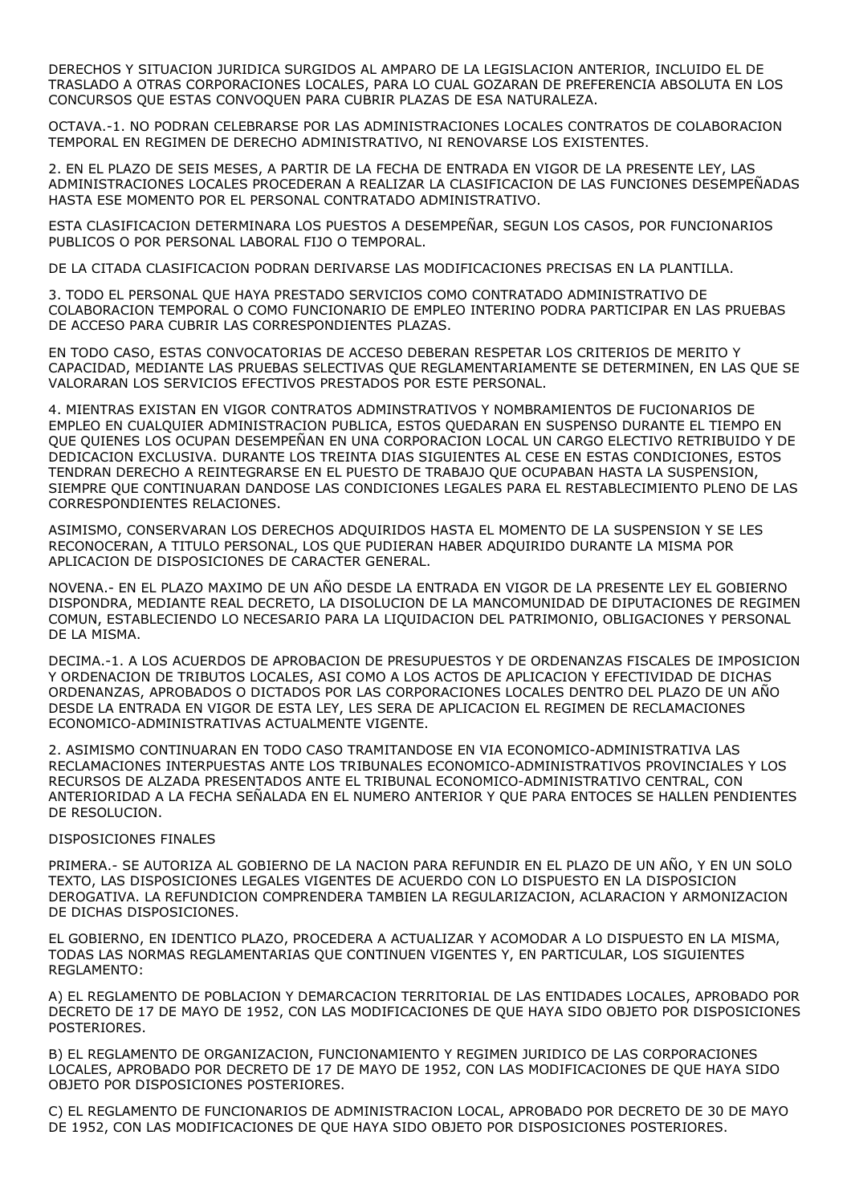DERECHOS Y SITUACION JURIDICA SURGIDOS AL AMPARO DE LA LEGISLACION ANTERIOR, INCLUIDO EL DE TRASLADO A OTRAS CORPORACIONES LOCALES, PARA LO CUAL GOZARAN DE PREFERENCIA ABSOLUTA EN LOS CONCURSOS QUE ESTAS CONVOQUEN PARA CUBRIR PLAZAS DE ESA NATURALEZA.

OCTAVA.-1. NO PODRAN CELEBRARSE POR LAS ADMINISTRACIONES LOCALES CONTRATOS DE COLABORACION TEMPORAL EN REGIMEN DE DERECHO ADMINISTRATIVO, NI RENOVARSE LOS EXISTENTES.

2. EN EL PLAZO DE SEIS MESES, A PARTIR DE LA FECHA DE ENTRADA EN VIGOR DE LA PRESENTE LEY, LAS ADMINISTRACIONES LOCALES PROCEDERAN A REALIZAR LA CLASIFICACION DE LAS FUNCIONES DESEMPEÑADAS HASTA ESE MOMENTO POR EL PERSONAL CONTRATADO ADMINISTRATIVO.

ESTA CLASIFICACION DETERMINARA LOS PUESTOS A DESEMPEÑAR, SEGUN LOS CASOS, POR FUNCIONARIOS PUBLICOS O POR PERSONAL LABORAL FIJO O TEMPORAL.

DE LA CITADA CLASIFICACION PODRAN DERIVARSE LAS MODIFICACIONES PRECISAS EN LA PLANTILLA.

3. TODO EL PERSONAL QUE HAYA PRESTADO SERVICIOS COMO CONTRATADO ADMINISTRATIVO DE COLABORACION TEMPORAL O COMO FUNCIONARIO DE EMPLEO INTERINO PODRA PARTICIPAR EN LAS PRUEBAS DE ACCESO PARA CUBRIR LAS CORRESPONDIENTES PLAZAS.

EN TODO CASO, ESTAS CONVOCATORIAS DE ACCESO DEBERAN RESPETAR LOS CRITERIOS DE MERITO Y CAPACIDAD, MEDIANTE LAS PRUEBAS SELECTIVAS QUE REGLAMENTARIAMENTE SE DETERMINEN, EN LAS QUE SE VALORARAN LOS SERVICIOS EFECTIVOS PRESTADOS POR ESTE PERSONAL.

4. MIENTRAS EXISTAN EN VIGOR CONTRATOS ADMINSTRATIVOS Y NOMBRAMIENTOS DE FUCIONARIOS DE EMPLEO EN CUALQUIER ADMINISTRACION PUBLICA, ESTOS QUEDARAN EN SUSPENSO DURANTE EL TIEMPO EN QUE QUIENES LOS OCUPAN DESEMPEÑAN EN UNA CORPORACION LOCAL UN CARGO ELECTIVO RETRIBUIDO Y DE DEDICACION EXCLUSIVA. DURANTE LOS TREINTA DIAS SIGUIENTES AL CESE EN ESTAS CONDICIONES, ESTOS TENDRAN DERECHO A REINTEGRARSE EN EL PUESTO DE TRABAJO QUE OCUPABAN HASTA LA SUSPENSION, SIEMPRE QUE CONTINUARAN DANDOSE LAS CONDICIONES LEGALES PARA EL RESTABLECIMIENTO PLENO DE LAS CORRESPONDIENTES RELACIONES.

ASIMISMO, CONSERVARAN LOS DERECHOS ADQUIRIDOS HASTA EL MOMENTO DE LA SUSPENSION Y SE LES RECONOCERAN, A TITULO PERSONAL, LOS QUE PUDIERAN HABER ADQUIRIDO DURANTE LA MISMA POR APLICACION DE DISPOSICIONES DE CARACTER GENERAL.

NOVENA.- EN EL PLAZO MAXIMO DE UN AÑO DESDE LA ENTRADA EN VIGOR DE LA PRESENTE LEY EL GOBIERNO DISPONDRA, MEDIANTE REAL DECRETO, LA DISOLUCION DE LA MANCOMUNIDAD DE DIPUTACIONES DE REGIMEN COMUN, ESTABLECIENDO LO NECESARIO PARA LA LIQUIDACION DEL PATRIMONIO, OBLIGACIONES Y PERSONAL DE LA MISMA.

DECIMA.-1. A LOS ACUERDOS DE APROBACION DE PRESUPUESTOS Y DE ORDENANZAS FISCALES DE IMPOSICION Y ORDENACION DE TRIBUTOS LOCALES, ASI COMO A LOS ACTOS DE APLICACION Y EFECTIVIDAD DE DICHAS ORDENANZAS, APROBADOS O DICTADOS POR LAS CORPORACIONES LOCALES DENTRO DEL PLAZO DE UN AÑO DESDE LA ENTRADA EN VIGOR DE ESTA LEY, LES SERA DE APLICACION EL REGIMEN DE RECLAMACIONES ECONOMICO-ADMINISTRATIVAS ACTUALMENTE VIGENTE.

2. ASIMISMO CONTINUARAN EN TODO CASO TRAMITANDOSE EN VIA ECONOMICO-ADMINISTRATIVA LAS RECLAMACIONES INTERPUESTAS ANTE LOS TRIBUNALES ECONOMICO-ADMINISTRATIVOS PROVINCIALES Y LOS RECURSOS DE ALZADA PRESENTADOS ANTE EL TRIBUNAL ECONOMICO-ADMINISTRATIVO CENTRAL, CON ANTERIORIDAD A LA FECHA SEÑALADA EN EL NUMERO ANTERIOR Y QUE PARA ENTOCES SE HALLEN PENDIENTES DE RESOLUCION.

DISPOSICIONES FINALES

PRIMERA.- SE AUTORIZA AL GOBIERNO DE LA NACION PARA REFUNDIR EN EL PLAZO DE UN AÑO, Y EN UN SOLO TEXTO, LAS DISPOSICIONES LEGALES VIGENTES DE ACUERDO CON LO DISPUESTO EN LA DISPOSICION DEROGATIVA. LA REFUNDICION COMPRENDERA TAMBIEN LA REGULARIZACION, ACLARACION Y ARMONIZACION DE DICHAS DISPOSICIONES.

EL GOBIERNO, EN IDENTICO PLAZO, PROCEDERA A ACTUALIZAR Y ACOMODAR A LO DISPUESTO EN LA MISMA, TODAS LAS NORMAS REGLAMENTARIAS QUE CONTINUEN VIGENTES Y, EN PARTICULAR, LOS SIGUIENTES REGLAMENTO:

A) EL REGLAMENTO DE POBLACION Y DEMARCACION TERRITORIAL DE LAS ENTIDADES LOCALES, APROBADO POR DECRETO DE 17 DE MAYO DE 1952, CON LAS MODIFICACIONES DE QUE HAYA SIDO OBJETO POR DISPOSICIONES POSTERIORES.

B) EL REGLAMENTO DE ORGANIZACION, FUNCIONAMIENTO Y REGIMEN JURIDICO DE LAS CORPORACIONES LOCALES, APROBADO POR DECRETO DE 17 DE MAYO DE 1952, CON LAS MODIFICACIONES DE QUE HAYA SIDO OBJETO POR DISPOSICIONES POSTERIORES.

C) EL REGLAMENTO DE FUNCIONARIOS DE ADMINISTRACION LOCAL, APROBADO POR DECRETO DE 30 DE MAYO DE 1952, CON LAS MODIFICACIONES DE QUE HAYA SIDO OBJETO POR DISPOSICIONES POSTERIORES.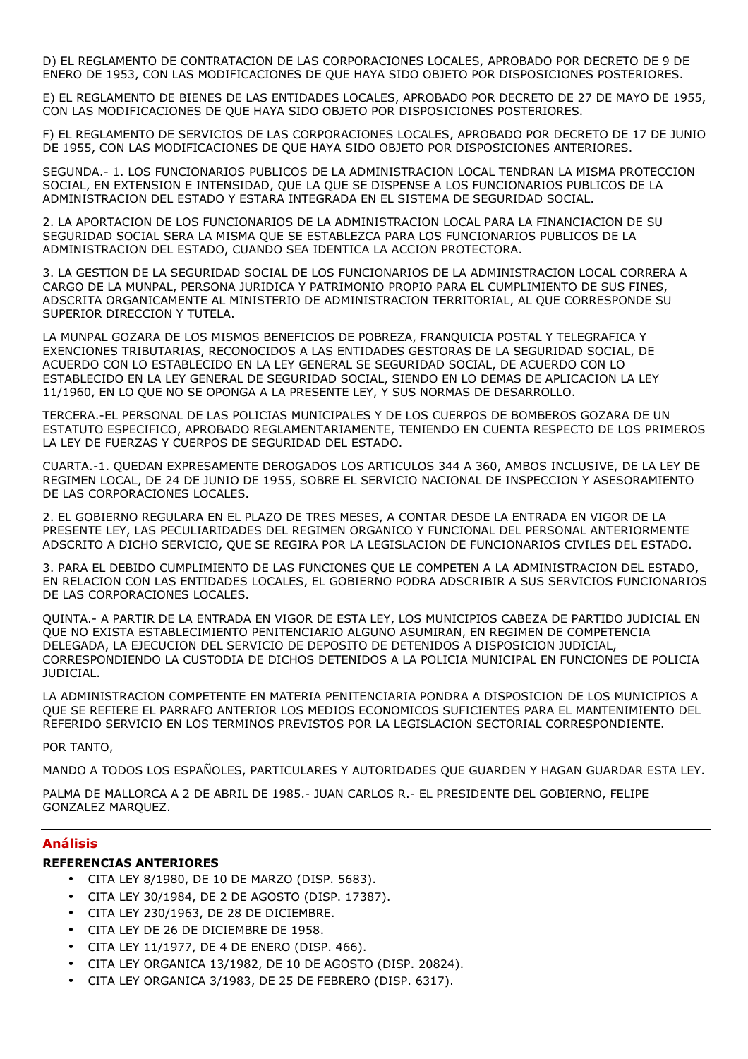D) EL REGLAMENTO DE CONTRATACION DE LAS CORPORACIONES LOCALES, APROBADO POR DECRETO DE 9 DE ENERO DE 1953, CON LAS MODIFICACIONES DE QUE HAYA SIDO OBJETO POR DISPOSICIONES POSTERIORES.

E) EL REGLAMENTO DE BIENES DE LAS ENTIDADES LOCALES, APROBADO POR DECRETO DE 27 DE MAYO DE 1955, CON LAS MODIFICACIONES DE QUE HAYA SIDO OBJETO POR DISPOSICIONES POSTERIORES.

F) EL REGLAMENTO DE SERVICIOS DE LAS CORPORACIONES LOCALES, APROBADO POR DECRETO DE 17 DE JUNIO DE 1955, CON LAS MODIFICACIONES DE QUE HAYA SIDO OBJETO POR DISPOSICIONES ANTERIORES.

SEGUNDA.- 1. LOS FUNCIONARIOS PUBLICOS DE LA ADMINISTRACION LOCAL TENDRAN LA MISMA PROTECCION SOCIAL, EN EXTENSION E INTENSIDAD, QUE LA QUE SE DISPENSE A LOS FUNCIONARIOS PUBLICOS DE LA ADMINISTRACION DEL ESTADO Y ESTARA INTEGRADA EN EL SISTEMA DE SEGURIDAD SOCIAL.

2. LA APORTACION DE LOS FUNCIONARIOS DE LA ADMINISTRACION LOCAL PARA LA FINANCIACION DE SU SEGURIDAD SOCIAL SERA LA MISMA QUE SE ESTABLEZCA PARA LOS FUNCIONARIOS PUBLICOS DE LA ADMINISTRACION DEL ESTADO, CUANDO SEA IDENTICA LA ACCION PROTECTORA.

3. LA GESTION DE LA SEGURIDAD SOCIAL DE LOS FUNCIONARIOS DE LA ADMINISTRACION LOCAL CORRERA A CARGO DE LA MUNPAL, PERSONA JURIDICA Y PATRIMONIO PROPIO PARA EL CUMPLIMIENTO DE SUS FINES, ADSCRITA ORGANICAMENTE AL MINISTERIO DE ADMINISTRACION TERRITORIAL, AL QUE CORRESPONDE SU SUPERIOR DIRECCION Y TUTELA.

LA MUNPAL GOZARA DE LOS MISMOS BENEFICIOS DE POBREZA, FRANQUICIA POSTAL Y TELEGRAFICA Y EXENCIONES TRIBUTARIAS, RECONOCIDOS A LAS ENTIDADES GESTORAS DE LA SEGURIDAD SOCIAL, DE ACUERDO CON LO ESTABLECIDO EN LA LEY GENERAL SE SEGURIDAD SOCIAL, DE ACUERDO CON LO ESTABLECIDO EN LA LEY GENERAL DE SEGURIDAD SOCIAL, SIENDO EN LO DEMAS DE APLICACION LA LEY 11/1960, EN LO QUE NO SE OPONGA A LA PRESENTE LEY, Y SUS NORMAS DE DESARROLLO.

TERCERA.-EL PERSONAL DE LAS POLICIAS MUNICIPALES Y DE LOS CUERPOS DE BOMBEROS GOZARA DE UN ESTATUTO ESPECIFICO, APROBADO REGLAMENTARIAMENTE, TENIENDO EN CUENTA RESPECTO DE LOS PRIMEROS LA LEY DE FUERZAS Y CUERPOS DE SEGURIDAD DEL ESTADO.

CUARTA.-1. QUEDAN EXPRESAMENTE DEROGADOS LOS ARTICULOS 344 A 360, AMBOS INCLUSIVE, DE LA LEY DE REGIMEN LOCAL, DE 24 DE JUNIO DE 1955, SOBRE EL SERVICIO NACIONAL DE INSPECCION Y ASESORAMIENTO DE LAS CORPORACIONES LOCALES.

2. EL GOBIERNO REGULARA EN EL PLAZO DE TRES MESES, A CONTAR DESDE LA ENTRADA EN VIGOR DE LA PRESENTE LEY, LAS PECULIARIDADES DEL REGIMEN ORGANICO Y FUNCIONAL DEL PERSONAL ANTERIORMENTE ADSCRITO A DICHO SERVICIO, QUE SE REGIRA POR LA LEGISLACION DE FUNCIONARIOS CIVILES DEL ESTADO.

3. PARA EL DEBIDO CUMPLIMIENTO DE LAS FUNCIONES QUE LE COMPETEN A LA ADMINISTRACION DEL ESTADO, EN RELACION CON LAS ENTIDADES LOCALES, EL GOBIERNO PODRA ADSCRIBIR A SUS SERVICIOS FUNCIONARIOS DE LAS CORPORACIONES LOCALES.

QUINTA.- A PARTIR DE LA ENTRADA EN VIGOR DE ESTA LEY, LOS MUNICIPIOS CABEZA DE PARTIDO JUDICIAL EN QUE NO EXISTA ESTABLECIMIENTO PENITENCIARIO ALGUNO ASUMIRAN, EN REGIMEN DE COMPETENCIA DELEGADA, LA EJECUCION DEL SERVICIO DE DEPOSITO DE DETENIDOS A DISPOSICION JUDICIAL, CORRESPONDIENDO LA CUSTODIA DE DICHOS DETENIDOS A LA POLICIA MUNICIPAL EN FUNCIONES DE POLICIA JUDICIAL.

LA ADMINISTRACION COMPETENTE EN MATERIA PENITENCIARIA PONDRA A DISPOSICION DE LOS MUNICIPIOS A QUE SE REFIERE EL PARRAFO ANTERIOR LOS MEDIOS ECONOMICOS SUFICIENTES PARA EL MANTENIMIENTO DEL REFERIDO SERVICIO EN LOS TERMINOS PREVISTOS POR LA LEGISLACION SECTORIAL CORRESPONDIENTE.

POR TANTO,

MANDO A TODOS LOS ESPAÑOLES, PARTICULARES Y AUTORIDADES QUE GUARDEN Y HAGAN GUARDAR ESTA LEY.

PALMA DE MALLORCA A 2 DE ABRIL DE 1985.- JUAN CARLOS R.- EL PRESIDENTE DEL GOBIERNO, FELIPE GONZALEZ MARQUEZ.

---

## Análisis

**REFERENCIAS ANTERIORES**

- CITA LEY 8/1980, DE 10 DE MARZO (DISP. 5683).
- CITA LEY 30/1984, DE 2 DE AGOSTO (DISP. 17387).
- CITA LEY 230/1963, DE 28 DE DICIEMBRE.
- CITA LEY DE 26 DE DICIEMBRE DE 1958.
- CITA LEY 11/1977, DE 4 DE ENERO (DISP. 466).
- CITA LEY ORGANICA 13/1982, DE 10 DE AGOSTO (DISP. 20824).
- CITA LEY ORGANICA 3/1983, DE 25 DE FEBRERO (DISP. 6317).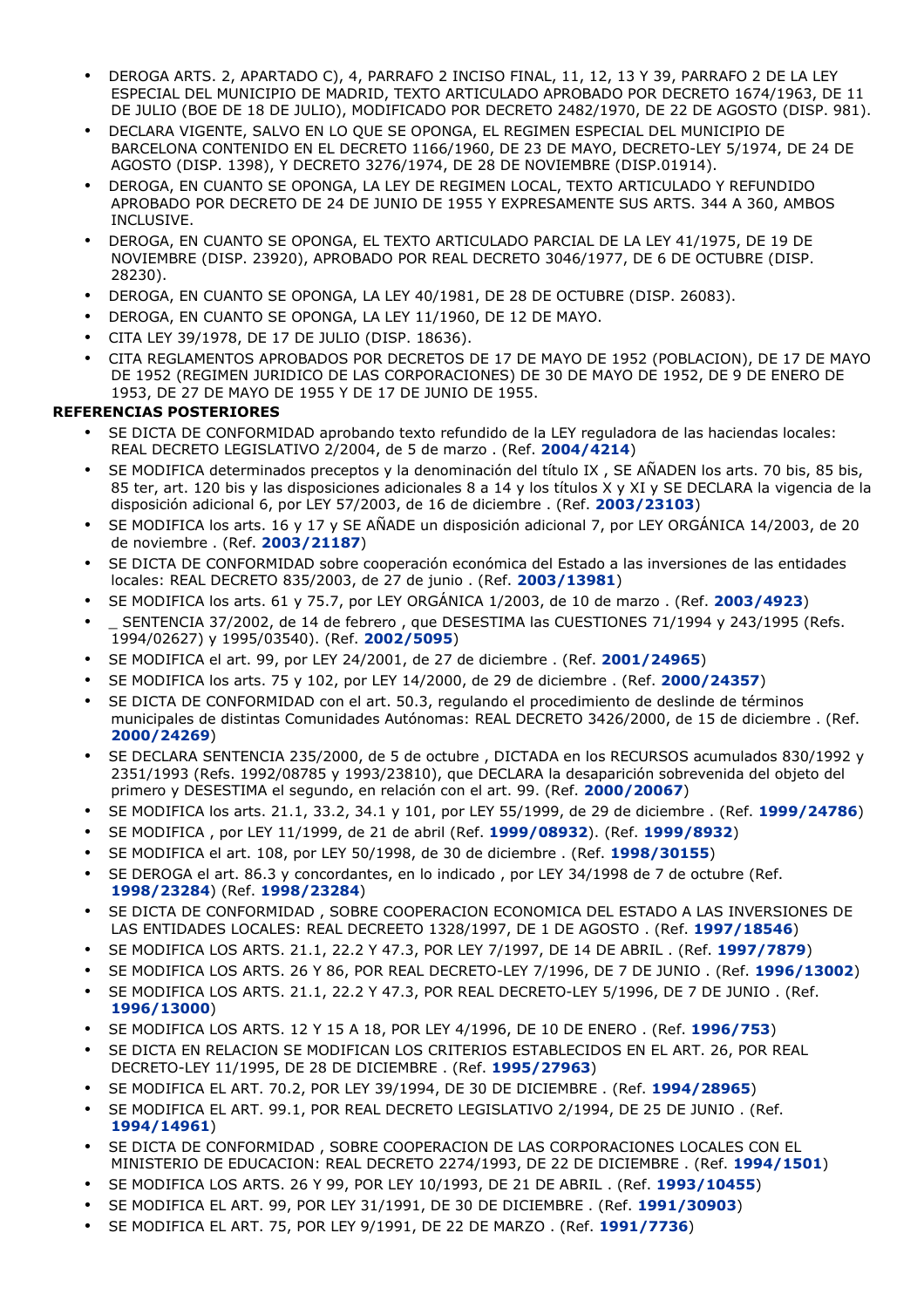- DEROGA ARTS. 2, APARTADO C), 4, PARRAFO 2 INCISO FINAL, 11, 12, 13 Y 39, PARRAFO 2 DE LA LEY ESPECIAL DEL MUNICIPIO DE MADRID, TEXTO ARTICULADO APROBADO POR DECRETO 1674/1963, DE 11 DE JULIO (BOE DE 18 DE JULIO), MODIFICADO POR DECRETO 2482/1970, DE 22 DE AGOSTO (DISP. 981).
- DECLARA VIGENTE, SALVO EN LO QUE SE OPONGA, EL REGIMEN ESPECIAL DEL MUNICIPIO DE BARCELONA CONTENIDO EN EL DECRETO 1166/1960, DE 23 DE MAYO, DECRETO-LEY 5/1974, DE 24 DE AGOSTO (DISP. 1398), Y DECRETO 3276/1974, DE 28 DE NOVIEMBRE (DISP.01914).
- DEROGA, EN CUANTO SE OPONGA, LA LEY DE REGIMEN LOCAL, TEXTO ARTICULADO Y REFUNDIDO APROBADO POR DECRETO DE 24 DE JUNIO DE 1955 Y EXPRESAMENTE SUS ARTS. 344 A 360, AMBOS INCLUSIVE.
- DEROGA, EN CUANTO SE OPONGA, EL TEXTO ARTICULADO PARCIAL DE LA LEY 41/1975, DE 19 DE NOVIEMBRE (DISP. 23920), APROBADO POR REAL DECRETO 3046/1977, DE 6 DE OCTUBRE (DISP. 28230).
- DEROGA, EN CUANTO SE OPONGA, LA LEY 40/1981, DE 28 DE OCTUBRE (DISP. 26083).
- DEROGA, EN CUANTO SE OPONGA, LA LEY 11/1960, DE 12 DE MAYO.
- CITA LEY 39/1978, DE 17 DE JULIO (DISP. 18636).
- CITA REGLAMENTOS APROBADOS POR DECRETOS DE 17 DE MAYO DE 1952 (POBLACION), DE 17 DE MAYO DE 1952 (REGIMEN JURIDICO DE LAS CORPORACIONES) DE 30 DE MAYO DE 1952, DE 9 DE ENERO DE 1953, DE 27 DE MAYO DE 1955 Y DE 17 DE JUNIO DE 1955.

**REFERENCIAS POSTERIORES**

- SE DICTA DE CONFORMIDAD aprobando texto refundido de la LEY reguladora de las haciendas locales: REAL DECRETO LEGISLATIVO 2/2004, de 5 de marzo . (Ref. **2004/4214**)
- SE MODIFICA determinados preceptos y la denominación del título IX , SE AÑADEN los arts. 70 bis, 85 bis, 85 ter, art. 120 bis y las disposiciones adicionales 8 a 14 y los títulos X y XI y SE DECLARA la vigencia de la disposición adicional 6, por LEY 57/2003, de 16 de diciembre . (Ref. **2003/23103**)
- SE MODIFICA los arts. 16 y 17 y SE AÑADE un disposición adicional 7, por LEY ORGÁNICA 14/2003, de 20 de noviembre . (Ref. **2003/21187**)
- SE DICTA DE CONFORMIDAD sobre cooperación económica del Estado a las inversiones de las entidades locales: REAL DECRETO 835/2003, de 27 de junio . (Ref. **2003/13981**)
- SE MODIFICA los arts. 61 y 75.7, por LEY ORGÁNICA 1/2003, de 10 de marzo . (Ref. **2003/4923**)
- _ SENTENCIA 37/2002, de 14 de febrero , que DESESTIMA las CUESTIONES 71/1994 y 243/1995 (Refs. 1994/02627) y 1995/03540). (Ref. **2002/5095**)
- SE MODIFICA el art. 99, por LEY 24/2001, de 27 de diciembre . (Ref. **2001/24965**)
- SE MODIFICA los arts. 75 y 102, por LEY 14/2000, de 29 de diciembre . (Ref. **2000/24357**)
- SE DICTA DE CONFORMIDAD con el art. 50.3, regulando el procedimiento de deslinde de términos municipales de distintas Comunidades Autónomas: REAL DECRETO 3426/2000, de 15 de diciembre . (Ref. **2000/24269**)
- SE DECLARA SENTENCIA 235/2000, de 5 de octubre , DICTADA en los RECURSOS acumulados 830/1992 y 2351/1993 (Refs. 1992/08785 y 1993/23810), que DECLARA la desaparición sobrevenida del objeto del primero y DESESTIMA el segundo, en relación con el art. 99. (Ref. **2000/20067**)
- SE MODIFICA los arts. 21.1, 33.2, 34.1 y 101, por LEY 55/1999, de 29 de diciembre . (Ref. **1999/24786**)
- SE MODIFICA , por LEY 11/1999, de 21 de abril (Ref. **1999/08932**). (Ref. **1999/8932**)
- SE MODIFICA el art. 108, por LEY 50/1998, de 30 de diciembre . (Ref. **1998/30155**)
- SE DEROGA el art. 86.3 y concordantes, en lo indicado , por LEY 34/1998 de 7 de octubre (Ref. **1998/23284**) (Ref. **1998/23284**)
- SE DICTA DE CONFORMIDAD , SOBRE COOPERACION ECONOMICA DEL ESTADO A LAS INVERSIONES DE LAS ENTIDADES LOCALES: REAL DECREETO 1328/1997, DE 1 DE AGOSTO . (Ref. **1997/18546**)
- SE MODIFICA LOS ARTS. 21.1, 22.2 Y 47.3, POR LEY 7/1997, DE 14 DE ABRIL . (Ref. **1997/7879**)
- SE MODIFICA LOS ARTS. 26 Y 86, POR REAL DECRETO-LEY 7/1996, DE 7 DE JUNIO . (Ref. **1996/13002**)
- SE MODIFICA LOS ARTS. 21.1, 22.2 Y 47.3, POR REAL DECRETO-LEY 5/1996, DE 7 DE JUNIO . (Ref. **1996/13000**)
- SE MODIFICA LOS ARTS. 12 Y 15 A 18, POR LEY 4/1996, DE 10 DE ENERO . (Ref. **1996/753**)
- SE DICTA EN RELACION SE MODIFICAN LOS CRITERIOS ESTABLECIDOS EN EL ART. 26, POR REAL DECRETO-LEY 11/1995, DE 28 DE DICIEMBRE . (Ref. **1995/27963**)
- SE MODIFICA EL ART. 70.2, POR LEY 39/1994, DE 30 DE DICIEMBRE . (Ref. **1994/28965**)
- SE MODIFICA EL ART. 99.1, POR REAL DECRETO LEGISLATIVO 2/1994, DE 25 DE JUNIO . (Ref. **1994/14961**)
- SE DICTA DE CONFORMIDAD , SOBRE COOPERACION DE LAS CORPORACIONES LOCALES CON EL MINISTERIO DE EDUCACION: REAL DECRETO 2274/1993, DE 22 DE DICIEMBRE . (Ref. **1994/1501**)
- SE MODIFICA LOS ARTS. 26 Y 99, POR LEY 10/1993, DE 21 DE ABRIL . (Ref. **1993/10455**)
- SE MODIFICA EL ART. 99, POR LEY 31/1991, DE 30 DE DICIEMBRE . (Ref. **1991/30903**)
- SE MODIFICA EL ART. 75, POR LEY 9/1991, DE 22 DE MARZO . (Ref. **1991/7736**)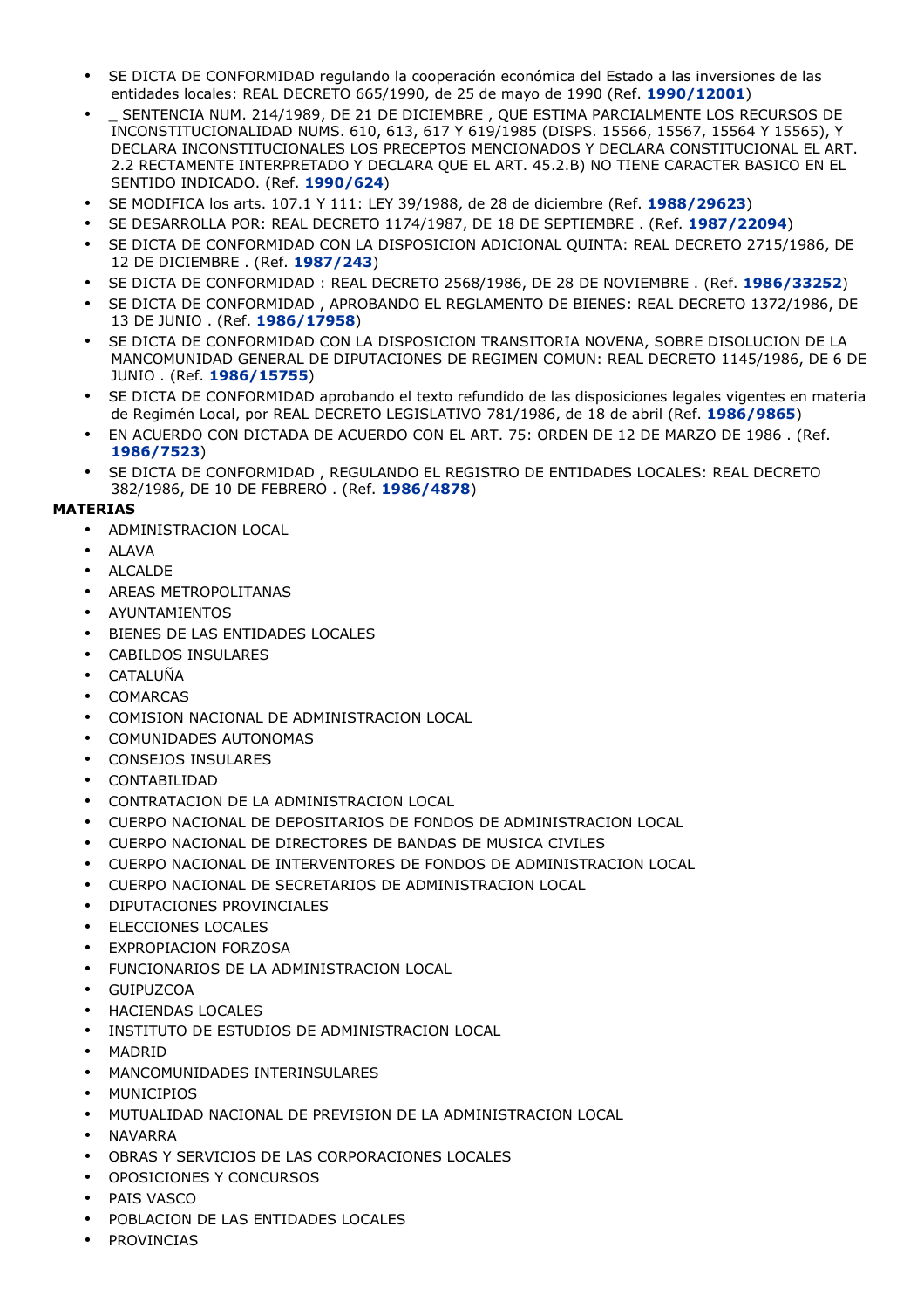- SE DICTA DE CONFORMIDAD regulando la cooperación económica del Estado a las inversiones de las entidades locales: REAL DECRETO 665/1990, de 25 de mayo de 1990 (Ref. **1990/12001**)
- _ SENTENCIA NUM. 214/1989, DE 21 DE DICIEMBRE , QUE ESTIMA PARCIALMENTE LOS RECURSOS DE INCONSTITUCIONALIDAD NUMS. 610, 613, 617 Y 619/1985 (DISPS. 15566, 15567, 15564 Y 15565), Y DECLARA INCONSTITUCIONALES LOS PRECEPTOS MENCIONADOS Y DECLARA CONSTITUCIONAL EL ART. 2.2 RECTAMENTE INTERPRETADO Y DECLARA QUE EL ART. 45.2.B) NO TIENE CARACTER BASICO EN EL SENTIDO INDICADO. (Ref. **1990/624**)
- SE MODIFICA los arts. 107.1 Y 111: LEY 39/1988, de 28 de diciembre (Ref. **1988/29623**)
- SE DESARROLLA POR: REAL DECRETO 1174/1987, DE 18 DE SEPTIEMBRE . (Ref. **1987/22094**)
- SE DICTA DE CONFORMIDAD CON LA DISPOSICION ADICIONAL QUINTA: REAL DECRETO 2715/1986, DE 12 DE DICIEMBRE . (Ref. **1987/243**)
- SE DICTA DE CONFORMIDAD : REAL DECRETO 2568/1986, DE 28 DE NOVIEMBRE . (Ref. **1986/33252**)
- SE DICTA DE CONFORMIDAD , APROBANDO EL REGLAMENTO DE BIENES: REAL DECRETO 1372/1986, DE 13 DE JUNIO . (Ref. **1986/17958**)
- SE DICTA DE CONFORMIDAD CON LA DISPOSICION TRANSITORIA NOVENA, SOBRE DISOLUCION DE LA MANCOMUNIDAD GENERAL DE DIPUTACIONES DE REGIMEN COMUN: REAL DECRETO 1145/1986, DE 6 DE JUNIO . (Ref. **1986/15755**)
- SE DICTA DE CONFORMIDAD aprobando el texto refundido de las disposiciones legales vigentes en materia de Regimén Local, por REAL DECRETO LEGISLATIVO 781/1986, de 18 de abril (Ref. **1986/9865**)
- EN ACUERDO CON DICTADA DE ACUERDO CON EL ART. 75: ORDEN DE 12 DE MARZO DE 1986 . (Ref. **1986/7523**)
- SE DICTA DE CONFORMIDAD , REGULANDO EL REGISTRO DE ENTIDADES LOCALES: REAL DECRETO 382/1986, DE 10 DE FEBRERO . (Ref. **1986/4878**)

**MATERIAS**

- ADMINISTRACION LOCAL
- ALAVA
- ALCALDE
- AREAS METROPOLITANAS
- AYUNTAMIENTOS
- BIENES DE LAS ENTIDADES LOCALES
- CABILDOS INSULARES
- CATALUÑA
- COMARCAS
- COMISION NACIONAL DE ADMINISTRACION LOCAL
- COMUNIDADES AUTONOMAS
- CONSEJOS INSULARES
- CONTABILIDAD
- CONTRATACION DE LA ADMINISTRACION LOCAL
- CUERPO NACIONAL DE DEPOSITARIOS DE FONDOS DE ADMINISTRACION LOCAL
- CUERPO NACIONAL DE DIRECTORES DE BANDAS DE MUSICA CIVILES
- CUERPO NACIONAL DE INTERVENTORES DE FONDOS DE ADMINISTRACION LOCAL
- CUERPO NACIONAL DE SECRETARIOS DE ADMINISTRACION LOCAL
- DIPUTACIONES PROVINCIALES
- ELECCIONES LOCALES
- EXPROPIACION FORZOSA
- FUNCIONARIOS DE LA ADMINISTRACION LOCAL
- GUIPUZCOA
- HACIENDAS LOCALES
- INSTITUTO DE ESTUDIOS DE ADMINISTRACION LOCAL
- MADRID
- MANCOMUNIDADES INTERINSULARES
- MUNICIPIOS
- MUTUALIDAD NACIONAL DE PREVISION DE LA ADMINISTRACION LOCAL
- NAVARRA
- OBRAS Y SERVICIOS DE LAS CORPORACIONES LOCALES
- OPOSICIONES Y CONCURSOS
- PAIS VASCO
- POBLACION DE LAS ENTIDADES LOCALES
- PROVINCIAS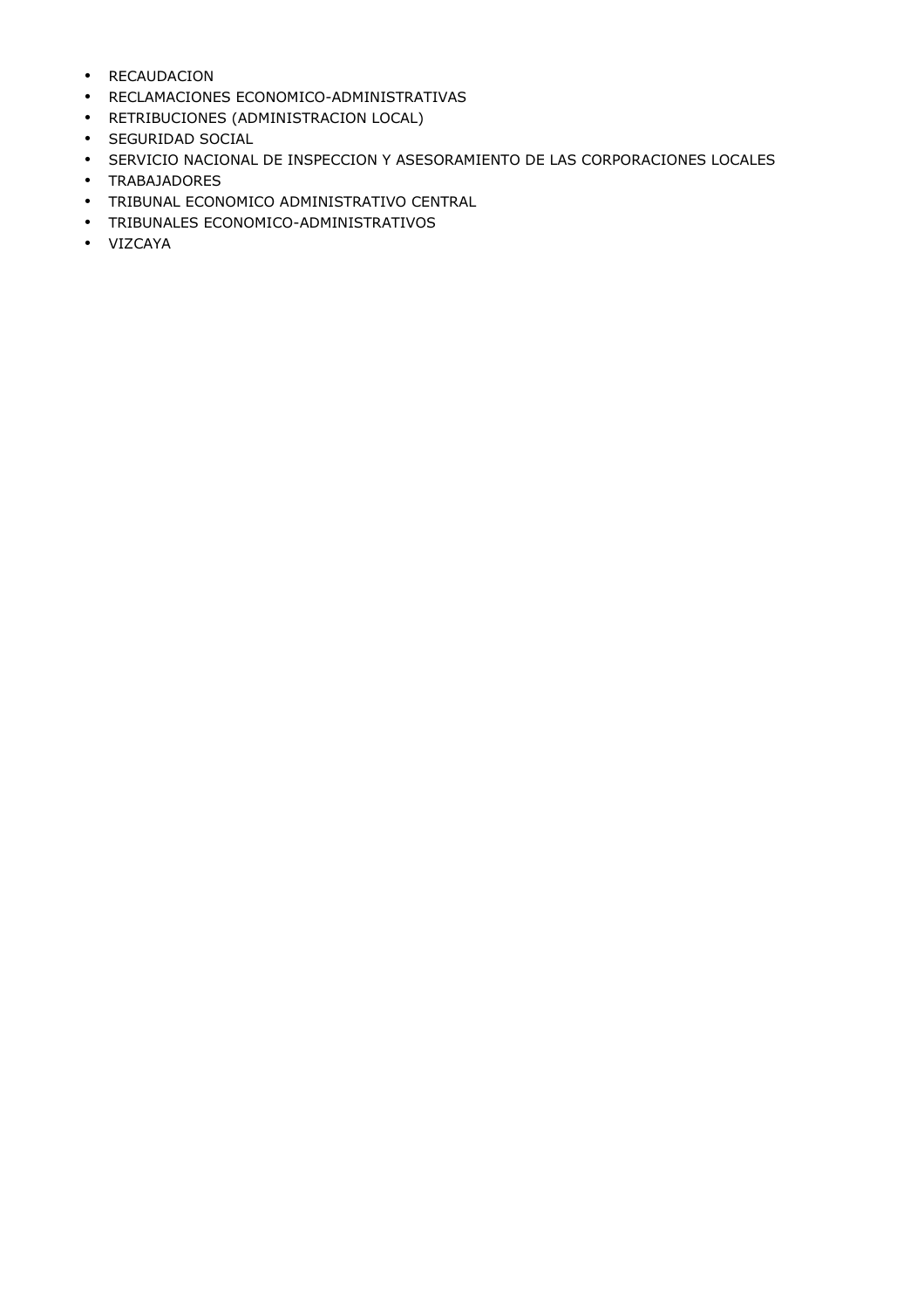- RECAUDACION
- RECLAMACIONES ECONOMICO-ADMINISTRATIVAS
- RETRIBUCIONES (ADMINISTRACION LOCAL)
- SEGURIDAD SOCIAL
- SERVICIO NACIONAL DE INSPECCION Y ASESORAMIENTO DE LAS CORPORACIONES LOCALES
- TRABAJADORES
- TRIBUNAL ECONOMICO ADMINISTRATIVO CENTRAL
- TRIBUNALES ECONOMICO-ADMINISTRATIVOS
- VIZCAYA